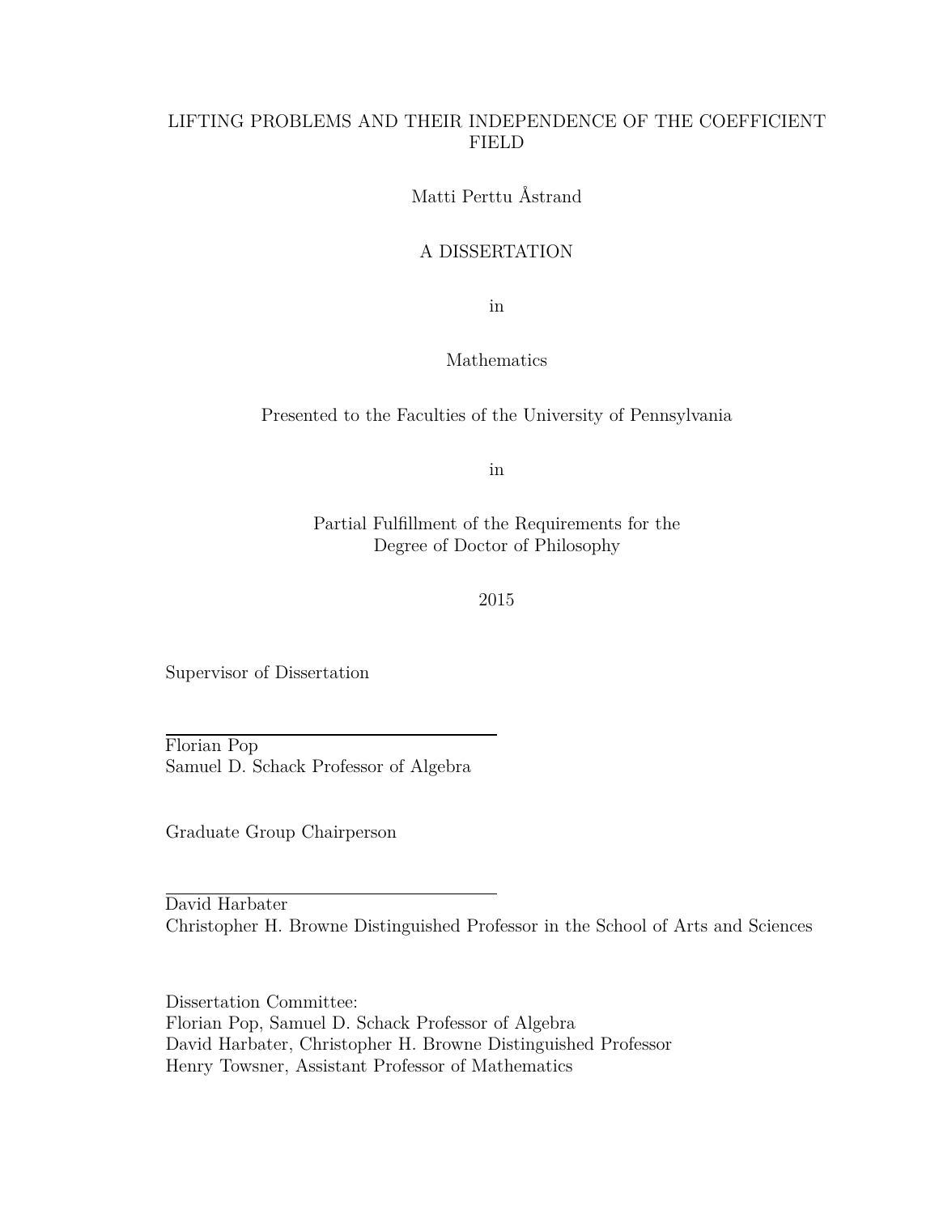# LIFTING PROBLEMS AND THEIR INDEPENDENCE OF THE COEFFICIENT FIELD

Matti Perttu Åstrand

A DISSERTATION

in

Mathematics

Presented to the Faculties of the University of Pennsylvania

in

Partial Fulfillment of the Requirements for the
Degree of Doctor of Philosophy

2015

Supervisor of Dissertation

Florian Pop
Samuel D. Schack Professor of Algebra

Graduate Group Chairperson

David Harbater
Christopher H. Browne Distinguished Professor in the School of Arts and Sciences

Dissertation Committee:
Florian Pop, Samuel D. Schack Professor of Algebra
David Harbater, Christopher H. Browne Distinguished Professor
Henry Towsner, Assistant Professor of Mathematics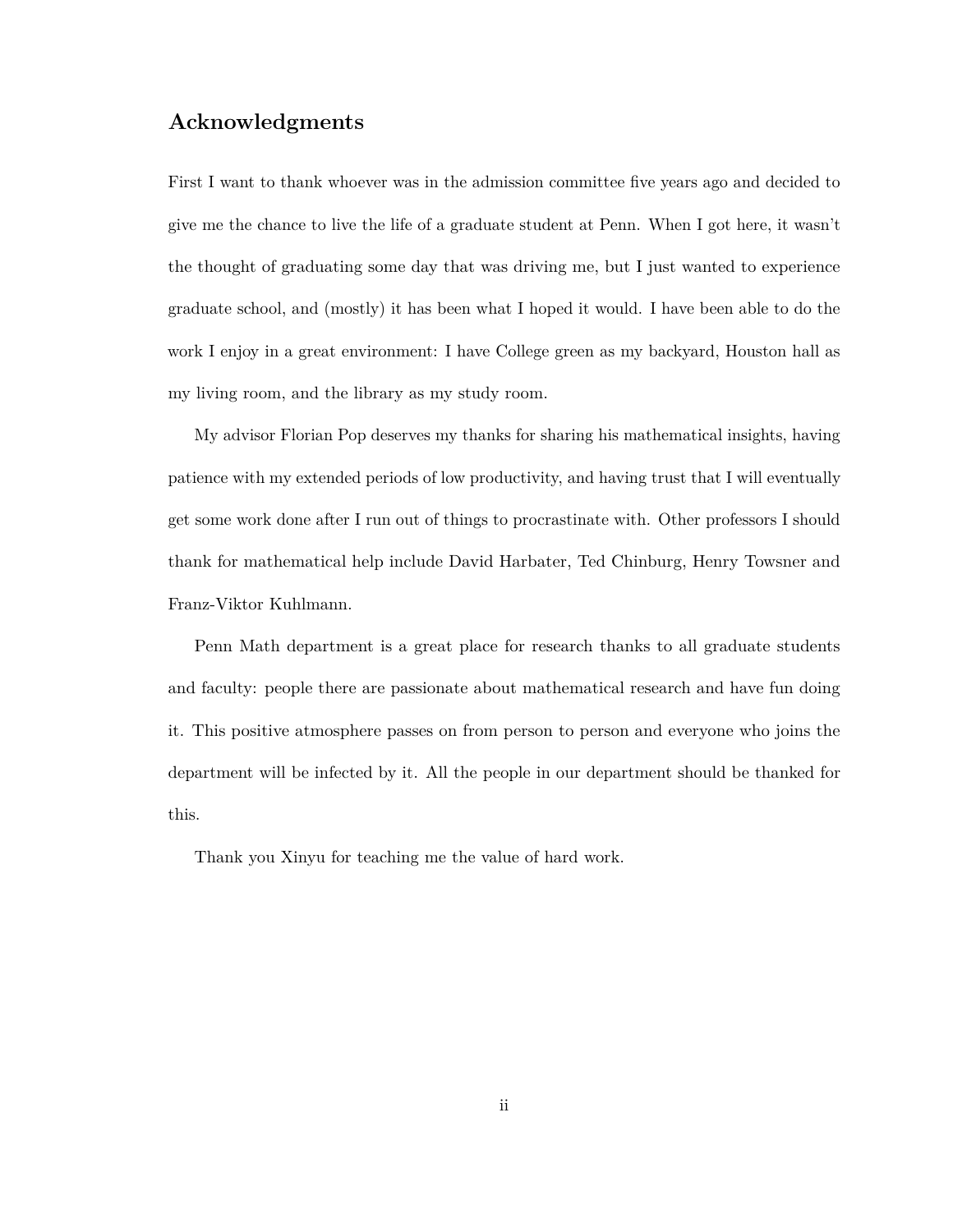## Acknowledgments

First I want to thank whoever was in the admission committee five years ago and decided to give me the chance to live the life of a graduate student at Penn. When I got here, it wasn't the thought of graduating some day that was driving me, but I just wanted to experience graduate school, and (mostly) it has been what I hoped it would. I have been able to do the work I enjoy in a great environment: I have College green as my backyard, Houston hall as my living room, and the library as my study room.

My advisor Florian Pop deserves my thanks for sharing his mathematical insights, having patience with my extended periods of low productivity, and having trust that I will eventually get some work done after I run out of things to procrastinate with. Other professors I should thank for mathematical help include David Harbater, Ted Chinburg, Henry Towsner and Franz-Viktor Kuhlmann.

Penn Math department is a great place for research thanks to all graduate students and faculty: people there are passionate about mathematical research and have fun doing it. This positive atmosphere passes on from person to person and everyone who joins the department will be infected by it. All the people in our department should be thanked for this.

Thank you Xinyu for teaching me the value of hard work.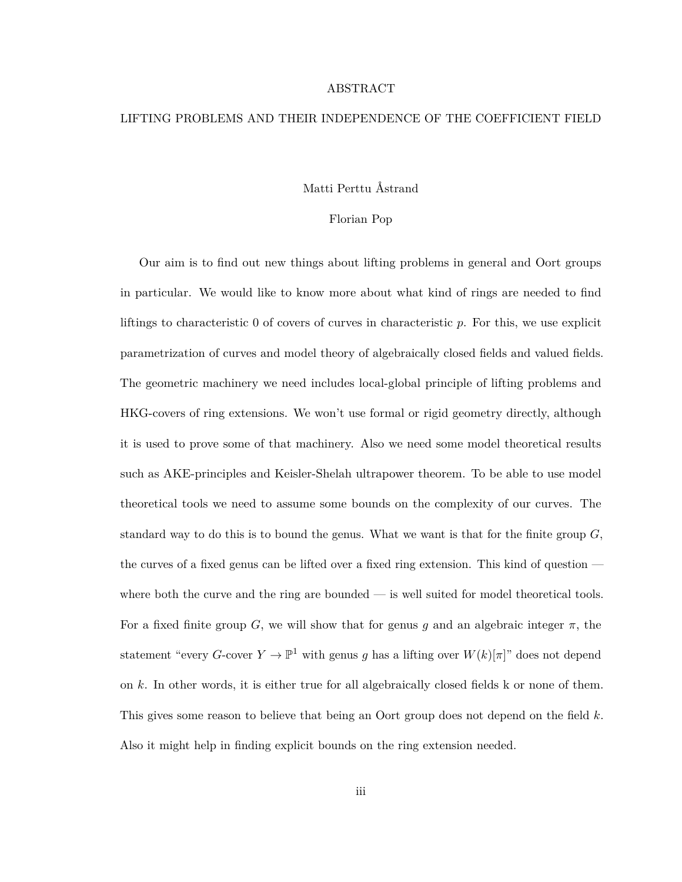# ABSTRACT

## LIFTING PROBLEMS AND THEIR INDEPENDENCE OF THE COEFFICIENT FIELD

Matti Perttu Åstrand

Florian Pop

Our aim is to find out new things about lifting problems in general and Oort groups in particular. We would like to know more about what kind of rings are needed to find liftings to characteristic 0 of covers of curves in characteristic $p$. For this, we use explicit parametrization of curves and model theory of algebraically closed fields and valued fields. The geometric machinery we need includes local-global principle of lifting problems and HKG-covers of ring extensions. We won't use formal or rigid geometry directly, although it is used to prove some of that machinery. Also we need some model theoretical results such as AKE-principles and Keisler-Shelah ultrapower theorem. To be able to use model theoretical tools we need to assume some bounds on the complexity of our curves. The standard way to do this is to bound the genus. What we want is that for the finite group $G$, the curves of a fixed genus can be lifted over a fixed ring extension. This kind of question — where both the curve and the ring are bounded — is well suited for model theoretical tools. For a fixed finite group $G$, we will show that for genus $g$ and an algebraic integer $\pi$, the statement "every $G$-cover $Y \to \mathbb{P}^1$ with genus $g$ has a lifting over $W(k)[\pi]$" does not depend on $k$. In other words, it is either true for all algebraically closed fields k or none of them. This gives some reason to believe that being an Oort group does not depend on the field $k$. Also it might help in finding explicit bounds on the ring extension needed.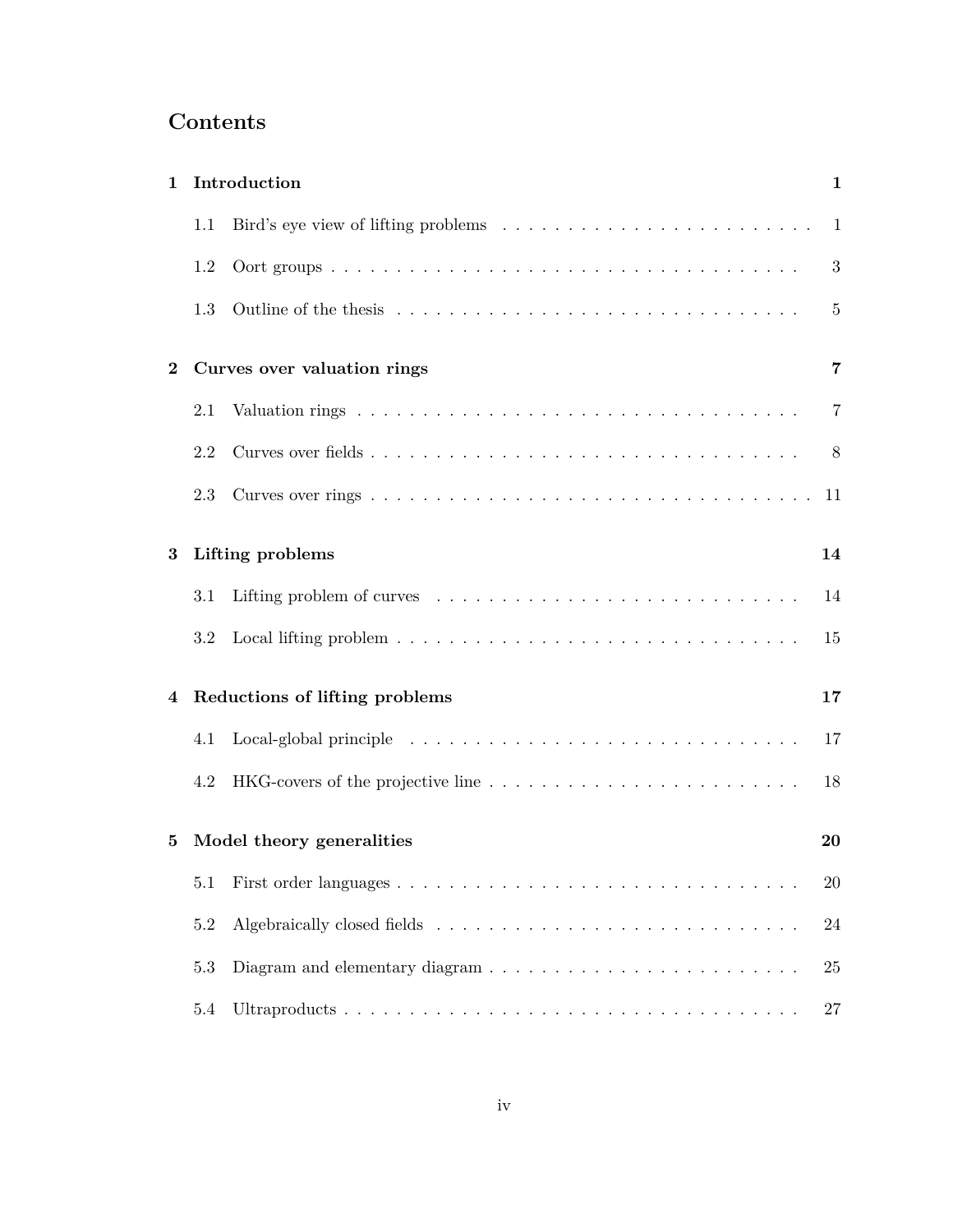# Contents

**1 Introduction** **1**

1.1 Bird's eye view of lifting problems . . . 1

1.2 Oort groups . . . 3

1.3 Outline of the thesis . . . 5

**2 Curves over valuation rings** **7**

2.1 Valuation rings . . . 7

2.2 Curves over fields . . . 8

2.3 Curves over rings . . . 11

**3 Lifting problems** **14**

3.1 Lifting problem of curves . . . 14

3.2 Local lifting problem . . . 15

**4 Reductions of lifting problems** **17**

4.1 Local-global principle . . . 17

4.2 HKG-covers of the projective line . . . 18

**5 Model theory generalities** **20**

5.1 First order languages . . . 20

5.2 Algebraically closed fields . . . 24

5.3 Diagram and elementary diagram . . . 25

5.4 Ultraproducts . . . 27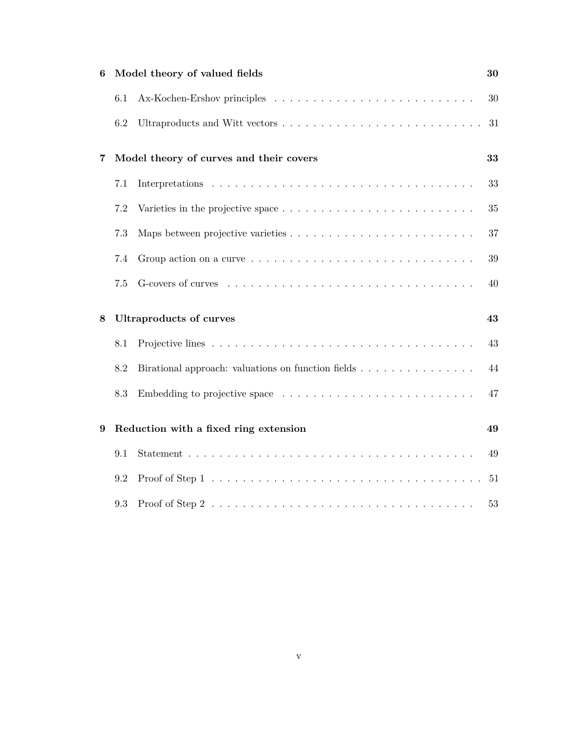**6 Model theory of valued fields** — 30

- 6.1 Ax-Kochen-Ershov principles — 30
- 6.2 Ultraproducts and Witt vectors — 31

**7 Model theory of curves and their covers** — 33

- 7.1 Interpretations — 33
- 7.2 Varieties in the projective space — 35
- 7.3 Maps between projective varieties — 37
- 7.4 Group action on a curve — 39
- 7.5 G-covers of curves — 40

**8 Ultraproducts of curves** — 43

- 8.1 Projective lines — 43
- 8.2 Birational approach: valuations on function fields — 44
- 8.3 Embedding to projective space — 47

**9 Reduction with a fixed ring extension** — 49

- 9.1 Statement — 49
- 9.2 Proof of Step 1 — 51
- 9.3 Proof of Step 2 — 53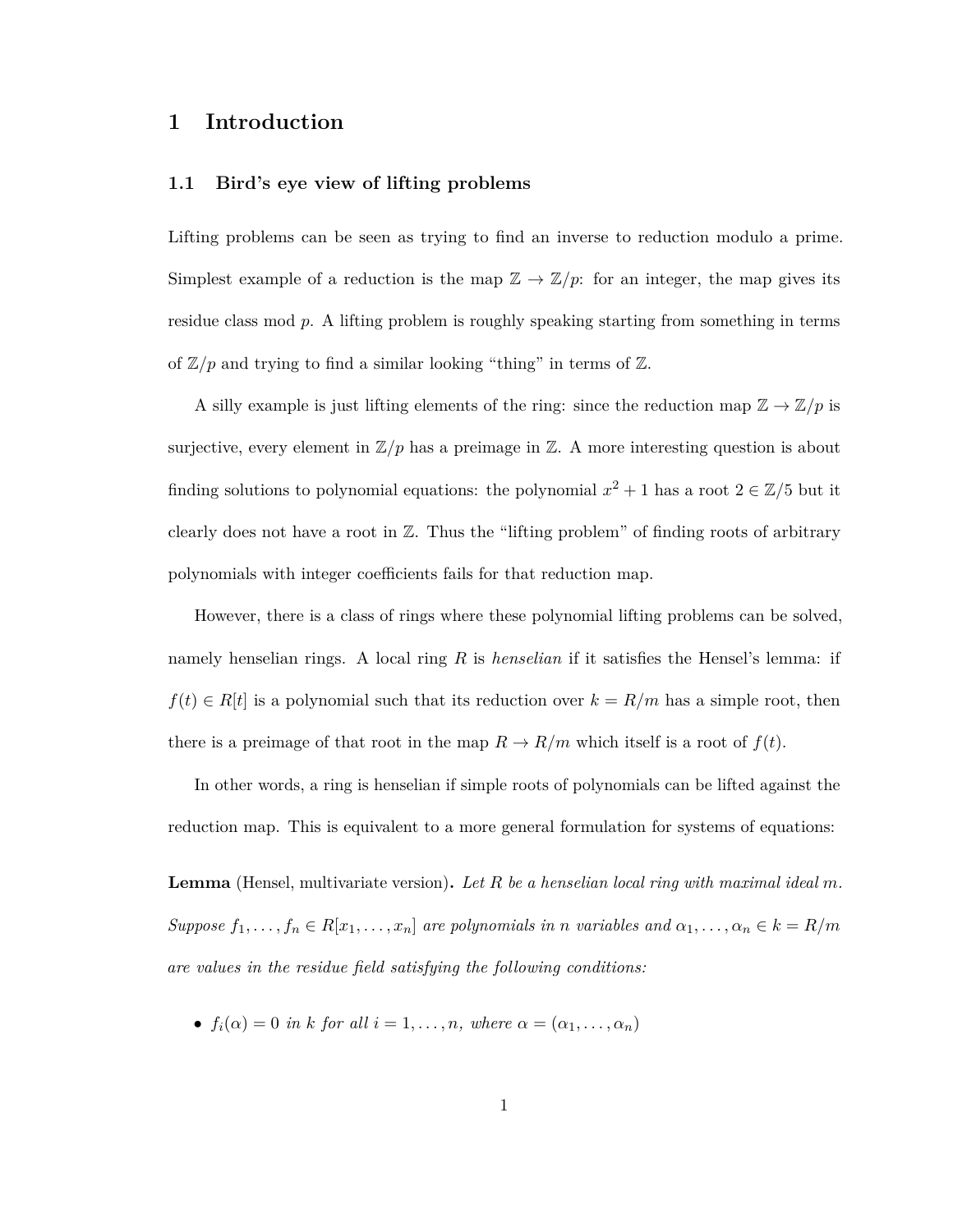# 1 Introduction

## 1.1 Bird's eye view of lifting problems

Lifting problems can be seen as trying to find an inverse to reduction modulo a prime. Simplest example of a reduction is the map $\mathbb{Z} \to \mathbb{Z}/p$: for an integer, the map gives its residue class mod $p$. A lifting problem is roughly speaking starting from something in terms of $\mathbb{Z}/p$ and trying to find a similar looking "thing" in terms of $\mathbb{Z}$.

A silly example is just lifting elements of the ring: since the reduction map $\mathbb{Z} \to \mathbb{Z}/p$ is surjective, every element in $\mathbb{Z}/p$ has a preimage in $\mathbb{Z}$. A more interesting question is about finding solutions to polynomial equations: the polynomial $x^2 + 1$ has a root $2 \in \mathbb{Z}/5$ but it clearly does not have a root in $\mathbb{Z}$. Thus the "lifting problem" of finding roots of arbitrary polynomials with integer coefficients fails for that reduction map.

However, there is a class of rings where these polynomial lifting problems can be solved, namely henselian rings. A local ring $R$ is *henselian* if it satisfies the Hensel's lemma: if $f(t) \in R[t]$ is a polynomial such that its reduction over $k = R/m$ has a simple root, then there is a preimage of that root in the map $R \to R/m$ which itself is a root of $f(t)$.

In other words, a ring is henselian if simple roots of polynomials can be lifted against the reduction map. This is equivalent to a more general formulation for systems of equations:

**Lemma** (Hensel, multivariate version)**.** *Let $R$ be a henselian local ring with maximal ideal $m$. Suppose $f_1, \ldots, f_n \in R[x_1, \ldots, x_n]$ are polynomials in $n$ variables and $\alpha_1, \ldots, \alpha_n \in k = R/m$ are values in the residue field satisfying the following conditions:*

- *$f_i(\alpha) = 0$ in $k$ for all $i = 1, \ldots, n$, where $\alpha = (\alpha_1, \ldots, \alpha_n)$*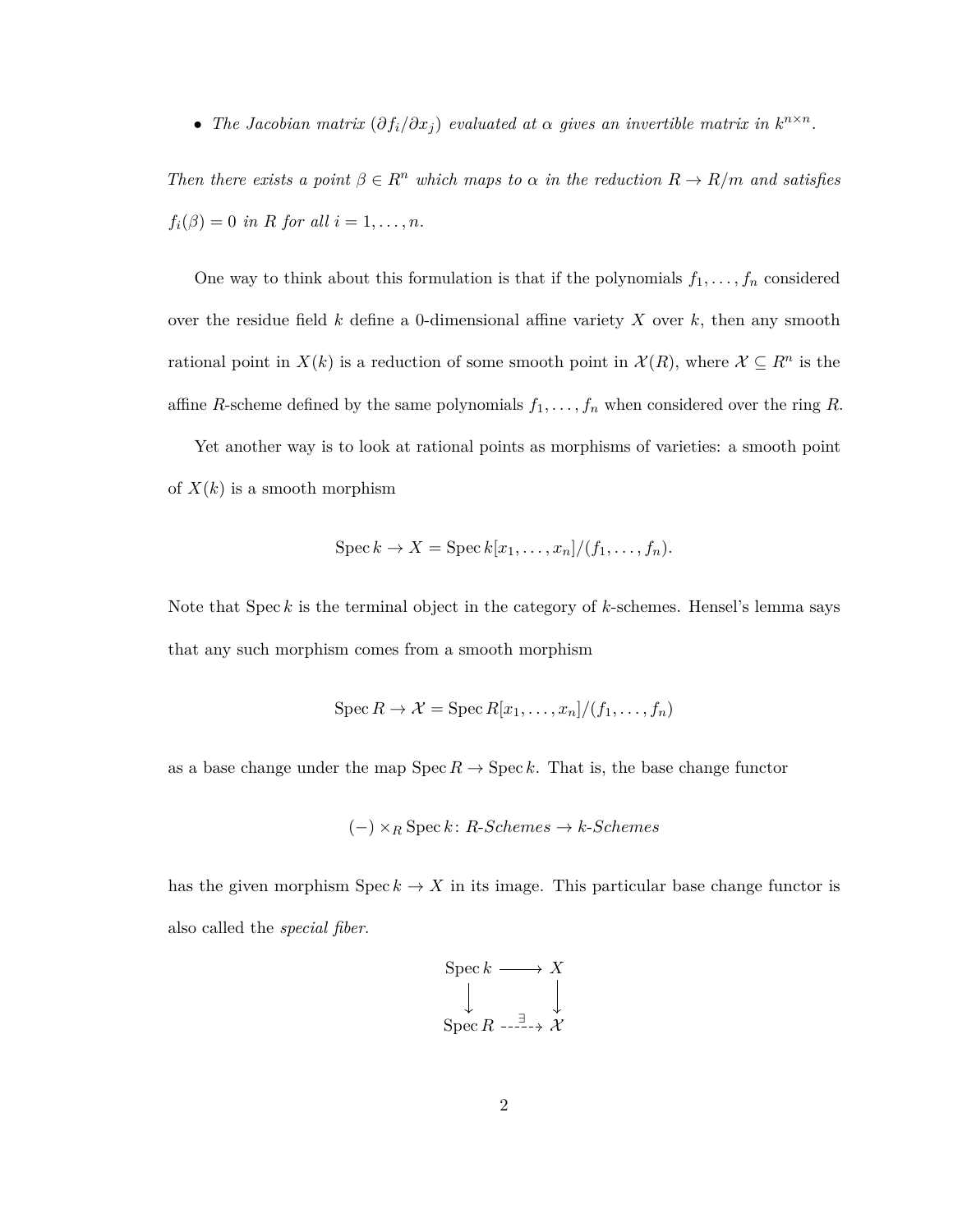- *The Jacobian matrix $(\partial f_i/\partial x_j)$ evaluated at $\alpha$ gives an invertible matrix in $k^{n\times n}$.*

*Then there exists a point $\beta \in R^n$ which maps to $\alpha$ in the reduction $R \to R/m$ and satisfies $f_i(\beta) = 0$ in $R$ for all $i = 1, \ldots, n$.*

One way to think about this formulation is that if the polynomials $f_1, \ldots, f_n$ considered over the residue field $k$ define a 0-dimensional affine variety $X$ over $k$, then any smooth rational point in $X(k)$ is a reduction of some smooth point in $\mathcal{X}(R)$, where $\mathcal{X} \subseteq R^n$ is the affine $R$-scheme defined by the same polynomials $f_1, \ldots, f_n$ when considered over the ring $R$.

Yet another way is to look at rational points as morphisms of varieties: a smooth point of $X(k)$ is a smooth morphism

$$\operatorname{Spec} k \to X = \operatorname{Spec} k[x_1, \ldots, x_n]/(f_1, \ldots, f_n).$$

Note that $\operatorname{Spec} k$ is the terminal object in the category of $k$-schemes. Hensel's lemma says that any such morphism comes from a smooth morphism

$$\operatorname{Spec} R \to \mathcal{X} = \operatorname{Spec} R[x_1, \ldots, x_n]/(f_1, \ldots, f_n)$$

as a base change under the map $\operatorname{Spec} R \to \operatorname{Spec} k$. That is, the base change functor

$$(-) \times_R \operatorname{Spec} k\colon \textit{R-Schemes} \to \textit{k-Schemes}$$

has the given morphism $\operatorname{Spec} k \to X$ in its image. This particular base change functor is also called the *special fiber*.

$$\begin{array}{ccc} \operatorname{Spec} k & \longrightarrow & X \\ \downarrow & & \downarrow \\ \operatorname{Spec} R & \overset{\exists}{\dashrightarrow} & \mathcal{X} \end{array}$$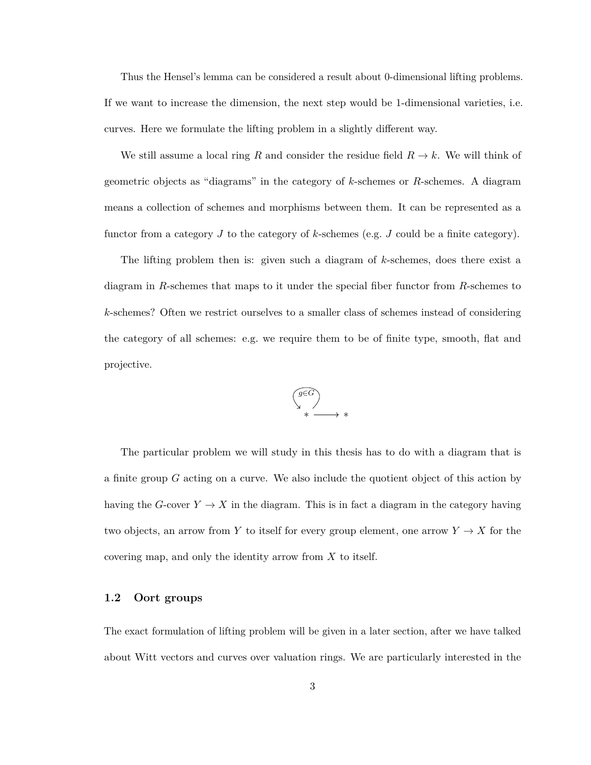Thus the Hensel's lemma can be considered a result about 0-dimensional lifting problems. If we want to increase the dimension, the next step would be 1-dimensional varieties, i.e. curves. Here we formulate the lifting problem in a slightly different way.

We still assume a local ring $R$ and consider the residue field $R \to k$. We will think of geometric objects as "diagrams" in the category of $k$-schemes or $R$-schemes. A diagram means a collection of schemes and morphisms between them. It can be represented as a functor from a category $J$ to the category of $k$-schemes (e.g. $J$ could be a finite category).

The lifting problem then is: given such a diagram of $k$-schemes, does there exist a diagram in $R$-schemes that maps to it under the special fiber functor from $R$-schemes to $k$-schemes? Often we restrict ourselves to a smaller class of schemes instead of considering the category of all schemes: e.g. we require them to be of finite type, smooth, flat and projective.

$$\overset{g \in G}{\circlearrowleft} * \longrightarrow *$$

The particular problem we will study in this thesis has to do with a diagram that is a finite group $G$ acting on a curve. We also include the quotient object of this action by having the $G$-cover $Y \to X$ in the diagram. This is in fact a diagram in the category having two objects, an arrow from $Y$ to itself for every group element, one arrow $Y \to X$ for the covering map, and only the identity arrow from $X$ to itself.

### 1.2 Oort groups

The exact formulation of lifting problem will be given in a later section, after we have talked about Witt vectors and curves over valuation rings. We are particularly interested in the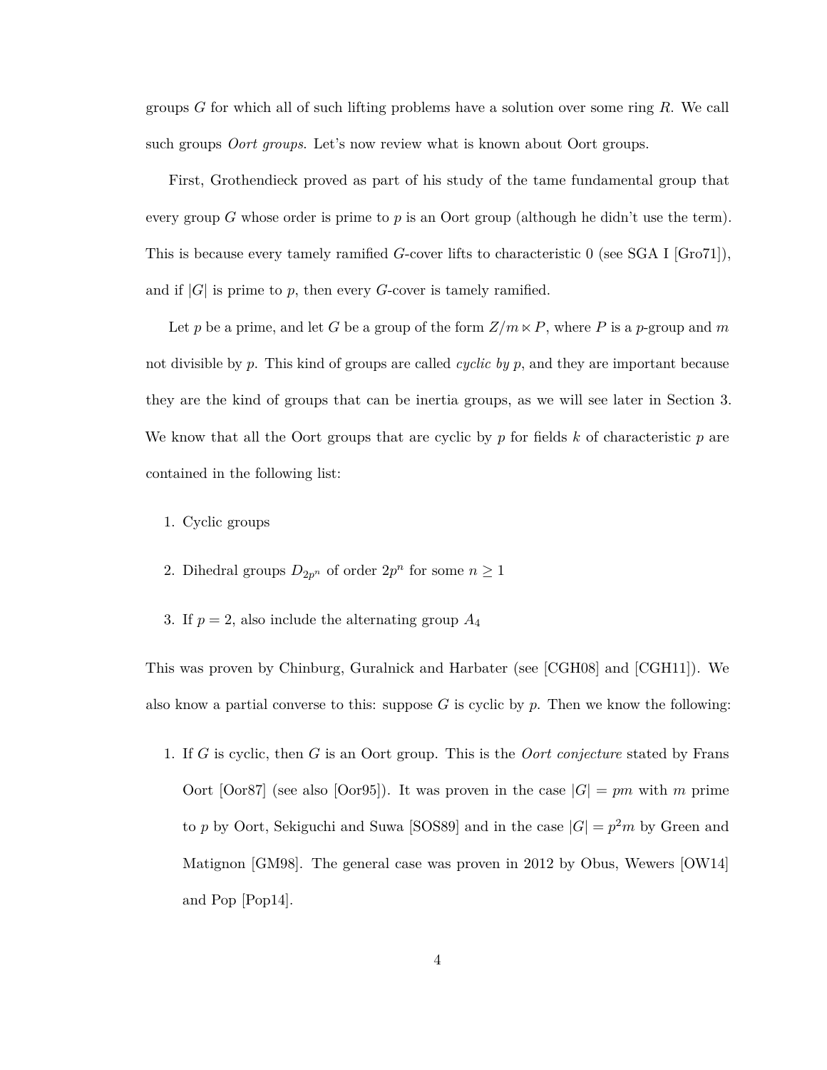groups $G$ for which all of such lifting problems have a solution over some ring $R$. We call such groups *Oort groups*. Let's now review what is known about Oort groups.

First, Grothendieck proved as part of his study of the tame fundamental group that every group $G$ whose order is prime to $p$ is an Oort group (although he didn't use the term). This is because every tamely ramified $G$-cover lifts to characteristic 0 (see SGA I [Gro71]), and if $|G|$ is prime to $p$, then every $G$-cover is tamely ramified.

Let $p$ be a prime, and let $G$ be a group of the form $Z/m \ltimes P$, where $P$ is a $p$-group and $m$ not divisible by $p$. This kind of groups are called *cyclic by p*, and they are important because they are the kind of groups that can be inertia groups, as we will see later in Section 3. We know that all the Oort groups that are cyclic by $p$ for fields $k$ of characteristic $p$ are contained in the following list:

1. Cyclic groups
2. Dihedral groups $D_{2p^n}$ of order $2p^n$ for some $n \geq 1$
3. If $p = 2$, also include the alternating group $A_4$

This was proven by Chinburg, Guralnick and Harbater (see [CGH08] and [CGH11]). We also know a partial converse to this: suppose $G$ is cyclic by $p$. Then we know the following:

1. If $G$ is cyclic, then $G$ is an Oort group. This is the *Oort conjecture* stated by Frans Oort [Oor87] (see also [Oor95]). It was proven in the case $|G| = pm$ with $m$ prime to $p$ by Oort, Sekiguchi and Suwa [SOS89] and in the case $|G| = p^2m$ by Green and Matignon [GM98]. The general case was proven in 2012 by Obus, Wewers [OW14] and Pop [Pop14].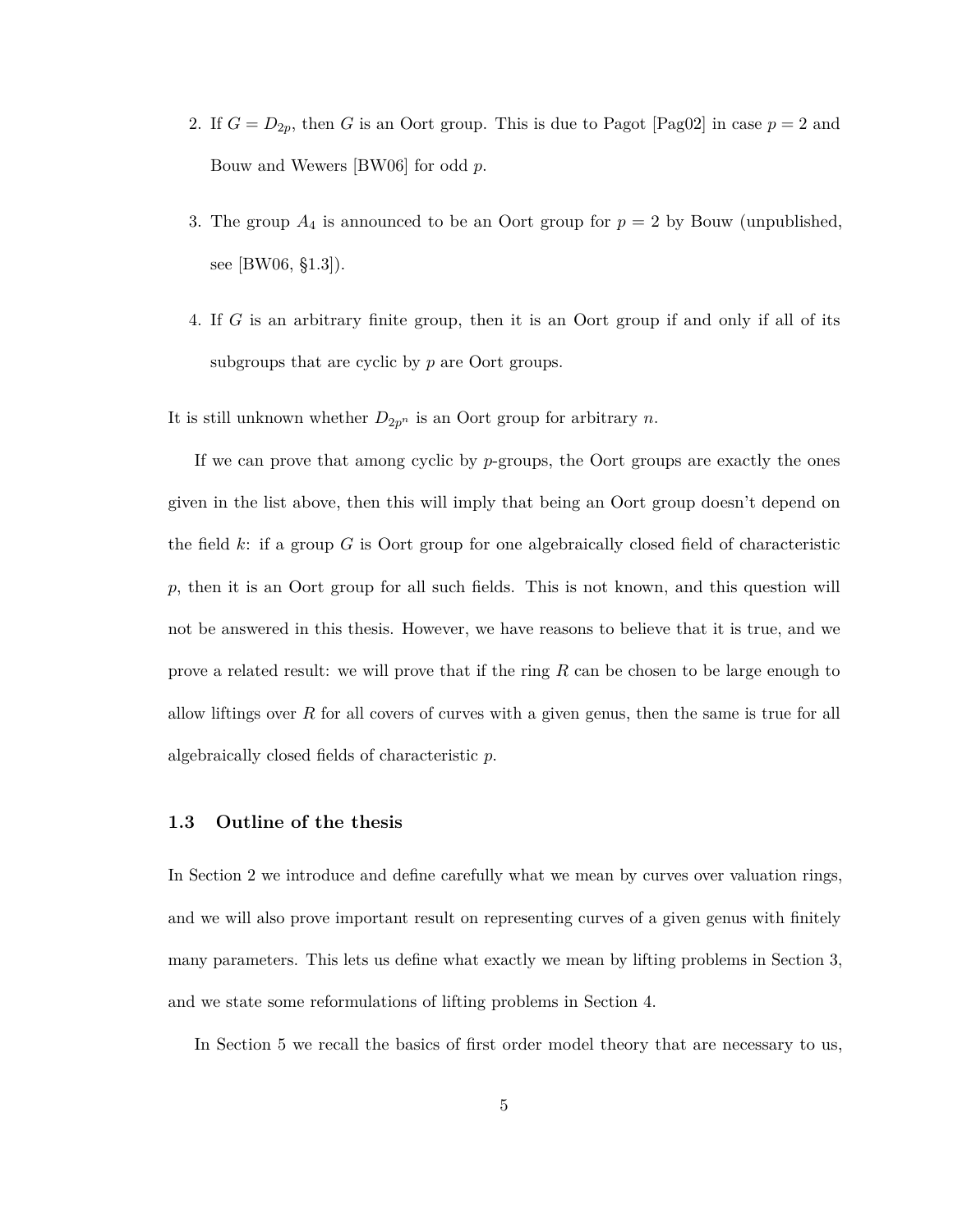2. If $G = D_{2p}$, then $G$ is an Oort group. This is due to Pagot [Pag02] in case $p = 2$ and Bouw and Wewers [BW06] for odd $p$.

3. The group $A_4$ is announced to be an Oort group for $p = 2$ by Bouw (unpublished, see [BW06, §1.3]).

4. If $G$ is an arbitrary finite group, then it is an Oort group if and only if all of its subgroups that are cyclic by $p$ are Oort groups.

It is still unknown whether $D_{2p^n}$ is an Oort group for arbitrary $n$.

If we can prove that among cyclic by $p$-groups, the Oort groups are exactly the ones given in the list above, then this will imply that being an Oort group doesn't depend on the field $k$: if a group $G$ is Oort group for one algebraically closed field of characteristic $p$, then it is an Oort group for all such fields. This is not known, and this question will not be answered in this thesis. However, we have reasons to believe that it is true, and we prove a related result: we will prove that if the ring $R$ can be chosen to be large enough to allow liftings over $R$ for all covers of curves with a given genus, then the same is true for all algebraically closed fields of characteristic $p$.

### 1.3 Outline of the thesis

In Section 2 we introduce and define carefully what we mean by curves over valuation rings, and we will also prove important result on representing curves of a given genus with finitely many parameters. This lets us define what exactly we mean by lifting problems in Section 3, and we state some reformulations of lifting problems in Section 4.

In Section 5 we recall the basics of first order model theory that are necessary to us,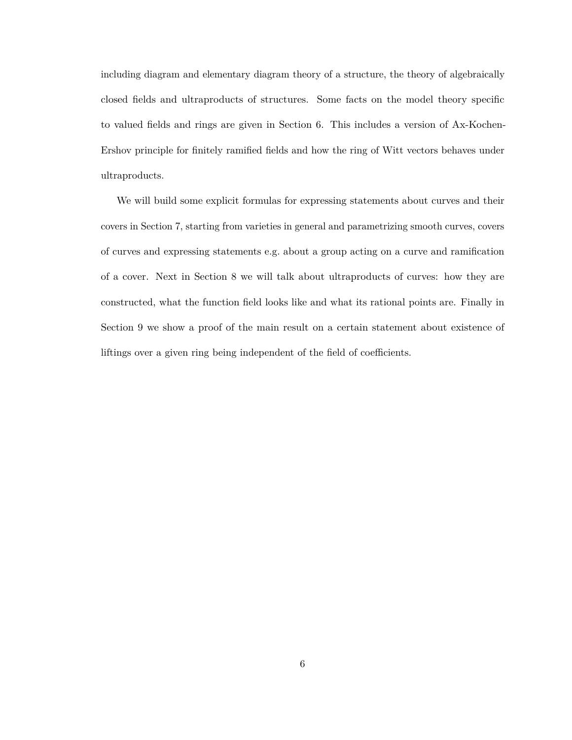including diagram and elementary diagram theory of a structure, the theory of algebraically closed fields and ultraproducts of structures. Some facts on the model theory specific to valued fields and rings are given in Section 6. This includes a version of Ax-Kochen-Ershov principle for finitely ramified fields and how the ring of Witt vectors behaves under ultraproducts.

We will build some explicit formulas for expressing statements about curves and their covers in Section 7, starting from varieties in general and parametrizing smooth curves, covers of curves and expressing statements e.g. about a group acting on a curve and ramification of a cover. Next in Section 8 we will talk about ultraproducts of curves: how they are constructed, what the function field looks like and what its rational points are. Finally in Section 9 we show a proof of the main result on a certain statement about existence of liftings over a given ring being independent of the field of coefficients.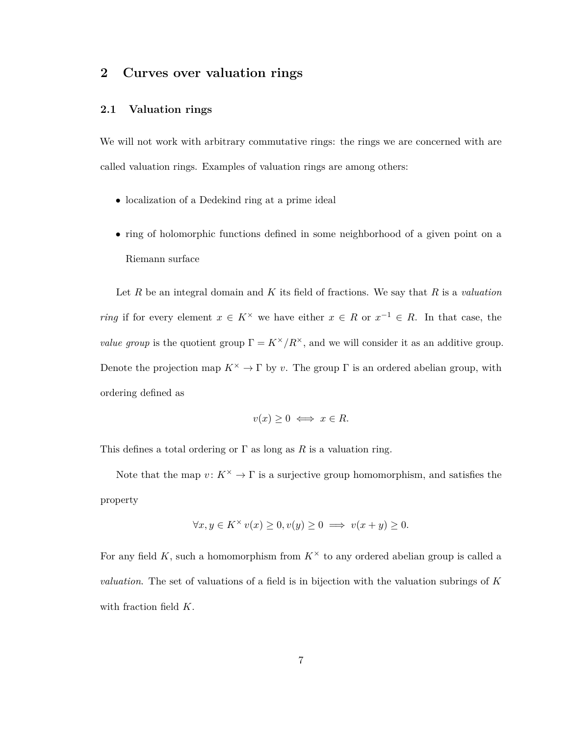# 2 Curves over valuation rings

## 2.1 Valuation rings

We will not work with arbitrary commutative rings: the rings we are concerned with are called valuation rings. Examples of valuation rings are among others:

- localization of a Dedekind ring at a prime ideal
- ring of holomorphic functions defined in some neighborhood of a given point on a Riemann surface

Let $R$ be an integral domain and $K$ its field of fractions. We say that $R$ is a *valuation ring* if for every element $x \in K^\times$ we have either $x \in R$ or $x^{-1} \in R$. In that case, the *value group* is the quotient group $\Gamma = K^\times / R^\times$, and we will consider it as an additive group. Denote the projection map $K^\times \to \Gamma$ by $v$. The group $\Gamma$ is an ordered abelian group, with ordering defined as

$$v(x) \geq 0 \iff x \in R.$$

This defines a total ordering or $\Gamma$ as long as $R$ is a valuation ring.

Note that the map $v\colon K^\times \to \Gamma$ is a surjective group homomorphism, and satisfies the property

$$\forall x, y \in K^\times \; v(x) \geq 0, v(y) \geq 0 \implies v(x+y) \geq 0.$$

For any field $K$, such a homomorphism from $K^\times$ to any ordered abelian group is called a *valuation*. The set of valuations of a field is in bijection with the valuation subrings of $K$ with fraction field $K$.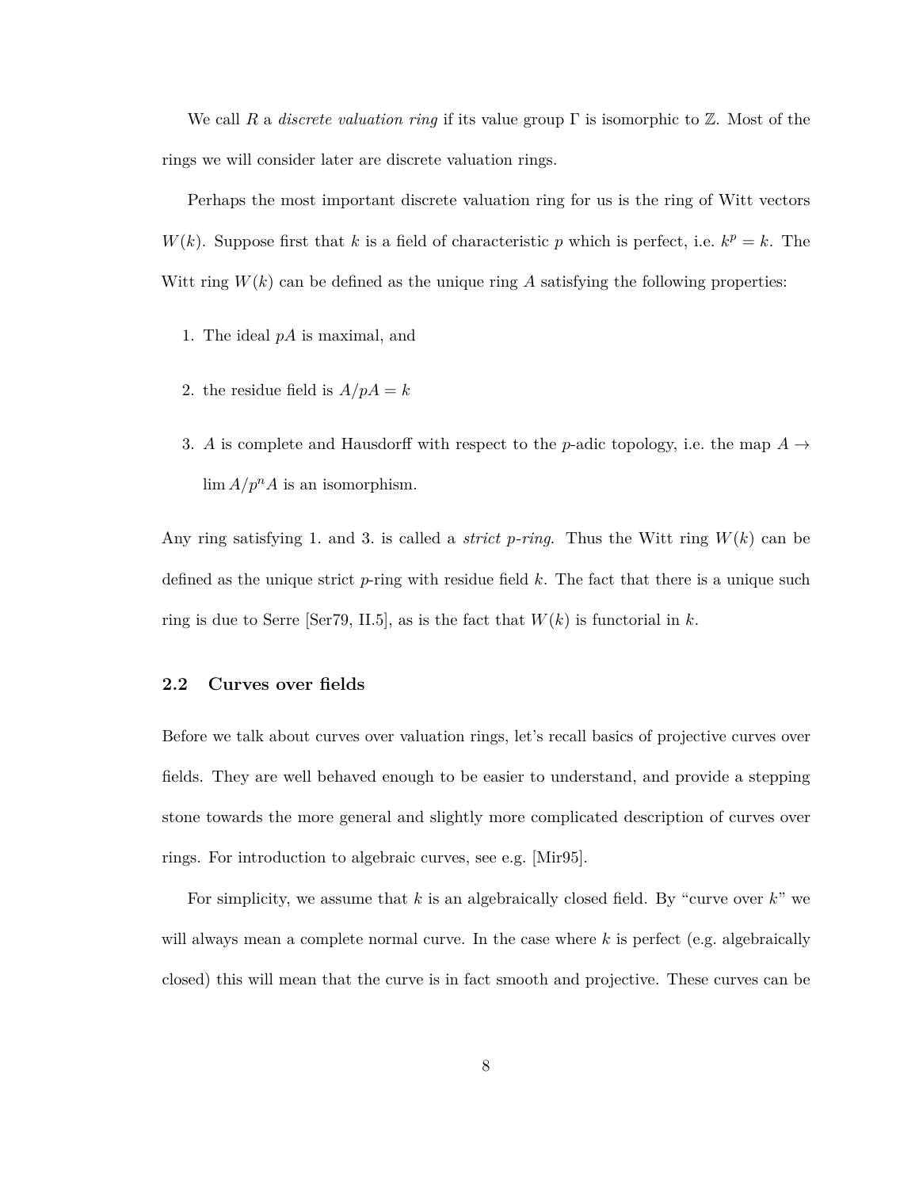We call $R$ a *discrete valuation ring* if its value group $\Gamma$ is isomorphic to $\mathbb{Z}$. Most of the rings we will consider later are discrete valuation rings.

Perhaps the most important discrete valuation ring for us is the ring of Witt vectors $W(k)$. Suppose first that $k$ is a field of characteristic $p$ which is perfect, i.e. $k^p = k$. The Witt ring $W(k)$ can be defined as the unique ring $A$ satisfying the following properties:

1. The ideal $pA$ is maximal, and
2. the residue field is $A/pA = k$
3. $A$ is complete and Hausdorff with respect to the $p$-adic topology, i.e. the map $A \to \lim A/p^n A$ is an isomorphism.

Any ring satisfying 1. and 3. is called a *strict $p$-ring*. Thus the Witt ring $W(k)$ can be defined as the unique strict $p$-ring with residue field $k$. The fact that there is a unique such ring is due to Serre [Ser79, II.5], as is the fact that $W(k)$ is functorial in $k$.

## 2.2 Curves over fields

Before we talk about curves over valuation rings, let's recall basics of projective curves over fields. They are well behaved enough to be easier to understand, and provide a stepping stone towards the more general and slightly more complicated description of curves over rings. For introduction to algebraic curves, see e.g. [Mir95].

For simplicity, we assume that $k$ is an algebraically closed field. By "curve over $k$" we will always mean a complete normal curve. In the case where $k$ is perfect (e.g. algebraically closed) this will mean that the curve is in fact smooth and projective. These curves can be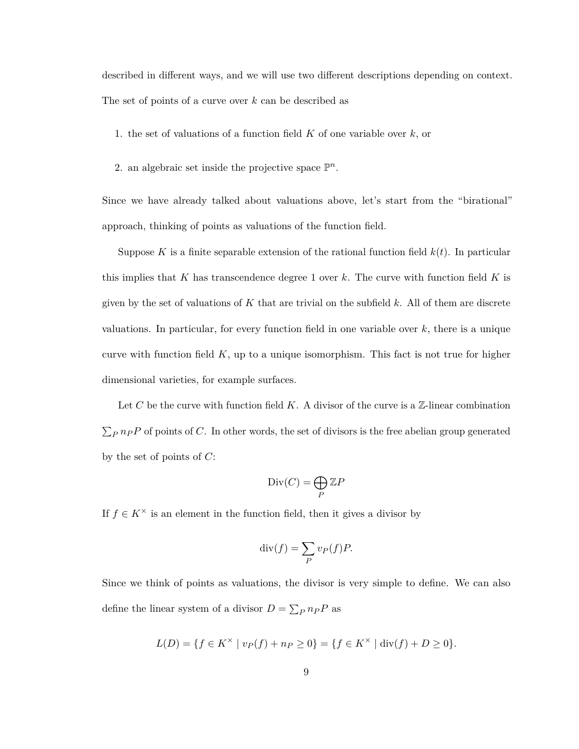described in different ways, and we will use two different descriptions depending on context. The set of points of a curve over $k$ can be described as

1. the set of valuations of a function field $K$ of one variable over $k$, or
2. an algebraic set inside the projective space $\mathbb{P}^n$.

Since we have already talked about valuations above, let's start from the "birational" approach, thinking of points as valuations of the function field.

Suppose $K$ is a finite separable extension of the rational function field $k(t)$. In particular this implies that $K$ has transcendence degree 1 over $k$. The curve with function field $K$ is given by the set of valuations of $K$ that are trivial on the subfield $k$. All of them are discrete valuations. In particular, for every function field in one variable over $k$, there is a unique curve with function field $K$, up to a unique isomorphism. This fact is not true for higher dimensional varieties, for example surfaces.

Let $C$ be the curve with function field $K$. A divisor of the curve is a $\mathbb{Z}$-linear combination $\sum_P n_P P$ of points of $C$. In other words, the set of divisors is the free abelian group generated by the set of points of $C$:

$$\mathrm{Div}(C) = \bigoplus_P \mathbb{Z}P$$

If $f \in K^\times$ is an element in the function field, then it gives a divisor by

$$\mathrm{div}(f) = \sum_P v_P(f)P.$$

Since we think of points as valuations, the divisor is very simple to define. We can also define the linear system of a divisor $D = \sum_P n_P P$ as

$$L(D) = \{f \in K^\times \mid v_P(f) + n_P \geq 0\} = \{f \in K^\times \mid \mathrm{div}(f) + D \geq 0\}.$$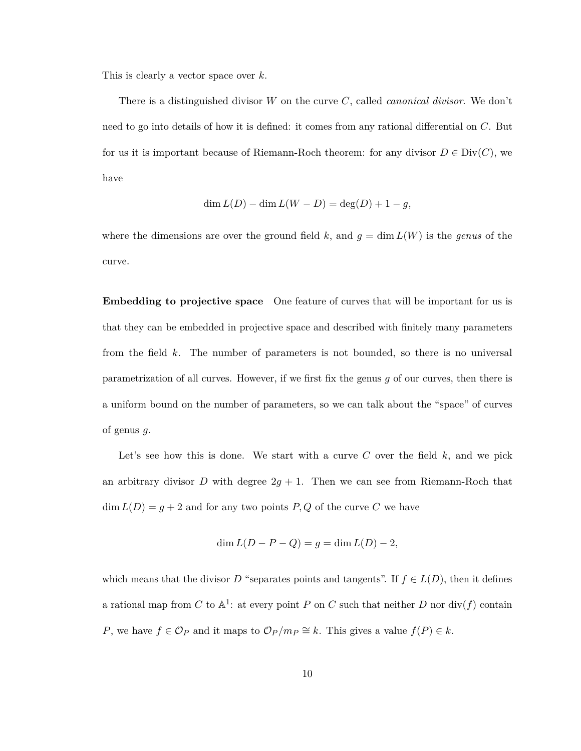This is clearly a vector space over $k$.

There is a distinguished divisor $W$ on the curve $C$, called *canonical divisor*. We don't need to go into details of how it is defined: it comes from any rational differential on $C$. But for us it is important because of Riemann-Roch theorem: for any divisor $D \in \mathrm{Div}(C)$, we have

$$\dim L(D) - \dim L(W - D) = \deg(D) + 1 - g,$$

where the dimensions are over the ground field $k$, and $g = \dim L(W)$ is the *genus* of the curve.

**Embedding to projective space** One feature of curves that will be important for us is that they can be embedded in projective space and described with finitely many parameters from the field $k$. The number of parameters is not bounded, so there is no universal parametrization of all curves. However, if we first fix the genus $g$ of our curves, then there is a uniform bound on the number of parameters, so we can talk about the "space" of curves of genus $g$.

Let's see how this is done. We start with a curve $C$ over the field $k$, and we pick an arbitrary divisor $D$ with degree $2g + 1$. Then we can see from Riemann-Roch that $\dim L(D) = g + 2$ and for any two points $P, Q$ of the curve $C$ we have

$$\dim L(D - P - Q) = g = \dim L(D) - 2,$$

which means that the divisor $D$ "separates points and tangents". If $f \in L(D)$, then it defines a rational map from $C$ to $\mathbb{A}^1$: at every point $P$ on $C$ such that neither $D$ nor $\mathrm{div}(f)$ contain $P$, we have $f \in \mathcal{O}_P$ and it maps to $\mathcal{O}_P/m_P \cong k$. This gives a value $f(P) \in k$.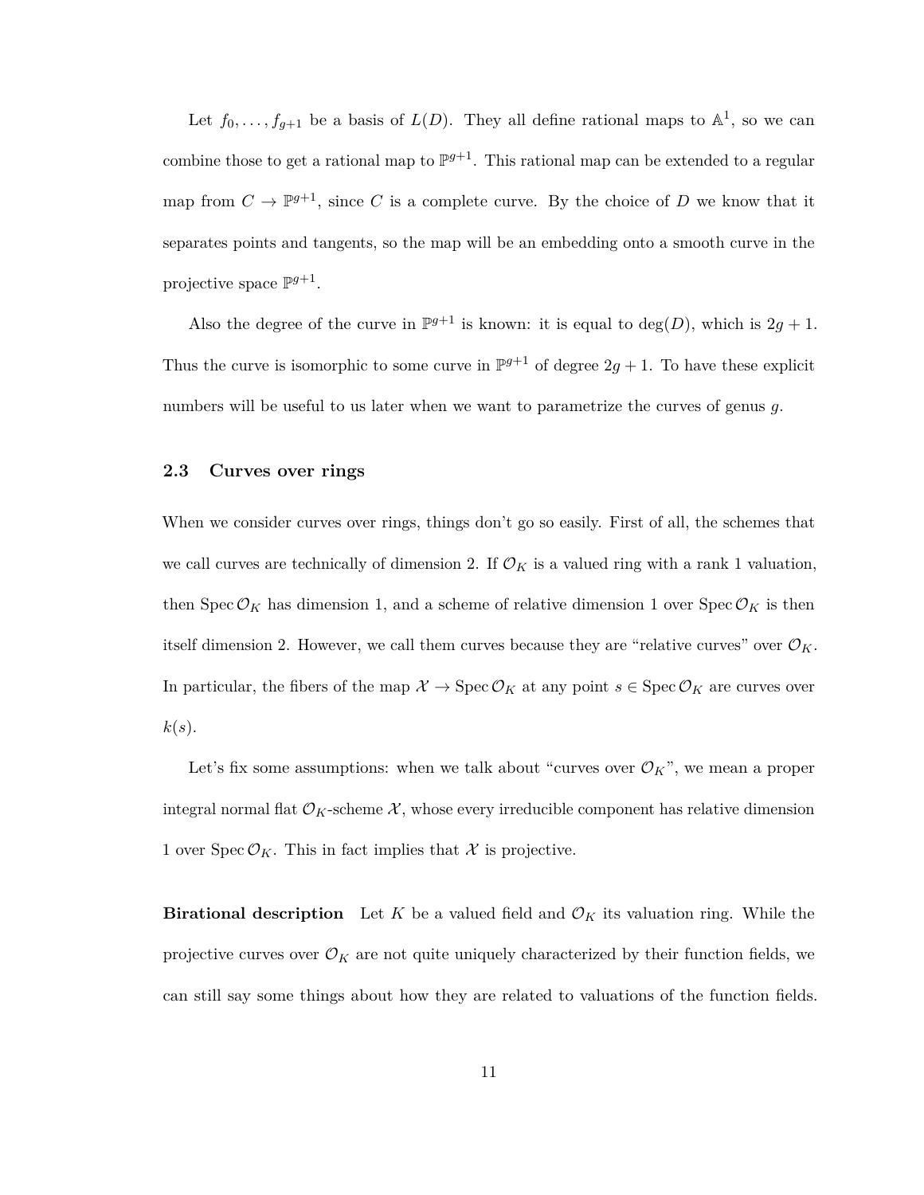Let $f_0, \ldots, f_{g+1}$ be a basis of $L(D)$. They all define rational maps to $\mathbb{A}^1$, so we can combine those to get a rational map to $\mathbb{P}^{g+1}$. This rational map can be extended to a regular map from $C \to \mathbb{P}^{g+1}$, since $C$ is a complete curve. By the choice of $D$ we know that it separates points and tangents, so the map will be an embedding onto a smooth curve in the projective space $\mathbb{P}^{g+1}$.

Also the degree of the curve in $\mathbb{P}^{g+1}$ is known: it is equal to $\deg(D)$, which is $2g+1$. Thus the curve is isomorphic to some curve in $\mathbb{P}^{g+1}$ of degree $2g+1$. To have these explicit numbers will be useful to us later when we want to parametrize the curves of genus $g$.

### 2.3 Curves over rings

When we consider curves over rings, things don't go so easily. First of all, the schemes that we call curves are technically of dimension 2. If $\mathcal{O}_K$ is a valued ring with a rank 1 valuation, then $\operatorname{Spec} \mathcal{O}_K$ has dimension 1, and a scheme of relative dimension 1 over $\operatorname{Spec} \mathcal{O}_K$ is then itself dimension 2. However, we call them curves because they are "relative curves" over $\mathcal{O}_K$. In particular, the fibers of the map $\mathcal{X} \to \operatorname{Spec} \mathcal{O}_K$ at any point $s \in \operatorname{Spec} \mathcal{O}_K$ are curves over $k(s)$.

Let's fix some assumptions: when we talk about "curves over $\mathcal{O}_K$", we mean a proper integral normal flat $\mathcal{O}_K$-scheme $\mathcal{X}$, whose every irreducible component has relative dimension 1 over $\operatorname{Spec} \mathcal{O}_K$. This in fact implies that $\mathcal{X}$ is projective.

**Birational description** Let $K$ be a valued field and $\mathcal{O}_K$ its valuation ring. While the projective curves over $\mathcal{O}_K$ are not quite uniquely characterized by their function fields, we can still say some things about how they are related to valuations of the function fields.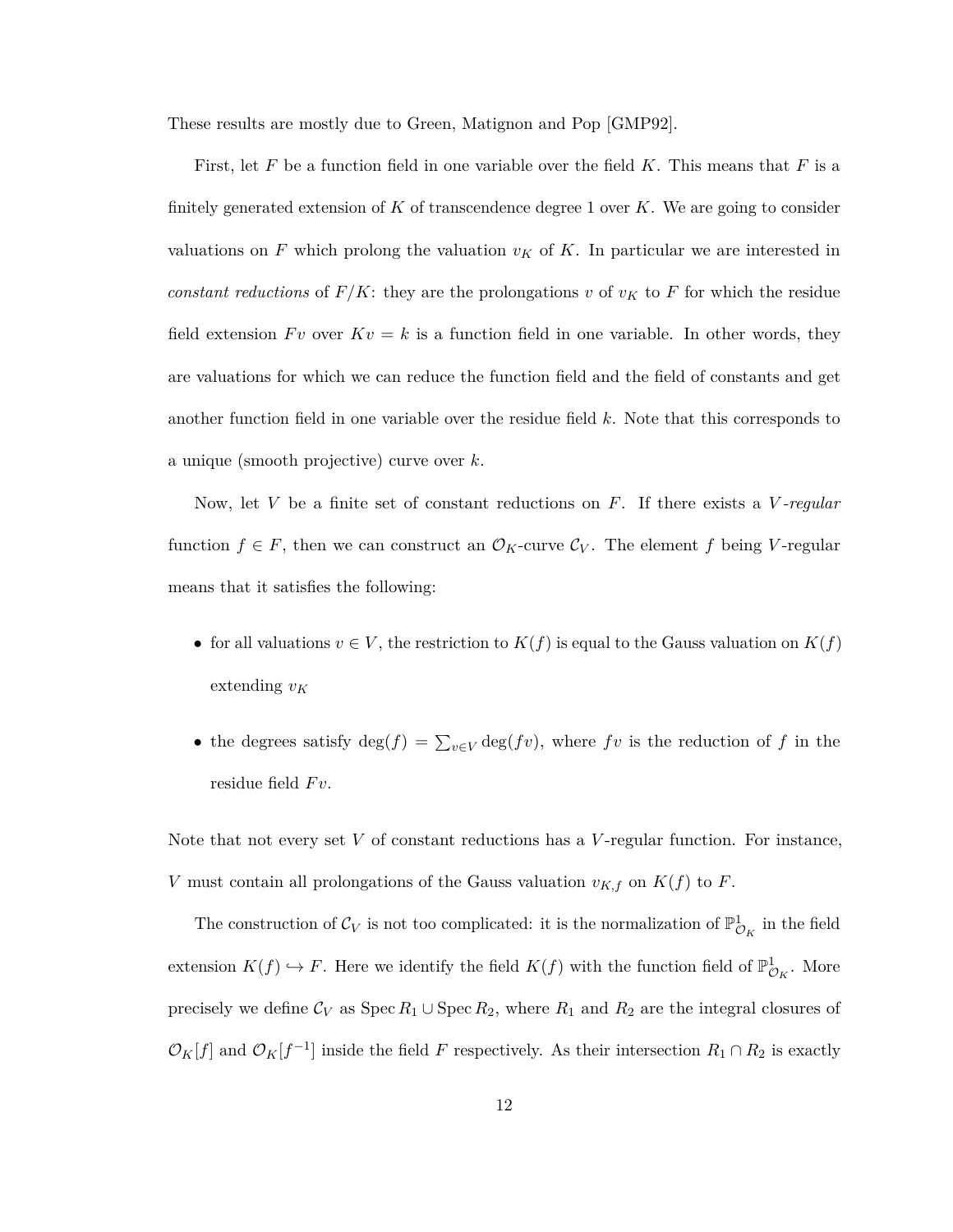These results are mostly due to Green, Matignon and Pop [GMP92].

First, let $F$ be a function field in one variable over the field $K$. This means that $F$ is a finitely generated extension of $K$ of transcendence degree 1 over $K$. We are going to consider valuations on $F$ which prolong the valuation $v_K$ of $K$. In particular we are interested in *constant reductions* of $F/K$: they are the prolongations $v$ of $v_K$ to $F$ for which the residue field extension $Fv$ over $Kv = k$ is a function field in one variable. In other words, they are valuations for which we can reduce the function field and the field of constants and get another function field in one variable over the residue field $k$. Note that this corresponds to a unique (smooth projective) curve over $k$.

Now, let $V$ be a finite set of constant reductions on $F$. If there exists a $V$*-regular* function $f \in F$, then we can construct an $\mathcal{O}_K$-curve $\mathcal{C}_V$. The element $f$ being $V$-regular means that it satisfies the following:

- for all valuations $v \in V$, the restriction to $K(f)$ is equal to the Gauss valuation on $K(f)$ extending $v_K$
- the degrees satisfy $\deg(f) = \sum_{v \in V} \deg(fv)$, where $fv$ is the reduction of $f$ in the residue field $Fv$.

Note that not every set $V$ of constant reductions has a $V$-regular function. For instance, $V$ must contain all prolongations of the Gauss valuation $v_{K,f}$ on $K(f)$ to $F$.

The construction of $\mathcal{C}_V$ is not too complicated: it is the normalization of $\mathbb{P}^1_{\mathcal{O}_K}$ in the field extension $K(f) \hookrightarrow F$. Here we identify the field $K(f)$ with the function field of $\mathbb{P}^1_{\mathcal{O}_K}$. More precisely we define $\mathcal{C}_V$ as $\operatorname{Spec} R_1 \cup \operatorname{Spec} R_2$, where $R_1$ and $R_2$ are the integral closures of $\mathcal{O}_K[f]$ and $\mathcal{O}_K[f^{-1}]$ inside the field $F$ respectively. As their intersection $R_1 \cap R_2$ is exactly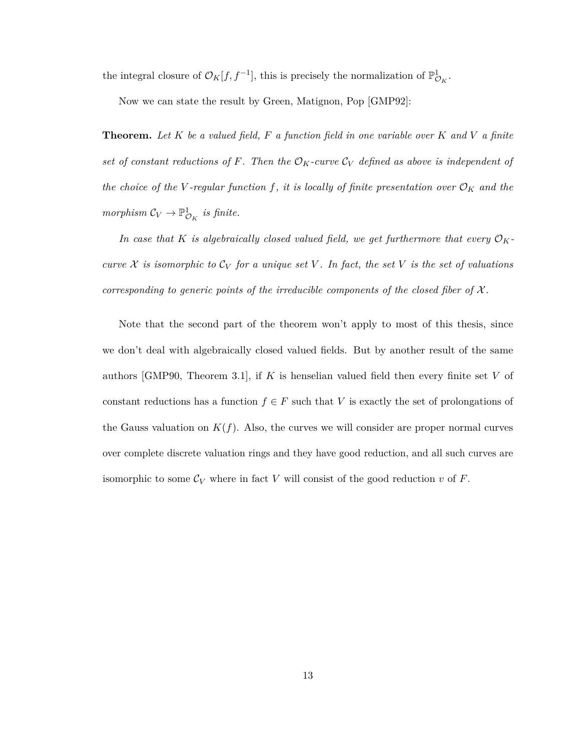the integral closure of $\mathcal{O}_K[f, f^{-1}]$, this is precisely the normalization of $\mathbb{P}^1_{\mathcal{O}_K}$.

Now we can state the result by Green, Matignon, Pop [GMP92]:

**Theorem.** *Let $K$ be a valued field, $F$ a function field in one variable over $K$ and $V$ a finite set of constant reductions of $F$. Then the $\mathcal{O}_K$-curve $\mathcal{C}_V$ defined as above is independent of the choice of the $V$-regular function $f$, it is locally of finite presentation over $\mathcal{O}_K$ and the morphism $\mathcal{C}_V \to \mathbb{P}^1_{\mathcal{O}_K}$ is finite.*

*In case that $K$ is algebraically closed valued field, we get furthermore that every $\mathcal{O}_K$-curve $\mathcal{X}$ is isomorphic to $\mathcal{C}_V$ for a unique set $V$. In fact, the set $V$ is the set of valuations corresponding to generic points of the irreducible components of the closed fiber of $\mathcal{X}$.*

Note that the second part of the theorem won't apply to most of this thesis, since we don't deal with algebraically closed valued fields. But by another result of the same authors [GMP90, Theorem 3.1], if $K$ is henselian valued field then every finite set $V$ of constant reductions has a function $f \in F$ such that $V$ is exactly the set of prolongations of the Gauss valuation on $K(f)$. Also, the curves we will consider are proper normal curves over complete discrete valuation rings and they have good reduction, and all such curves are isomorphic to some $\mathcal{C}_V$ where in fact $V$ will consist of the good reduction $v$ of $F$.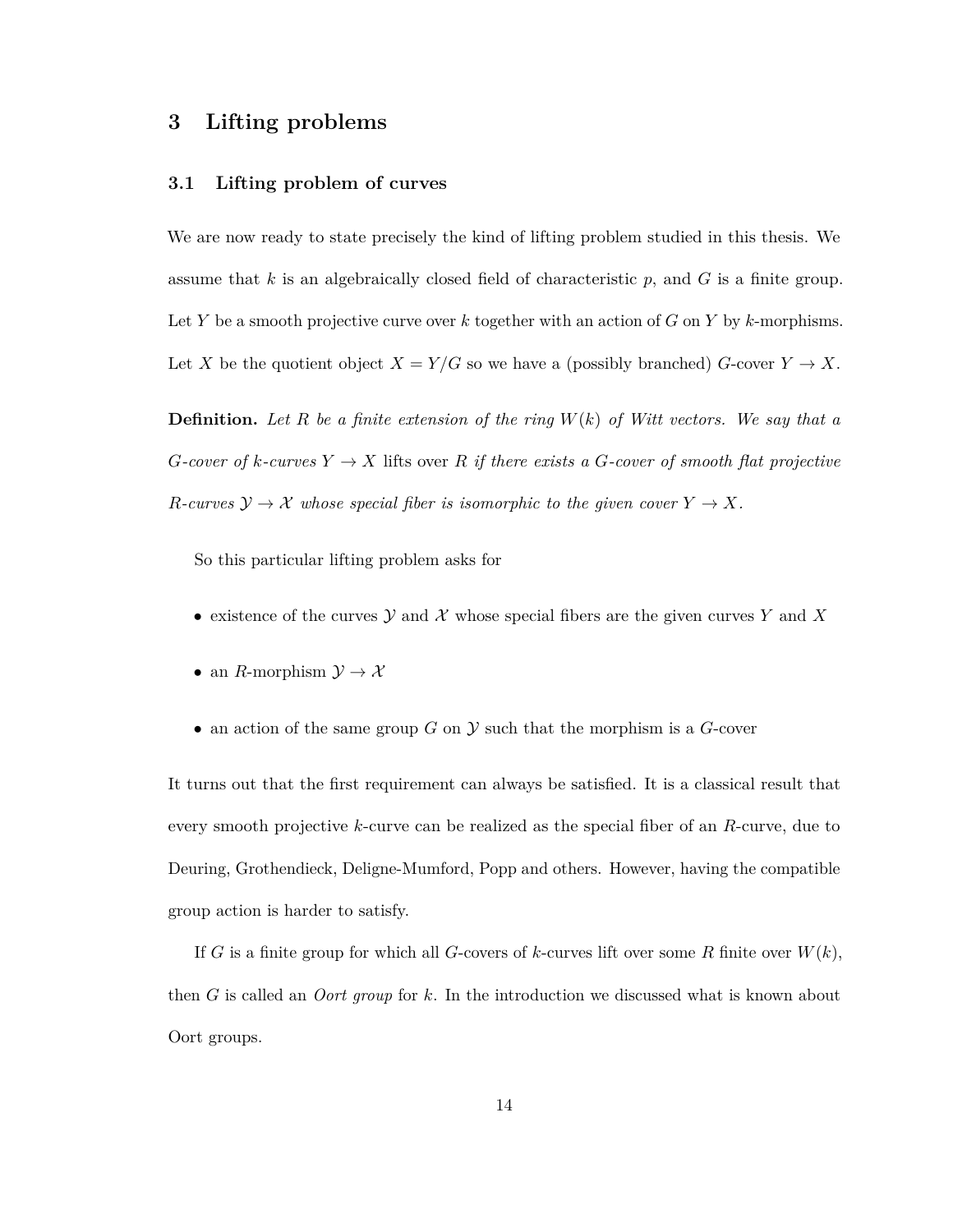# 3 Lifting problems

## 3.1 Lifting problem of curves

We are now ready to state precisely the kind of lifting problem studied in this thesis. We assume that $k$ is an algebraically closed field of characteristic $p$, and $G$ is a finite group. Let $Y$ be a smooth projective curve over $k$ together with an action of $G$ on $Y$ by $k$-morphisms. Let $X$ be the quotient object $X = Y/G$ so we have a (possibly branched) $G$-cover $Y \to X$.

**Definition.** *Let $R$ be a finite extension of the ring $W(k)$ of Witt vectors. We say that a $G$-cover of $k$-curves $Y \to X$* lifts over $R$ *if there exists a $G$-cover of smooth flat projective $R$-curves $\mathcal{Y} \to \mathcal{X}$ whose special fiber is isomorphic to the given cover $Y \to X$.*

So this particular lifting problem asks for

- existence of the curves $\mathcal{Y}$ and $\mathcal{X}$ whose special fibers are the given curves $Y$ and $X$
- an $R$-morphism $\mathcal{Y} \to \mathcal{X}$
- an action of the same group $G$ on $\mathcal{Y}$ such that the morphism is a $G$-cover

It turns out that the first requirement can always be satisfied. It is a classical result that every smooth projective $k$-curve can be realized as the special fiber of an $R$-curve, due to Deuring, Grothendieck, Deligne-Mumford, Popp and others. However, having the compatible group action is harder to satisfy.

If $G$ is a finite group for which all $G$-covers of $k$-curves lift over some $R$ finite over $W(k)$, then $G$ is called an *Oort group* for $k$. In the introduction we discussed what is known about Oort groups.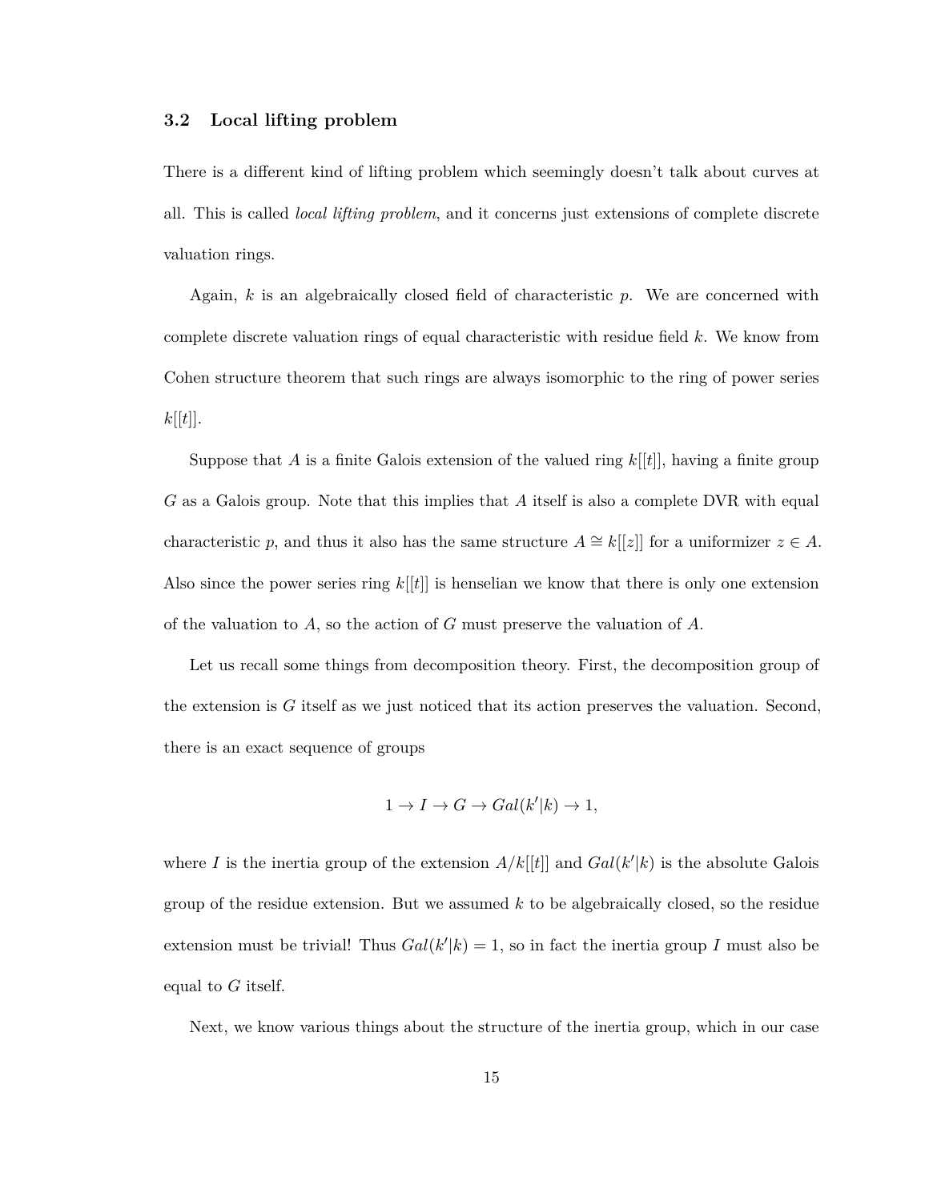### 3.2 Local lifting problem

There is a different kind of lifting problem which seemingly doesn't talk about curves at all. This is called *local lifting problem*, and it concerns just extensions of complete discrete valuation rings.

Again, $k$ is an algebraically closed field of characteristic $p$. We are concerned with complete discrete valuation rings of equal characteristic with residue field $k$. We know from Cohen structure theorem that such rings are always isomorphic to the ring of power series $k[[t]]$.

Suppose that $A$ is a finite Galois extension of the valued ring $k[[t]]$, having a finite group $G$ as a Galois group. Note that this implies that $A$ itself is also a complete DVR with equal characteristic $p$, and thus it also has the same structure $A \cong k[[z]]$ for a uniformizer $z \in A$. Also since the power series ring $k[[t]]$ is henselian we know that there is only one extension of the valuation to $A$, so the action of $G$ must preserve the valuation of $A$.

Let us recall some things from decomposition theory. First, the decomposition group of the extension is $G$ itself as we just noticed that its action preserves the valuation. Second, there is an exact sequence of groups

$$1 \to I \to G \to Gal(k'|k) \to 1,$$

where $I$ is the inertia group of the extension $A/k[[t]]$ and $Gal(k'|k)$ is the absolute Galois group of the residue extension. But we assumed $k$ to be algebraically closed, so the residue extension must be trivial! Thus $Gal(k'|k) = 1$, so in fact the inertia group $I$ must also be equal to $G$ itself.

Next, we know various things about the structure of the inertia group, which in our case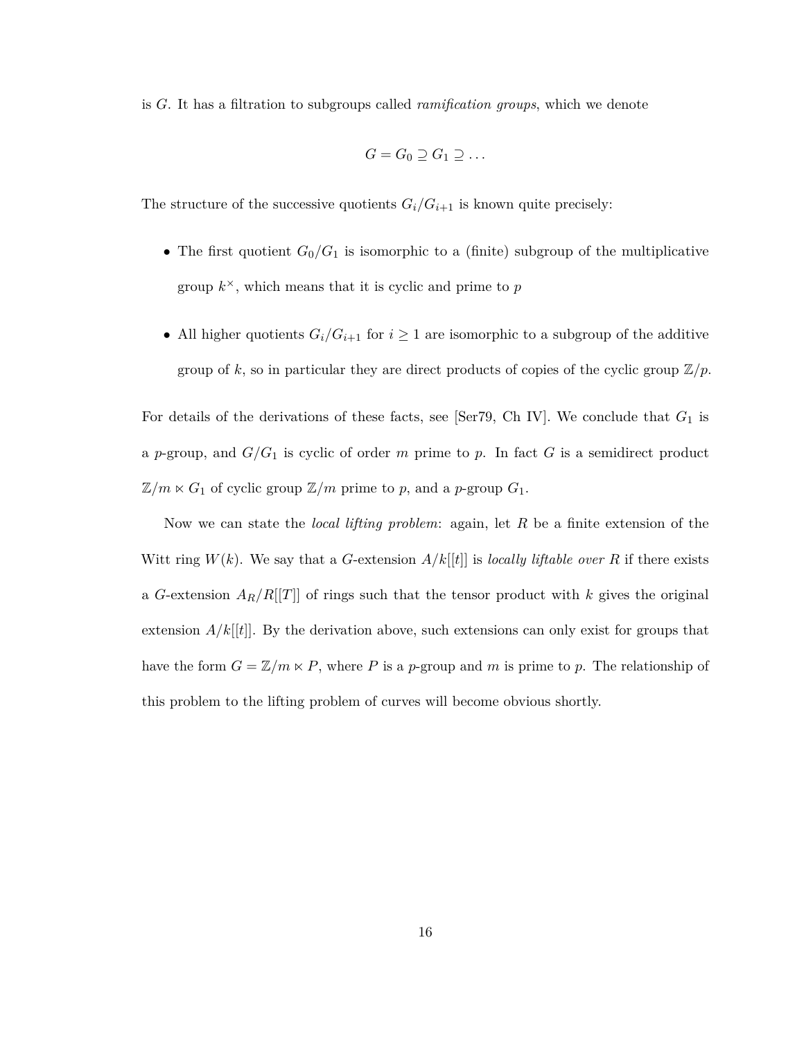is $G$. It has a filtration to subgroups called *ramification groups*, which we denote

$$G = G_0 \supseteq G_1 \supseteq \dots$$

The structure of the successive quotients $G_i/G_{i+1}$ is known quite precisely:

- The first quotient $G_0/G_1$ is isomorphic to a (finite) subgroup of the multiplicative group $k^\times$, which means that it is cyclic and prime to $p$
- All higher quotients $G_i/G_{i+1}$ for $i \geq 1$ are isomorphic to a subgroup of the additive group of $k$, so in particular they are direct products of copies of the cyclic group $\mathbb{Z}/p$.

For details of the derivations of these facts, see [Ser79, Ch IV]. We conclude that $G_1$ is a $p$-group, and $G/G_1$ is cyclic of order $m$ prime to $p$. In fact $G$ is a semidirect product $\mathbb{Z}/m \ltimes G_1$ of cyclic group $\mathbb{Z}/m$ prime to $p$, and a $p$-group $G_1$.

Now we can state the *local lifting problem*: again, let $R$ be a finite extension of the Witt ring $W(k)$. We say that a $G$-extension $A/k[[t]]$ is *locally liftable over* $R$ if there exists a $G$-extension $A_R/R[[T]]$ of rings such that the tensor product with $k$ gives the original extension $A/k[[t]]$. By the derivation above, such extensions can only exist for groups that have the form $G = \mathbb{Z}/m \ltimes P$, where $P$ is a $p$-group and $m$ is prime to $p$. The relationship of this problem to the lifting problem of curves will become obvious shortly.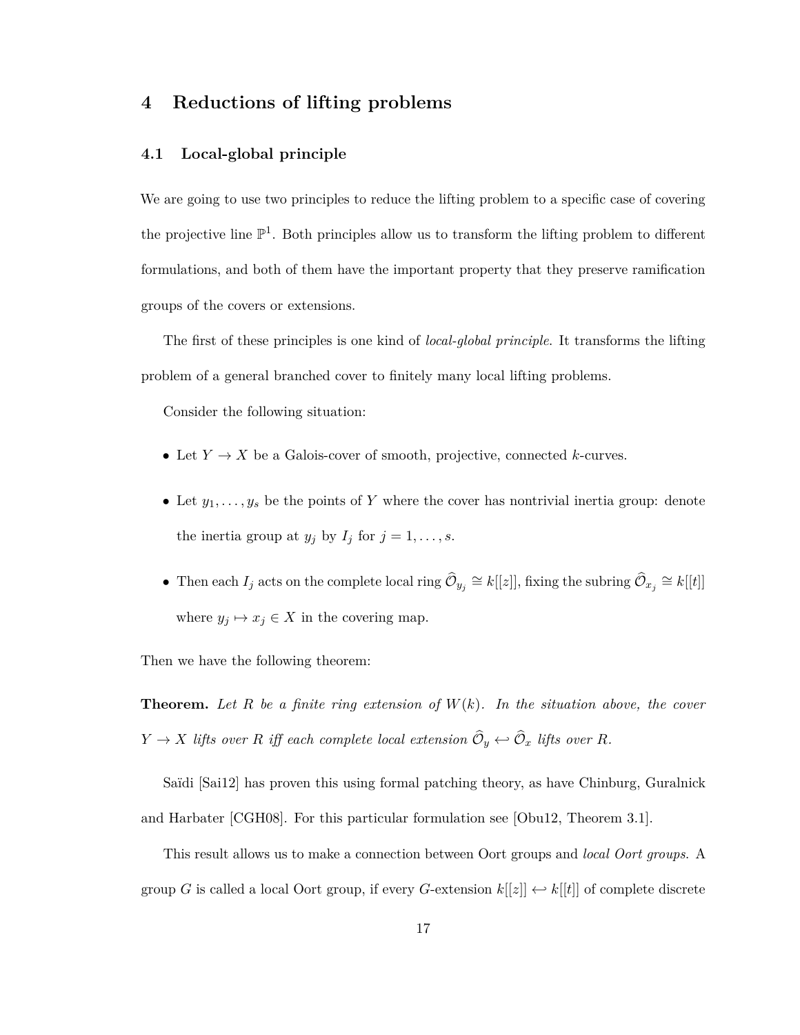# 4 Reductions of lifting problems

## 4.1 Local-global principle

We are going to use two principles to reduce the lifting problem to a specific case of covering the projective line $\mathbb{P}^1$. Both principles allow us to transform the lifting problem to different formulations, and both of them have the important property that they preserve ramification groups of the covers or extensions.

The first of these principles is one kind of *local-global principle*. It transforms the lifting problem of a general branched cover to finitely many local lifting problems.

Consider the following situation:

- Let $Y \to X$ be a Galois-cover of smooth, projective, connected $k$-curves.
- Let $y_1, \ldots, y_s$ be the points of $Y$ where the cover has nontrivial inertia group: denote the inertia group at $y_j$ by $I_j$ for $j = 1, \ldots, s$.
- Then each $I_j$ acts on the complete local ring $\widehat{\mathcal{O}}_{y_j} \cong k[[z]]$, fixing the subring $\widehat{\mathcal{O}}_{x_j} \cong k[[t]]$ where $y_j \mapsto x_j \in X$ in the covering map.

Then we have the following theorem:

**Theorem.** *Let $R$ be a finite ring extension of $W(k)$. In the situation above, the cover $Y \to X$ lifts over $R$ iff each complete local extension $\widehat{\mathcal{O}}_y \hookleftarrow \widehat{\mathcal{O}}_x$ lifts over $R$.*

Saïdi [Sai12] has proven this using formal patching theory, as have Chinburg, Guralnick and Harbater [CGH08]. For this particular formulation see [Obu12, Theorem 3.1].

This result allows us to make a connection between Oort groups and *local Oort groups*. A group $G$ is called a local Oort group, if every $G$-extension $k[[z]] \hookleftarrow k[[t]]$ of complete discrete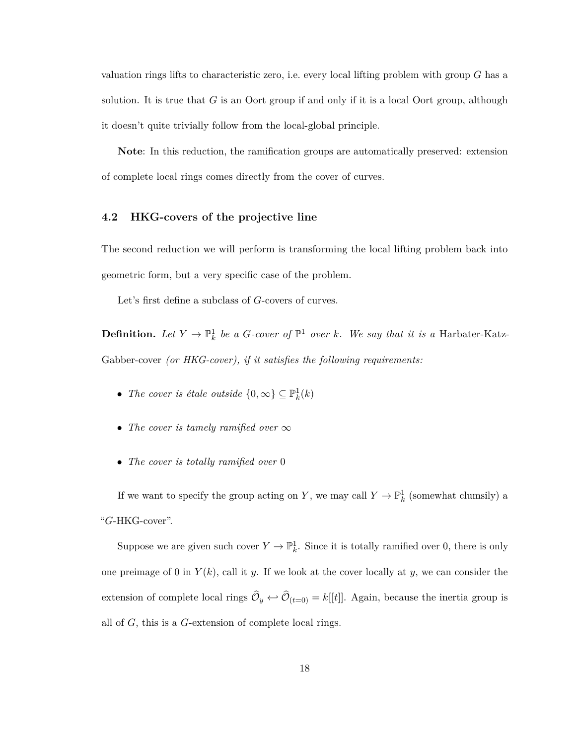valuation rings lifts to characteristic zero, i.e. every local lifting problem with group $G$ has a solution. It is true that $G$ is an Oort group if and only if it is a local Oort group, although it doesn't quite trivially follow from the local-global principle.

**Note**: In this reduction, the ramification groups are automatically preserved: extension of complete local rings comes directly from the cover of curves.

### 4.2 HKG-covers of the projective line

The second reduction we will perform is transforming the local lifting problem back into geometric form, but a very specific case of the problem.

Let's first define a subclass of $G$-covers of curves.

**Definition.** *Let $Y \to \mathbb{P}^1_k$ be a $G$-cover of $\mathbb{P}^1$ over $k$. We say that it is a* Harbater-Katz-Gabber-cover *(or HKG-cover), if it satisfies the following requirements:*

- *The cover is étale outside $\{0, \infty\} \subseteq \mathbb{P}^1_k(k)$*
- *The cover is tamely ramified over $\infty$*
- *The cover is totally ramified over* $0$

If we want to specify the group acting on $Y$, we may call $Y \to \mathbb{P}^1_k$ (somewhat clumsily) a "$G$-HKG-cover".

Suppose we are given such cover $Y \to \mathbb{P}^1_k$. Since it is totally ramified over 0, there is only one preimage of 0 in $Y(k)$, call it $y$. If we look at the cover locally at $y$, we can consider the extension of complete local rings $\widehat{\mathcal{O}}_y \hookleftarrow \widehat{\mathcal{O}}_{(t=0)} = k[[t]]$. Again, because the inertia group is all of $G$, this is a $G$-extension of complete local rings.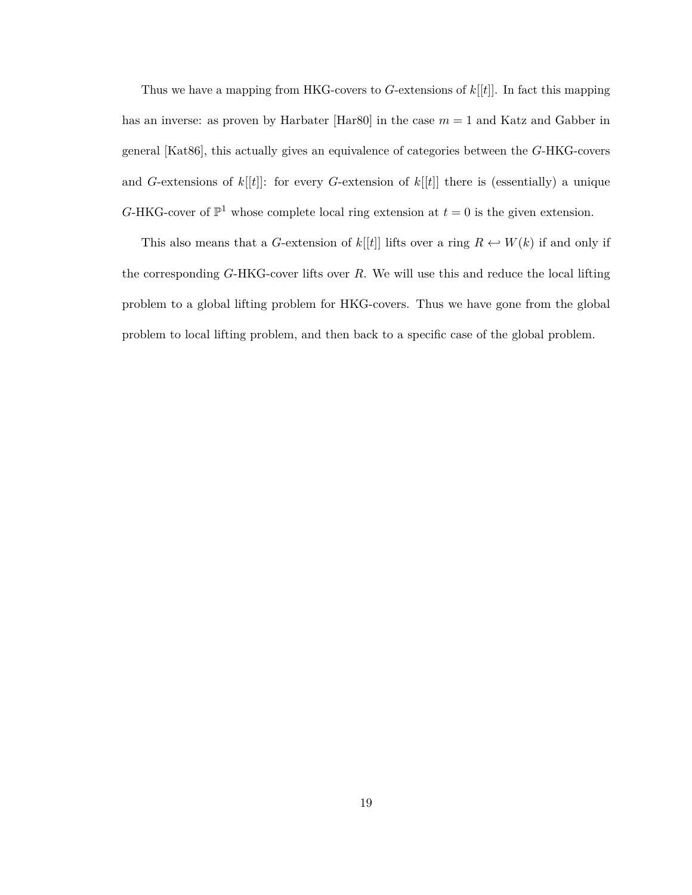Thus we have a mapping from HKG-covers to $G$-extensions of $k[[t]]$. In fact this mapping has an inverse: as proven by Harbater [Har80] in the case $m = 1$ and Katz and Gabber in general [Kat86], this actually gives an equivalence of categories between the $G$-HKG-covers and $G$-extensions of $k[[t]]$: for every $G$-extension of $k[[t]]$ there is (essentially) a unique $G$-HKG-cover of $\mathbb{P}^1$ whose complete local ring extension at $t = 0$ is the given extension.

This also means that a $G$-extension of $k[[t]]$ lifts over a ring $R \hookleftarrow W(k)$ if and only if the corresponding $G$-HKG-cover lifts over $R$. We will use this and reduce the local lifting problem to a global lifting problem for HKG-covers. Thus we have gone from the global problem to local lifting problem, and then back to a specific case of the global problem.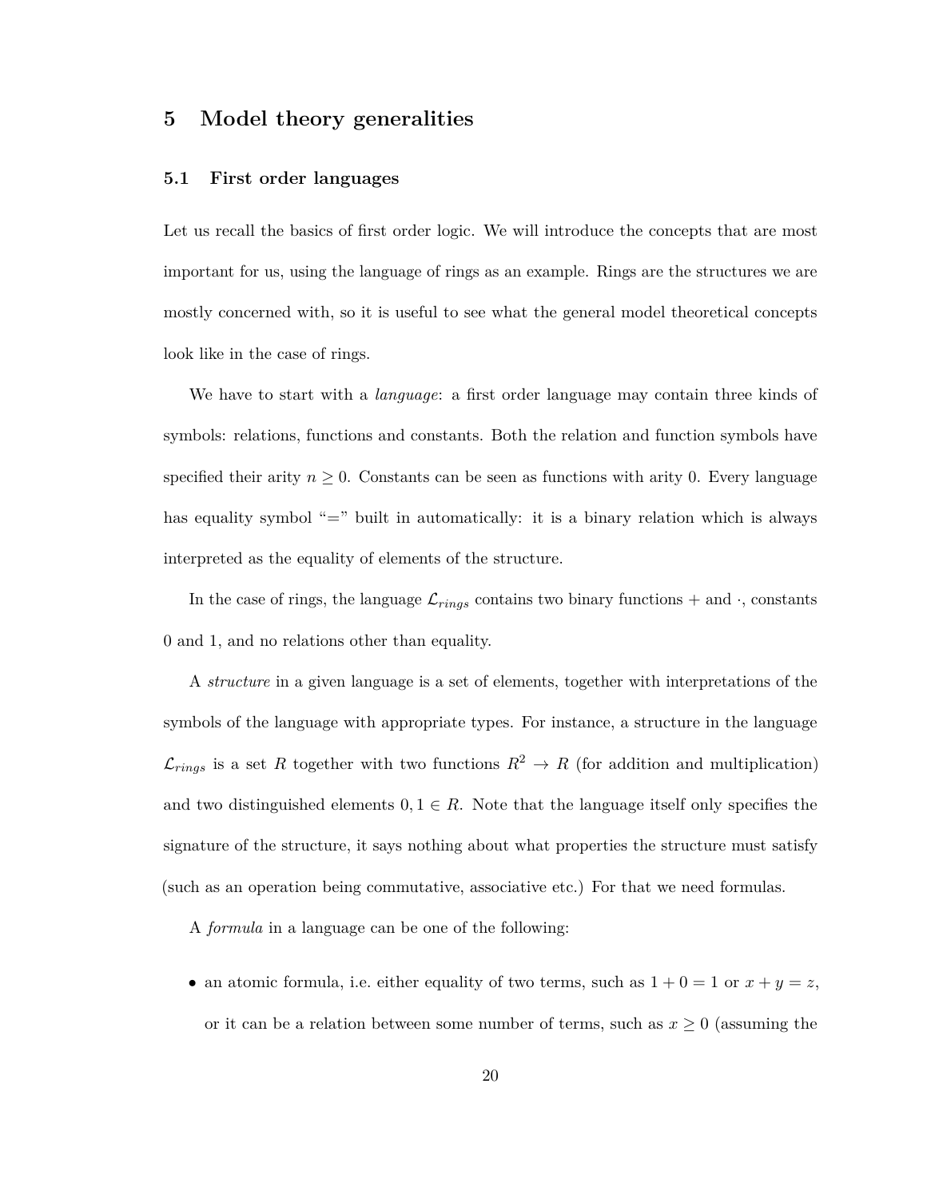# 5 Model theory generalities

## 5.1 First order languages

Let us recall the basics of first order logic. We will introduce the concepts that are most important for us, using the language of rings as an example. Rings are the structures we are mostly concerned with, so it is useful to see what the general model theoretical concepts look like in the case of rings.

We have to start with a *language*: a first order language may contain three kinds of symbols: relations, functions and constants. Both the relation and function symbols have specified their arity $n \geq 0$. Constants can be seen as functions with arity 0. Every language has equality symbol "=" built in automatically: it is a binary relation which is always interpreted as the equality of elements of the structure.

In the case of rings, the language $\mathcal{L}_{rings}$ contains two binary functions $+$ and $\cdot$, constants 0 and 1, and no relations other than equality.

A *structure* in a given language is a set of elements, together with interpretations of the symbols of the language with appropriate types. For instance, a structure in the language $\mathcal{L}_{rings}$ is a set $R$ together with two functions $R^2 \to R$ (for addition and multiplication) and two distinguished elements $0, 1 \in R$. Note that the language itself only specifies the signature of the structure, it says nothing about what properties the structure must satisfy (such as an operation being commutative, associative etc.) For that we need formulas.

A *formula* in a language can be one of the following:

- an atomic formula, i.e. either equality of two terms, such as $1 + 0 = 1$ or $x + y = z$, or it can be a relation between some number of terms, such as $x \geq 0$ (assuming the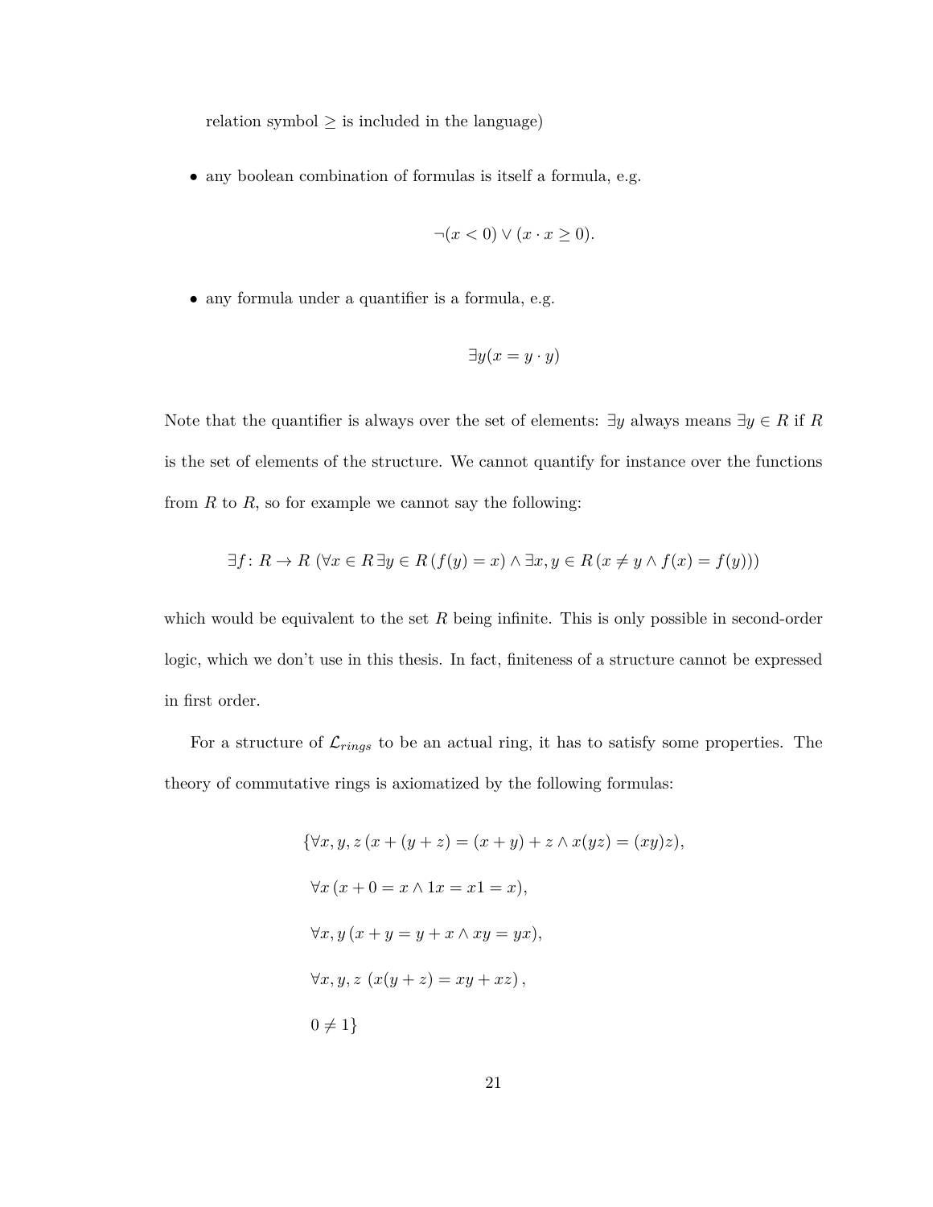relation symbol $\geq$ is included in the language)

- any boolean combination of formulas is itself a formula, e.g.

$$\neg(x < 0) \vee (x \cdot x \geq 0).$$

- any formula under a quantifier is a formula, e.g.

$$\exists y (x = y \cdot y)$$

Note that the quantifier is always over the set of elements: $\exists y$ always means $\exists y \in R$ if $R$ is the set of elements of the structure. We cannot quantify for instance over the functions from $R$ to $R$, so for example we cannot say the following:

$$\exists f \colon R \to R \; (\forall x \in R \, \exists y \in R \, (f(y) = x) \wedge \exists x, y \in R \, (x \neq y \wedge f(x) = f(y)))$$

which would be equivalent to the set $R$ being infinite. This is only possible in second-order logic, which we don't use in this thesis. In fact, finiteness of a structure cannot be expressed in first order.

For a structure of $\mathcal{L}_{rings}$ to be an actual ring, it has to satisfy some properties. The theory of commutative rings is axiomatized by the following formulas:

$$
\begin{aligned}
&\{\forall x, y, z \, (x + (y + z) = (x + y) + z \wedge x(yz) = (xy)z), \\
&\forall x \, (x + 0 = x \wedge 1x = x1 = x), \\
&\forall x, y \, (x + y = y + x \wedge xy = yx), \\
&\forall x, y, z \; (x(y + z) = xy + xz), \\
&0 \neq 1\}
\end{aligned}
$$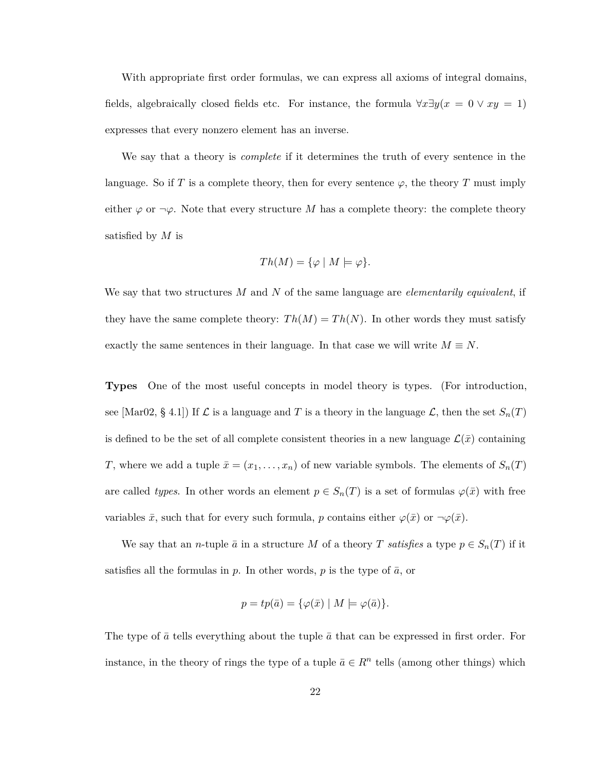With appropriate first order formulas, we can express all axioms of integral domains, fields, algebraically closed fields etc. For instance, the formula $\forall x \exists y (x = 0 \vee xy = 1)$ expresses that every nonzero element has an inverse.

We say that a theory is *complete* if it determines the truth of every sentence in the language. So if $T$ is a complete theory, then for every sentence $\varphi$, the theory $T$ must imply either $\varphi$ or $\neg\varphi$. Note that every structure $M$ has a complete theory: the complete theory satisfied by $M$ is

$$Th(M) = \{\varphi \mid M \models \varphi\}.$$

We say that two structures $M$ and $N$ of the same language are *elementarily equivalent*, if they have the same complete theory: $Th(M) = Th(N)$. In other words they must satisfy exactly the same sentences in their language. In that case we will write $M \equiv N$.

**Types** One of the most useful concepts in model theory is types. (For introduction, see [Mar02, § 4.1]) If $\mathcal{L}$ is a language and $T$ is a theory in the language $\mathcal{L}$, then the set $S_n(T)$ is defined to be the set of all complete consistent theories in a new language $\mathcal{L}(\bar{x})$ containing $T$, where we add a tuple $\bar{x} = (x_1, \ldots, x_n)$ of new variable symbols. The elements of $S_n(T)$ are called *types*. In other words an element $p \in S_n(T)$ is a set of formulas $\varphi(\bar{x})$ with free variables $\bar{x}$, such that for every such formula, $p$ contains either $\varphi(\bar{x})$ or $\neg\varphi(\bar{x})$.

We say that an $n$-tuple $\bar{a}$ in a structure $M$ of a theory $T$ *satisfies* a type $p \in S_n(T)$ if it satisfies all the formulas in $p$. In other words, $p$ is the type of $\bar{a}$, or

$$p = tp(\bar{a}) = \{\varphi(\bar{x}) \mid M \models \varphi(\bar{a})\}.$$

The type of $\bar{a}$ tells everything about the tuple $\bar{a}$ that can be expressed in first order. For instance, in the theory of rings the type of a tuple $\bar{a} \in R^n$ tells (among other things) which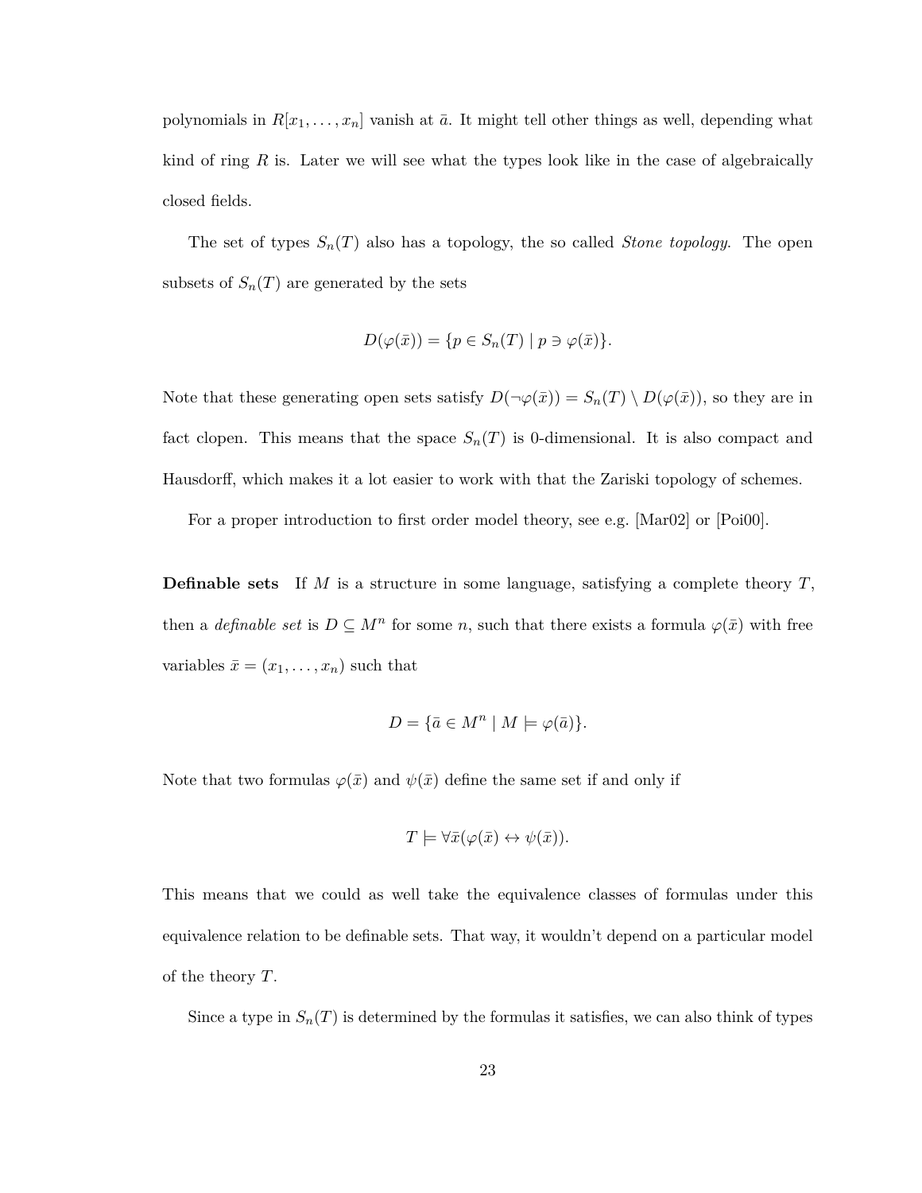polynomials in $R[x_1, \ldots, x_n]$ vanish at $\bar{a}$. It might tell other things as well, depending what kind of ring $R$ is. Later we will see what the types look like in the case of algebraically closed fields.

The set of types $S_n(T)$ also has a topology, the so called *Stone topology*. The open subsets of $S_n(T)$ are generated by the sets

$$D(\varphi(\bar{x})) = \{p \in S_n(T) \mid p \ni \varphi(\bar{x})\}.$$

Note that these generating open sets satisfy $D(\neg\varphi(\bar{x})) = S_n(T) \setminus D(\varphi(\bar{x}))$, so they are in fact clopen. This means that the space $S_n(T)$ is 0-dimensional. It is also compact and Hausdorff, which makes it a lot easier to work with that the Zariski topology of schemes.

For a proper introduction to first order model theory, see e.g. [Mar02] or [Poi00].

**Definable sets** If $M$ is a structure in some language, satisfying a complete theory $T$, then a *definable set* is $D \subseteq M^n$ for some $n$, such that there exists a formula $\varphi(\bar{x})$ with free variables $\bar{x} = (x_1, \ldots, x_n)$ such that

$$D = \{\bar{a} \in M^n \mid M \models \varphi(\bar{a})\}.$$

Note that two formulas $\varphi(\bar{x})$ and $\psi(\bar{x})$ define the same set if and only if

$$T \models \forall\bar{x}(\varphi(\bar{x}) \leftrightarrow \psi(\bar{x})).$$

This means that we could as well take the equivalence classes of formulas under this equivalence relation to be definable sets. That way, it wouldn't depend on a particular model of the theory $T$.

Since a type in $S_n(T)$ is determined by the formulas it satisfies, we can also think of types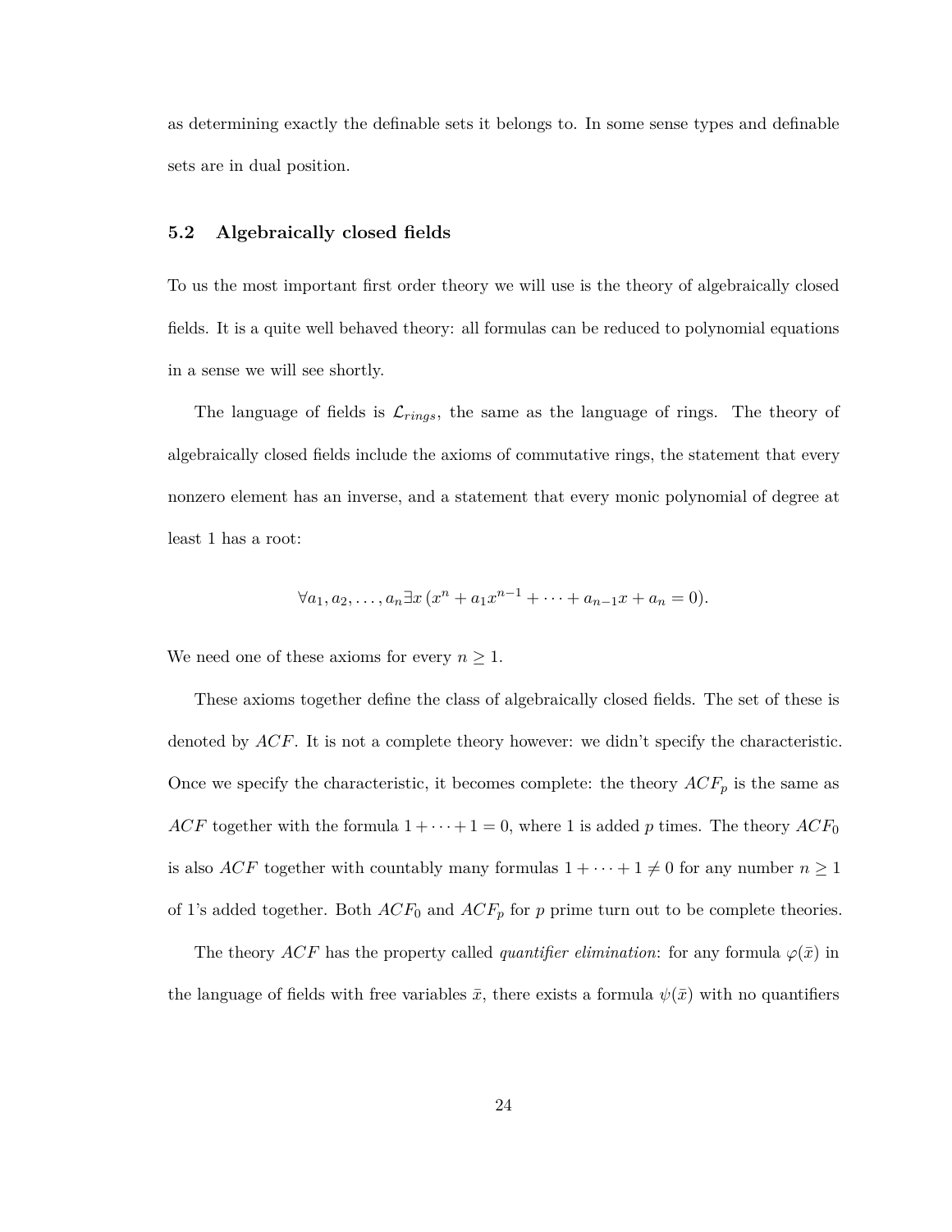as determining exactly the definable sets it belongs to. In some sense types and definable sets are in dual position.

### 5.2 Algebraically closed fields

To us the most important first order theory we will use is the theory of algebraically closed fields. It is a quite well behaved theory: all formulas can be reduced to polynomial equations in a sense we will see shortly.

The language of fields is $\mathcal{L}_{rings}$, the same as the language of rings. The theory of algebraically closed fields include the axioms of commutative rings, the statement that every nonzero element has an inverse, and a statement that every monic polynomial of degree at least 1 has a root:

$$\forall a_1, a_2, \ldots, a_n \exists x \, (x^n + a_1 x^{n-1} + \cdots + a_{n-1}x + a_n = 0).$$

We need one of these axioms for every $n \geq 1$.

These axioms together define the class of algebraically closed fields. The set of these is denoted by $ACF$. It is not a complete theory however: we didn't specify the characteristic. Once we specify the characteristic, it becomes complete: the theory $ACF_p$ is the same as $ACF$ together with the formula $1 + \cdots + 1 = 0$, where 1 is added $p$ times. The theory $ACF_0$ is also $ACF$ together with countably many formulas $1 + \cdots + 1 \neq 0$ for any number $n \geq 1$ of 1's added together. Both $ACF_0$ and $ACF_p$ for $p$ prime turn out to be complete theories.

The theory $ACF$ has the property called *quantifier elimination*: for any formula $\varphi(\bar{x})$ in the language of fields with free variables $\bar{x}$, there exists a formula $\psi(\bar{x})$ with no quantifiers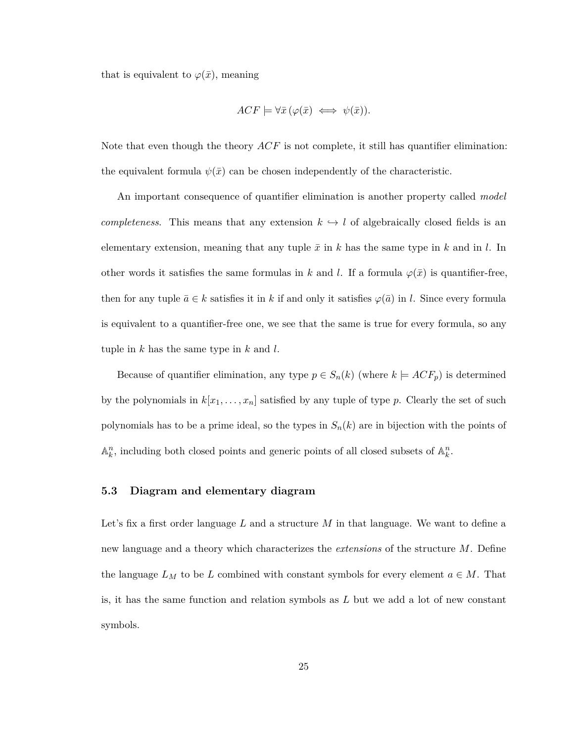that is equivalent to $\varphi(\bar{x})$, meaning

$$ACF \models \forall \bar{x} \, (\varphi(\bar{x}) \iff \psi(\bar{x})).$$

Note that even though the theory $ACF$ is not complete, it still has quantifier elimination: the equivalent formula $\psi(\bar{x})$ can be chosen independently of the characteristic.

An important consequence of quantifier elimination is another property called *model completeness*. This means that any extension $k \hookrightarrow l$ of algebraically closed fields is an elementary extension, meaning that any tuple $\bar{x}$ in $k$ has the same type in $k$ and in $l$. In other words it satisfies the same formulas in $k$ and $l$. If a formula $\varphi(\bar{x})$ is quantifier-free, then for any tuple $\bar{a} \in k$ satisfies it in $k$ if and only it satisfies $\varphi(\bar{a})$ in $l$. Since every formula is equivalent to a quantifier-free one, we see that the same is true for every formula, so any tuple in $k$ has the same type in $k$ and $l$.

Because of quantifier elimination, any type $p \in S_n(k)$ (where $k \models ACF_p$) is determined by the polynomials in $k[x_1, \ldots, x_n]$ satisfied by any tuple of type $p$. Clearly the set of such polynomials has to be a prime ideal, so the types in $S_n(k)$ are in bijection with the points of $\mathbb{A}^n_k$, including both closed points and generic points of all closed subsets of $\mathbb{A}^n_k$.

### 5.3 Diagram and elementary diagram

Let's fix a first order language $L$ and a structure $M$ in that language. We want to define a new language and a theory which characterizes the *extensions* of the structure $M$. Define the language $L_M$ to be $L$ combined with constant symbols for every element $a \in M$. That is, it has the same function and relation symbols as $L$ but we add a lot of new constant symbols.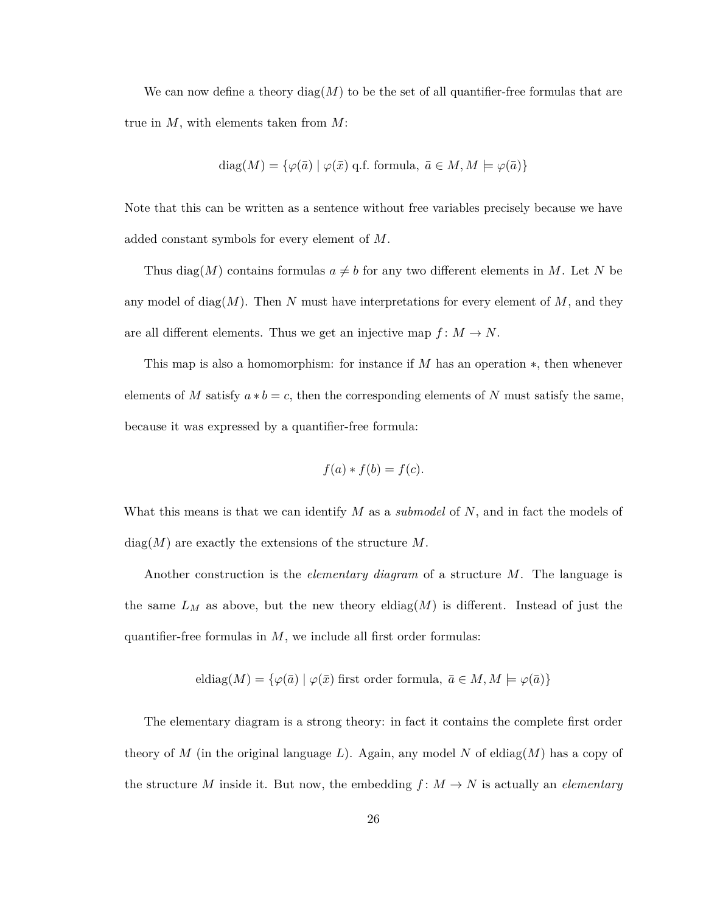We can now define a theory $\text{diag}(M)$ to be the set of all quantifier-free formulas that are true in $M$, with elements taken from $M$:

$$\text{diag}(M) = \{\varphi(\bar{a}) \mid \varphi(\bar{x}) \text{ q.f. formula, } \bar{a} \in M, M \models \varphi(\bar{a})\}$$

Note that this can be written as a sentence without free variables precisely because we have added constant symbols for every element of $M$.

Thus $\text{diag}(M)$ contains formulas $a \neq b$ for any two different elements in $M$. Let $N$ be any model of $\text{diag}(M)$. Then $N$ must have interpretations for every element of $M$, and they are all different elements. Thus we get an injective map $f \colon M \to N$.

This map is also a homomorphism: for instance if $M$ has an operation $*$, then whenever elements of $M$ satisfy $a * b = c$, then the corresponding elements of $N$ must satisfy the same, because it was expressed by a quantifier-free formula:

$$f(a) * f(b) = f(c).$$

What this means is that we can identify $M$ as a *submodel* of $N$, and in fact the models of $\text{diag}(M)$ are exactly the extensions of the structure $M$.

Another construction is the *elementary diagram* of a structure $M$. The language is the same $L_M$ as above, but the new theory $\text{eldiag}(M)$ is different. Instead of just the quantifier-free formulas in $M$, we include all first order formulas:

$$\text{eldiag}(M) = \{\varphi(\bar{a}) \mid \varphi(\bar{x}) \text{ first order formula, } \bar{a} \in M, M \models \varphi(\bar{a})\}$$

The elementary diagram is a strong theory: in fact it contains the complete first order theory of $M$ (in the original language $L$). Again, any model $N$ of $\text{eldiag}(M)$ has a copy of the structure $M$ inside it. But now, the embedding $f \colon M \to N$ is actually an *elementary*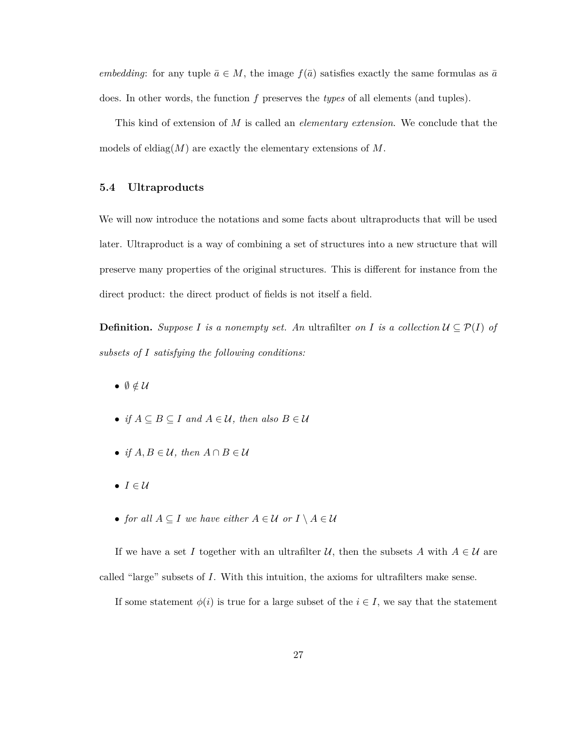*embedding*: for any tuple $\bar{a} \in M$, the image $f(\bar{a})$ satisfies exactly the same formulas as $\bar{a}$ does. In other words, the function $f$ preserves the *types* of all elements (and tuples).

This kind of extension of $M$ is called an *elementary extension*. We conclude that the models of $\text{eldiag}(M)$ are exactly the elementary extensions of $M$.

### 5.4 Ultraproducts

We will now introduce the notations and some facts about ultraproducts that will be used later. Ultraproduct is a way of combining a set of structures into a new structure that will preserve many properties of the original structures. This is different for instance from the direct product: the direct product of fields is not itself a field.

**Definition.** *Suppose $I$ is a nonempty set. An* ultrafilter *on $I$ is a collection $\mathcal{U} \subseteq \mathcal{P}(I)$ of subsets of $I$ satisfying the following conditions:*

- $\emptyset \notin \mathcal{U}$
- *if $A \subseteq B \subseteq I$ and $A \in \mathcal{U}$, then also $B \in \mathcal{U}$*
- *if $A, B \in \mathcal{U}$, then $A \cap B \in \mathcal{U}$*
- $I \in \mathcal{U}$
- *for all $A \subseteq I$ we have either $A \in \mathcal{U}$ or $I \setminus A \in \mathcal{U}$*

If we have a set $I$ together with an ultrafilter $\mathcal{U}$, then the subsets $A$ with $A \in \mathcal{U}$ are called "large" subsets of $I$. With this intuition, the axioms for ultrafilters make sense.

If some statement $\phi(i)$ is true for a large subset of the $i \in I$, we say that the statement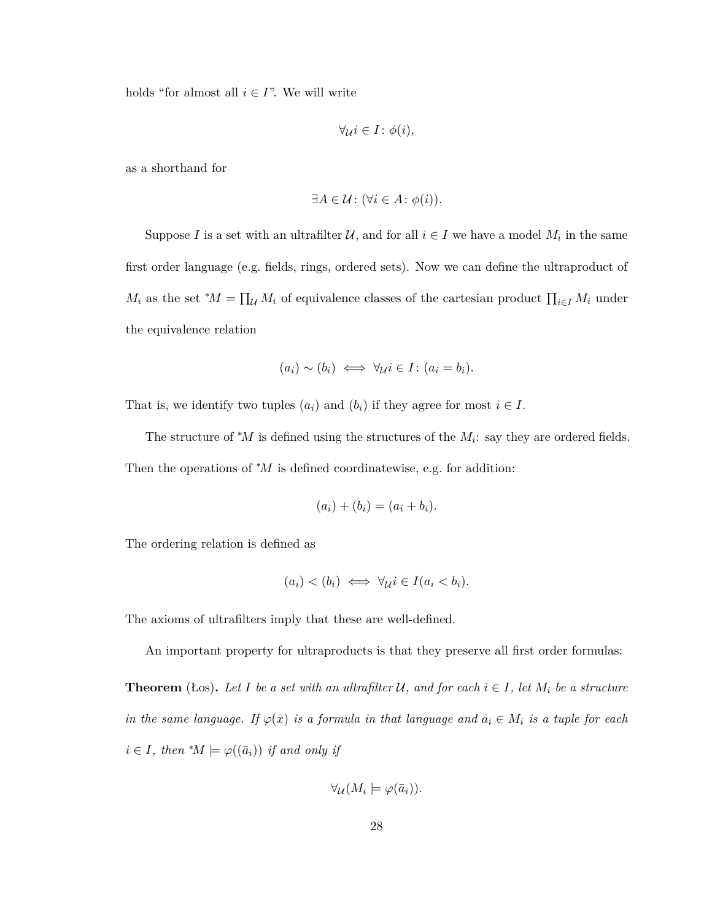holds "for almost all $i \in I$". We will write

$$\forall_{\mathcal{U}} i \in I \colon \phi(i),$$

as a shorthand for

$$\exists A \in \mathcal{U} \colon (\forall i \in A \colon \phi(i)).$$

Suppose $I$ is a set with an ultrafilter $\mathcal{U}$, and for all $i \in I$ we have a model $M_i$ in the same first order language (e.g. fields, rings, ordered sets). Now we can define the ultraproduct of $M_i$ as the set ${}^*M = \prod_{\mathcal{U}} M_i$ of equivalence classes of the cartesian product $\prod_{i \in I} M_i$ under the equivalence relation

$$(a_i) \sim (b_i) \iff \forall_{\mathcal{U}} i \in I \colon (a_i = b_i).$$

That is, we identify two tuples $(a_i)$ and $(b_i)$ if they agree for most $i \in I$.

The structure of ${}^*M$ is defined using the structures of the $M_i$: say they are ordered fields. Then the operations of ${}^*M$ is defined coordinatewise, e.g. for addition:

$$(a_i) + (b_i) = (a_i + b_i).$$

The ordering relation is defined as

$$(a_i) < (b_i) \iff \forall_{\mathcal{U}} i \in I (a_i < b_i).$$

The axioms of ultrafilters imply that these are well-defined.

An important property for ultraproducts is that they preserve all first order formulas:

**Theorem** (Łos)**.** *Let $I$ be a set with an ultrafilter $\mathcal{U}$, and for each $i \in I$, let $M_i$ be a structure in the same language. If $\varphi(\bar{x})$ is a formula in that language and $\bar{a}_i \in M_i$ is a tuple for each $i \in I$, then ${}^*M \models \varphi((\bar{a}_i))$ if and only if*

$$\forall_{\mathcal{U}} (M_i \models \varphi(\bar{a}_i)).$$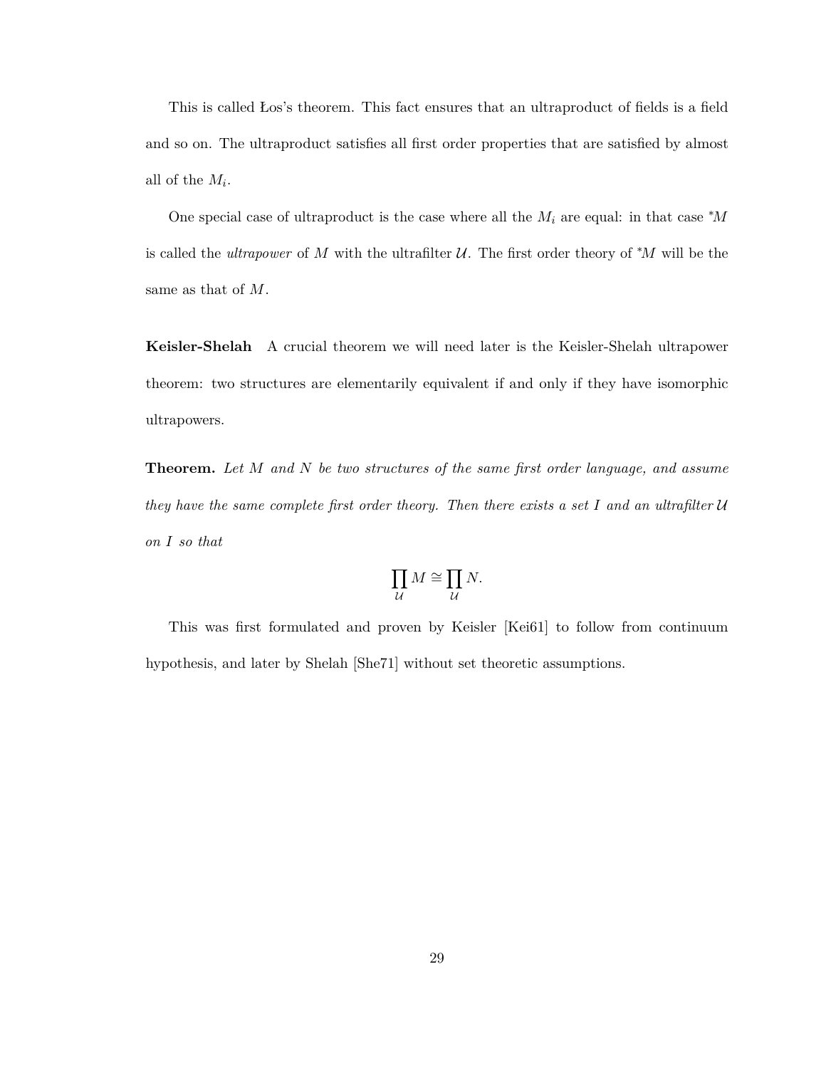This is called Łos's theorem. This fact ensures that an ultraproduct of fields is a field and so on. The ultraproduct satisfies all first order properties that are satisfied by almost all of the $M_i$.

One special case of ultraproduct is the case where all the $M_i$ are equal: in that case ${}^*M$ is called the *ultrapower* of $M$ with the ultrafilter $\mathcal{U}$. The first order theory of ${}^*M$ will be the same as that of $M$.

**Keisler-Shelah** A crucial theorem we will need later is the Keisler-Shelah ultrapower theorem: two structures are elementarily equivalent if and only if they have isomorphic ultrapowers.

**Theorem.** *Let $M$ and $N$ be two structures of the same first order language, and assume they have the same complete first order theory. Then there exists a set $I$ and an ultrafilter $\mathcal{U}$ on $I$ so that*

$$\prod_{\mathcal{U}} M \cong \prod_{\mathcal{U}} N.$$

This was first formulated and proven by Keisler [Kei61] to follow from continuum hypothesis, and later by Shelah [She71] without set theoretic assumptions.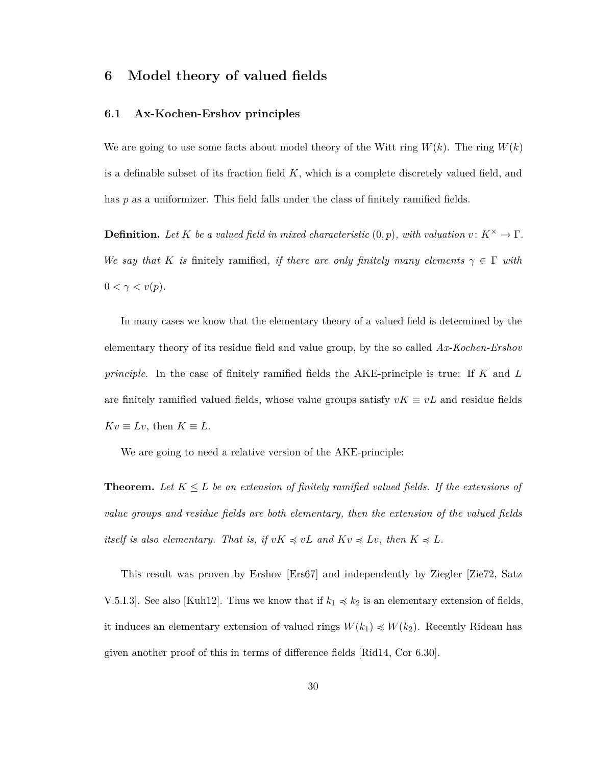# 6 Model theory of valued fields

## 6.1 Ax-Kochen-Ershov principles

We are going to use some facts about model theory of the Witt ring $W(k)$. The ring $W(k)$ is a definable subset of its fraction field $K$, which is a complete discretely valued field, and has $p$ as a uniformizer. This field falls under the class of finitely ramified fields.

**Definition.** *Let $K$ be a valued field in mixed characteristic $(0, p)$, with valuation $v\colon K^\times \to \Gamma$. We say that $K$ is* finitely ramified*, if there are only finitely many elements $\gamma \in \Gamma$ with $0 < \gamma < v(p)$.*

In many cases we know that the elementary theory of a valued field is determined by the elementary theory of its residue field and value group, by the so called *Ax-Kochen-Ershov principle*. In the case of finitely ramified fields the AKE-principle is true: If $K$ and $L$ are finitely ramified valued fields, whose value groups satisfy $vK \equiv vL$ and residue fields $Kv \equiv Lv$, then $K \equiv L$.

We are going to need a relative version of the AKE-principle:

**Theorem.** *Let $K \leq L$ be an extension of finitely ramified valued fields. If the extensions of value groups and residue fields are both elementary, then the extension of the valued fields itself is also elementary. That is, if $vK \preccurlyeq vL$ and $Kv \preccurlyeq Lv$, then $K \preccurlyeq L$.*

This result was proven by Ershov [Ers67] and independently by Ziegler [Zie72, Satz V.5.I.3]. See also [Kuh12]. Thus we know that if $k_1 \preccurlyeq k_2$ is an elementary extension of fields, it induces an elementary extension of valued rings $W(k_1) \preccurlyeq W(k_2)$. Recently Rideau has given another proof of this in terms of difference fields [Rid14, Cor 6.30].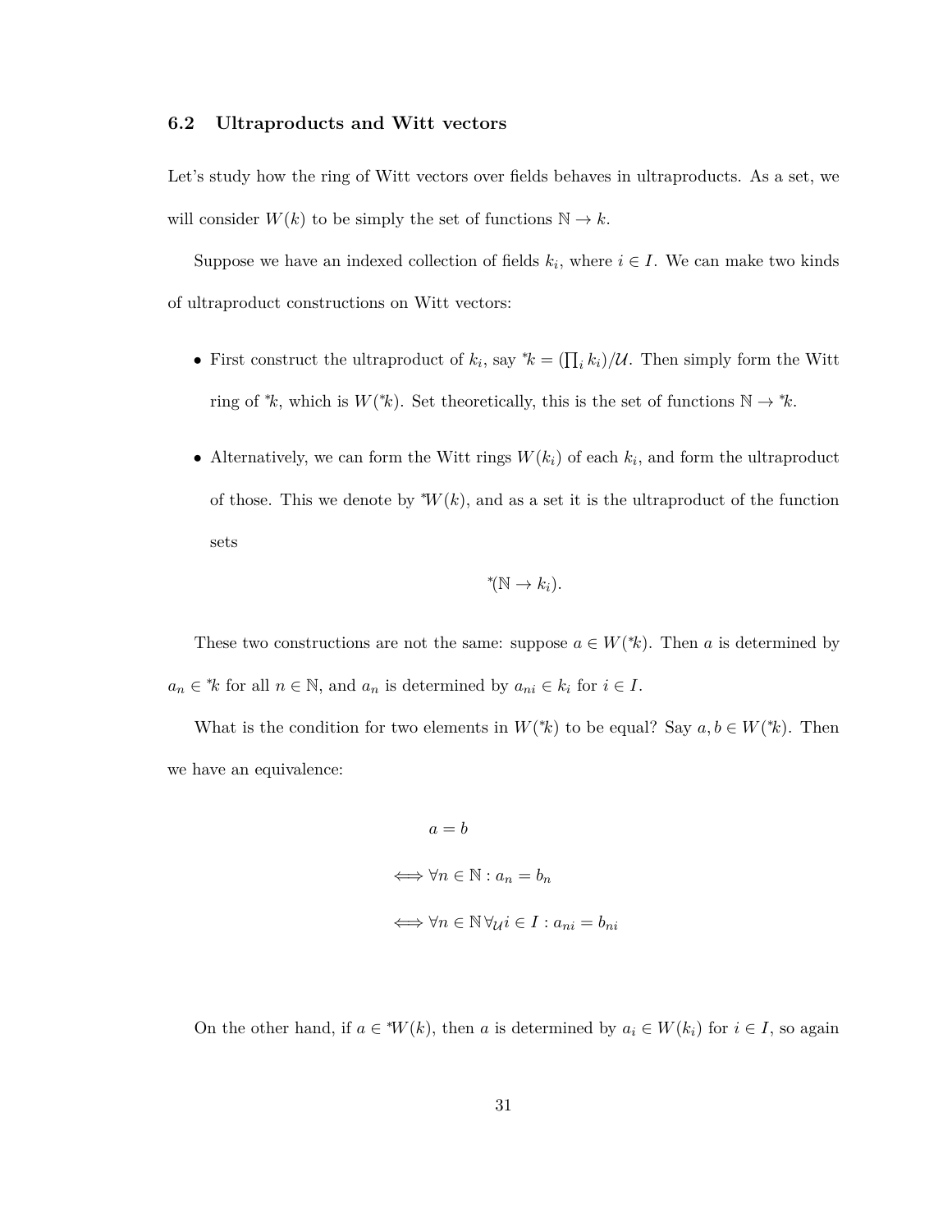### 6.2 Ultraproducts and Witt vectors

Let's study how the ring of Witt vectors over fields behaves in ultraproducts. As a set, we will consider $W(k)$ to be simply the set of functions $\mathbb{N} \to k$.

Suppose we have an indexed collection of fields $k_i$, where $i \in I$. We can make two kinds of ultraproduct constructions on Witt vectors:

- First construct the ultraproduct of $k_i$, say ${}^*k = (\prod_i k_i)/\mathcal{U}$. Then simply form the Witt ring of ${}^*k$, which is $W({}^*k)$. Set theoretically, this is the set of functions $\mathbb{N} \to {}^*k$.
- Alternatively, we can form the Witt rings $W(k_i)$ of each $k_i$, and form the ultraproduct of those. This we denote by ${}^*W(k)$, and as a set it is the ultraproduct of the function sets

$${}^*(\mathbb{N} \to k_i).$$

These two constructions are not the same: suppose $a \in W({}^*k)$. Then $a$ is determined by $a_n \in {}^*k$ for all $n \in \mathbb{N}$, and $a_n$ is determined by $a_{ni} \in k_i$ for $i \in I$.

What is the condition for two elements in $W({}^*k)$ to be equal? Say $a, b \in W({}^*k)$. Then we have an equivalence:

$$\begin{aligned} & a = b \\ \iff & \forall n \in \mathbb{N} : a_n = b_n \\ \iff & \forall n \in \mathbb{N} \, \forall_{\mathcal{U}} i \in I : a_{ni} = b_{ni} \end{aligned}$$

On the other hand, if $a \in {}^*W(k)$, then $a$ is determined by $a_i \in W(k_i)$ for $i \in I$, so again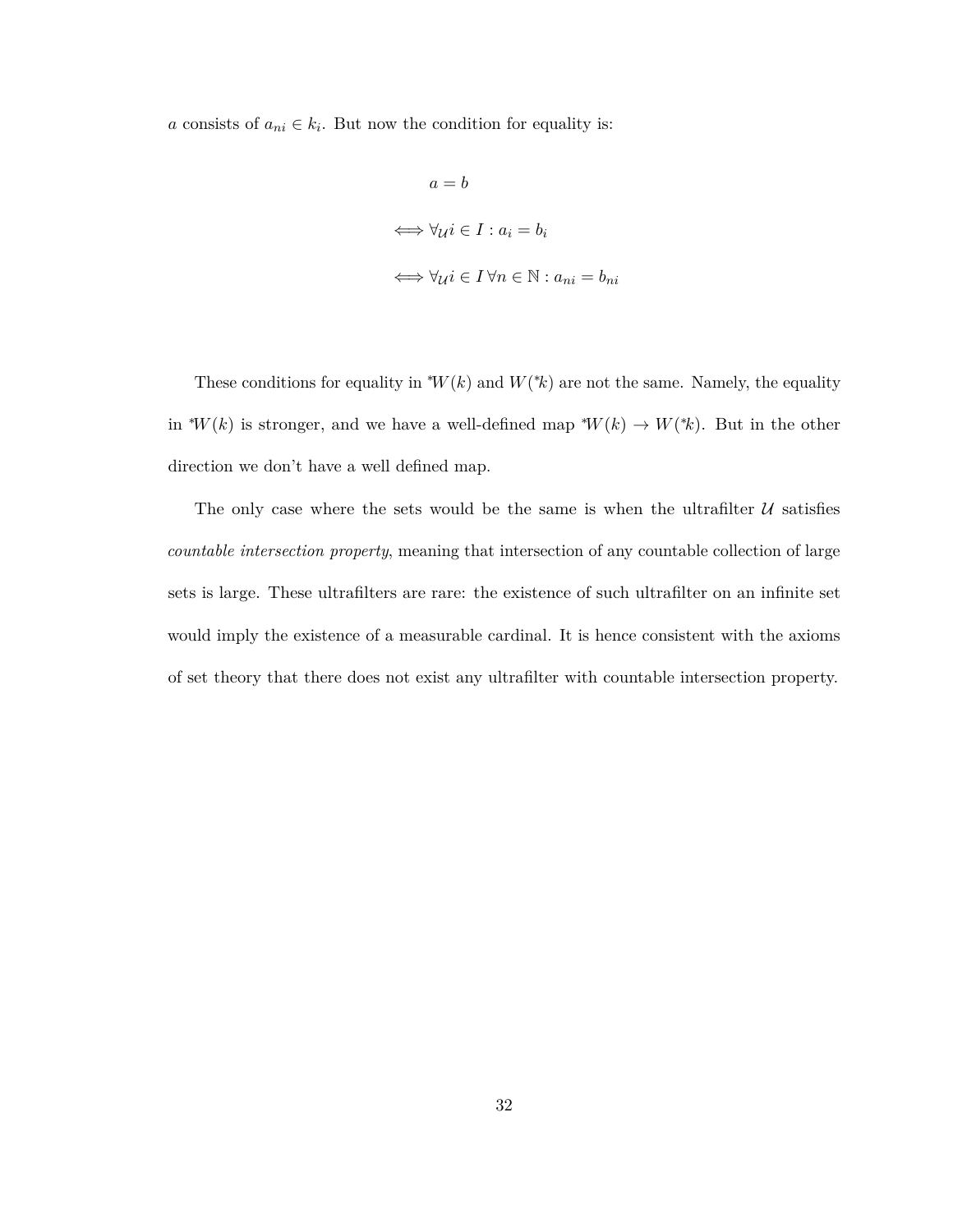$a$ consists of $a_{ni} \in k_i$. But now the condition for equality is:

$$a = b$$

$$\iff \forall_{\mathcal{U}} i \in I : a_i = b_i$$

$$\iff \forall_{\mathcal{U}} i \in I \, \forall n \in \mathbb{N} : a_{ni} = b_{ni}$$

These conditions for equality in ${}^*W(k)$ and $W({}^*k)$ are not the same. Namely, the equality in ${}^*W(k)$ is stronger, and we have a well-defined map ${}^*W(k) \to W({}^*k)$. But in the other direction we don't have a well defined map.

The only case where the sets would be the same is when the ultrafilter $\mathcal{U}$ satisfies *countable intersection property*, meaning that intersection of any countable collection of large sets is large. These ultrafilters are rare: the existence of such ultrafilter on an infinite set would imply the existence of a measurable cardinal. It is hence consistent with the axioms of set theory that there does not exist any ultrafilter with countable intersection property.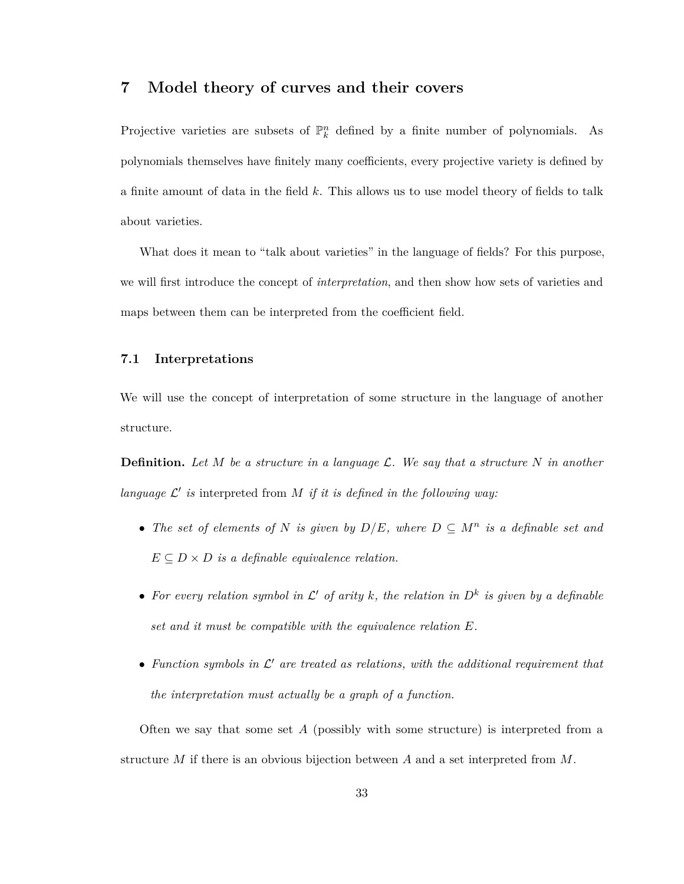# 7 Model theory of curves and their covers

Projective varieties are subsets of $\mathbb{P}^n_k$ defined by a finite number of polynomials. As polynomials themselves have finitely many coefficients, every projective variety is defined by a finite amount of data in the field $k$. This allows us to use model theory of fields to talk about varieties.

What does it mean to "talk about varieties" in the language of fields? For this purpose, we will first introduce the concept of *interpretation*, and then show how sets of varieties and maps between them can be interpreted from the coefficient field.

## 7.1 Interpretations

We will use the concept of interpretation of some structure in the language of another structure.

**Definition.** *Let $M$ be a structure in a language $\mathcal{L}$. We say that a structure $N$ in another language $\mathcal{L}'$ is* interpreted from $M$ *if it is defined in the following way:*

- *The set of elements of $N$ is given by $D/E$, where $D \subseteq M^n$ is a definable set and $E \subseteq D \times D$ is a definable equivalence relation.*
- *For every relation symbol in $\mathcal{L}'$ of arity $k$, the relation in $D^k$ is given by a definable set and it must be compatible with the equivalence relation $E$.*
- *Function symbols in $\mathcal{L}'$ are treated as relations, with the additional requirement that the interpretation must actually be a graph of a function.*

Often we say that some set $A$ (possibly with some structure) is interpreted from a structure $M$ if there is an obvious bijection between $A$ and a set interpreted from $M$.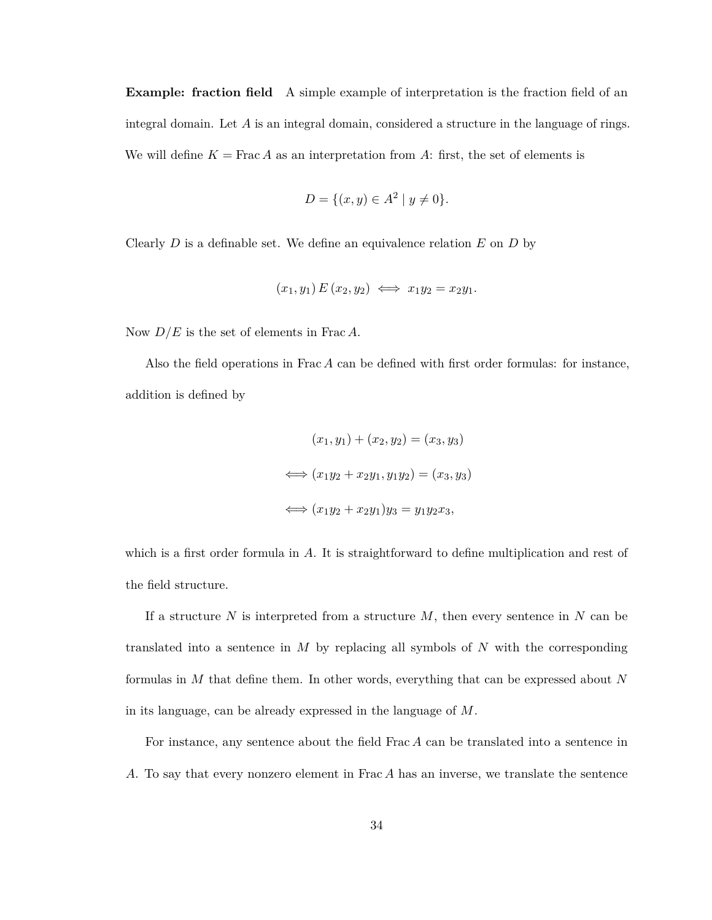**Example: fraction field** A simple example of interpretation is the fraction field of an integral domain. Let $A$ is an integral domain, considered a structure in the language of rings. We will define $K = \operatorname{Frac} A$ as an interpretation from $A$: first, the set of elements is

$$D = \{(x, y) \in A^2 \mid y \neq 0\}.$$

Clearly $D$ is a definable set. We define an equivalence relation $E$ on $D$ by

$$(x_1, y_1)\, E\, (x_2, y_2) \iff x_1 y_2 = x_2 y_1.$$

Now $D/E$ is the set of elements in $\operatorname{Frac} A$.

Also the field operations in $\operatorname{Frac} A$ can be defined with first order formulas: for instance, addition is defined by

$$
\begin{aligned}
&(x_1, y_1) + (x_2, y_2) = (x_3, y_3) \\
\iff &(x_1 y_2 + x_2 y_1, y_1 y_2) = (x_3, y_3) \\
\iff &(x_1 y_2 + x_2 y_1) y_3 = y_1 y_2 x_3,
\end{aligned}
$$

which is a first order formula in $A$. It is straightforward to define multiplication and rest of the field structure.

If a structure $N$ is interpreted from a structure $M$, then every sentence in $N$ can be translated into a sentence in $M$ by replacing all symbols of $N$ with the corresponding formulas in $M$ that define them. In other words, everything that can be expressed about $N$ in its language, can be already expressed in the language of $M$.

For instance, any sentence about the field $\operatorname{Frac} A$ can be translated into a sentence in $A$. To say that every nonzero element in $\operatorname{Frac} A$ has an inverse, we translate the sentence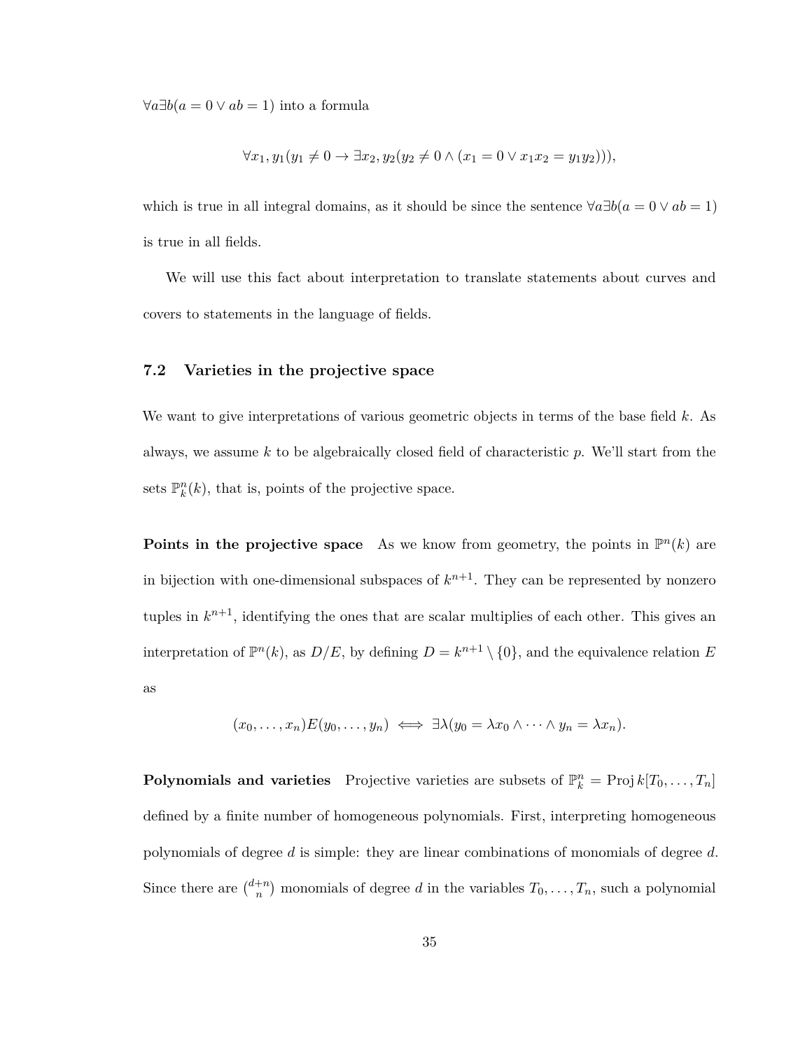$\forall a \exists b (a = 0 \vee ab = 1)$ into a formula

$$\forall x_1, y_1 (y_1 \neq 0 \rightarrow \exists x_2, y_2 (y_2 \neq 0 \wedge (x_1 = 0 \vee x_1 x_2 = y_1 y_2))),$$

which is true in all integral domains, as it should be since the sentence $\forall a \exists b (a = 0 \vee ab = 1)$ is true in all fields.

We will use this fact about interpretation to translate statements about curves and covers to statements in the language of fields.

### 7.2 Varieties in the projective space

We want to give interpretations of various geometric objects in terms of the base field $k$. As always, we assume $k$ to be algebraically closed field of characteristic $p$. We'll start from the sets $\mathbb{P}_k^n(k)$, that is, points of the projective space.

**Points in the projective space** As we know from geometry, the points in $\mathbb{P}^n(k)$ are in bijection with one-dimensional subspaces of $k^{n+1}$. They can be represented by nonzero tuples in $k^{n+1}$, identifying the ones that are scalar multiplies of each other. This gives an interpretation of $\mathbb{P}^n(k)$, as $D/E$, by defining $D = k^{n+1} \setminus \{0\}$, and the equivalence relation $E$ as

$$(x_0, \dots, x_n) E (y_0, \dots, y_n) \iff \exists \lambda (y_0 = \lambda x_0 \wedge \dots \wedge y_n = \lambda x_n).$$

**Polynomials and varieties** Projective varieties are subsets of $\mathbb{P}_k^n = \operatorname{Proj} k[T_0, \dots, T_n]$ defined by a finite number of homogeneous polynomials. First, interpreting homogeneous polynomials of degree $d$ is simple: they are linear combinations of monomials of degree $d$. Since there are $\binom{d+n}{n}$ monomials of degree $d$ in the variables $T_0, \dots, T_n$, such a polynomial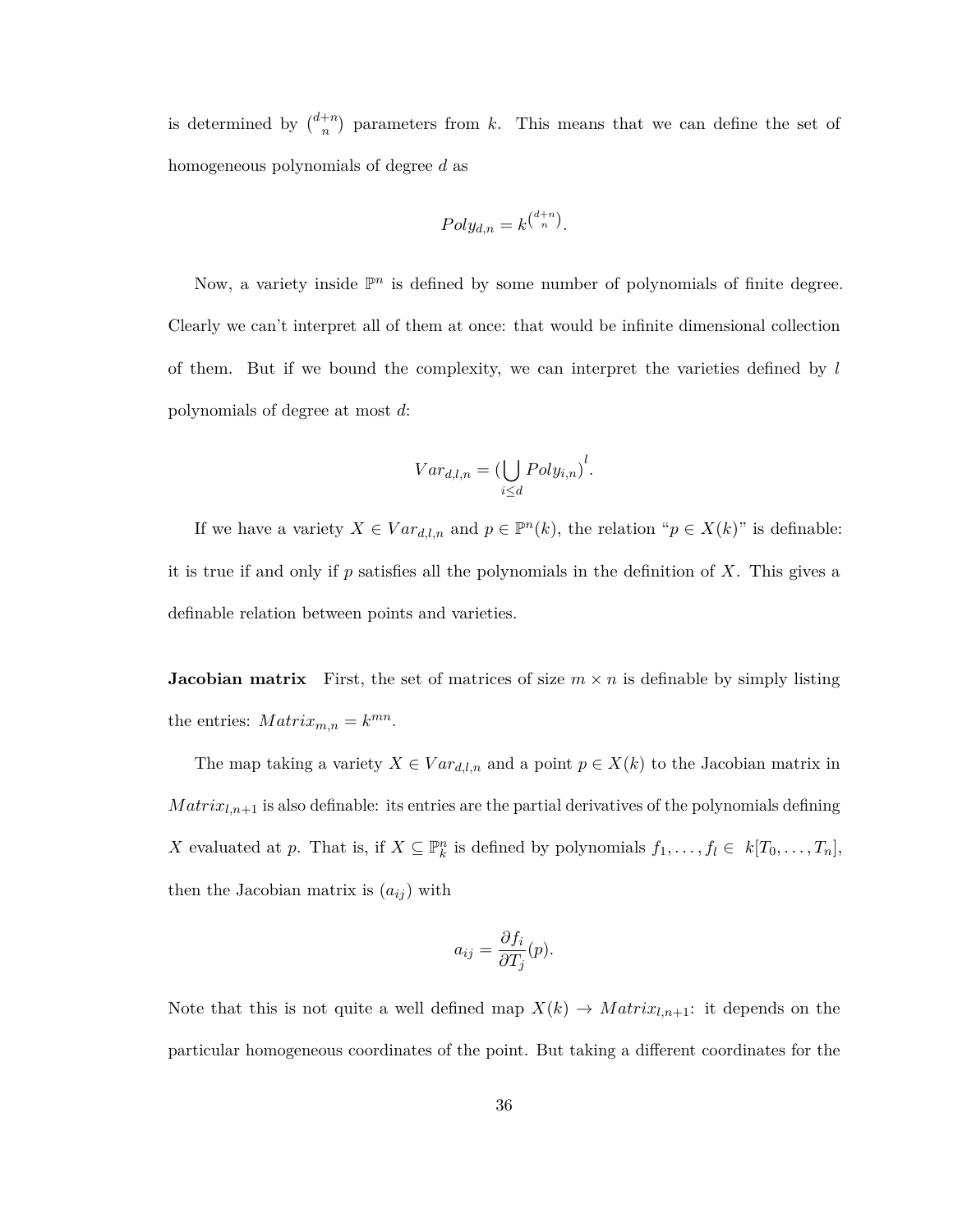is determined by $\binom{d+n}{n}$ parameters from $k$. This means that we can define the set of homogeneous polynomials of degree $d$ as

$$Poly_{d,n} = k^{\binom{d+n}{n}}.$$

Now, a variety inside $\mathbb{P}^n$ is defined by some number of polynomials of finite degree. Clearly we can't interpret all of them at once: that would be infinite dimensional collection of them. But if we bound the complexity, we can interpret the varieties defined by $l$ polynomials of degree at most $d$:

$$Var_{d,l,n} = \big(\bigcup_{i \leq d} Poly_{i,n}\big)^l.$$

If we have a variety $X \in Var_{d,l,n}$ and $p \in \mathbb{P}^n(k)$, the relation "$p \in X(k)$" is definable: it is true if and only if $p$ satisfies all the polynomials in the definition of $X$. This gives a definable relation between points and varieties.

**Jacobian matrix** First, the set of matrices of size $m \times n$ is definable by simply listing the entries: $Matrix_{m,n} = k^{mn}$.

The map taking a variety $X \in Var_{d,l,n}$ and a point $p \in X(k)$ to the Jacobian matrix in $Matrix_{l,n+1}$ is also definable: its entries are the partial derivatives of the polynomials defining $X$ evaluated at $p$. That is, if $X \subseteq \mathbb{P}^n_k$ is defined by polynomials $f_1, \ldots, f_l \in k[T_0, \ldots, T_n]$, then the Jacobian matrix is $(a_{ij})$ with

$$a_{ij} = \frac{\partial f_i}{\partial T_j}(p).$$

Note that this is not quite a well defined map $X(k) \to Matrix_{l,n+1}$: it depends on the particular homogeneous coordinates of the point. But taking a different coordinates for the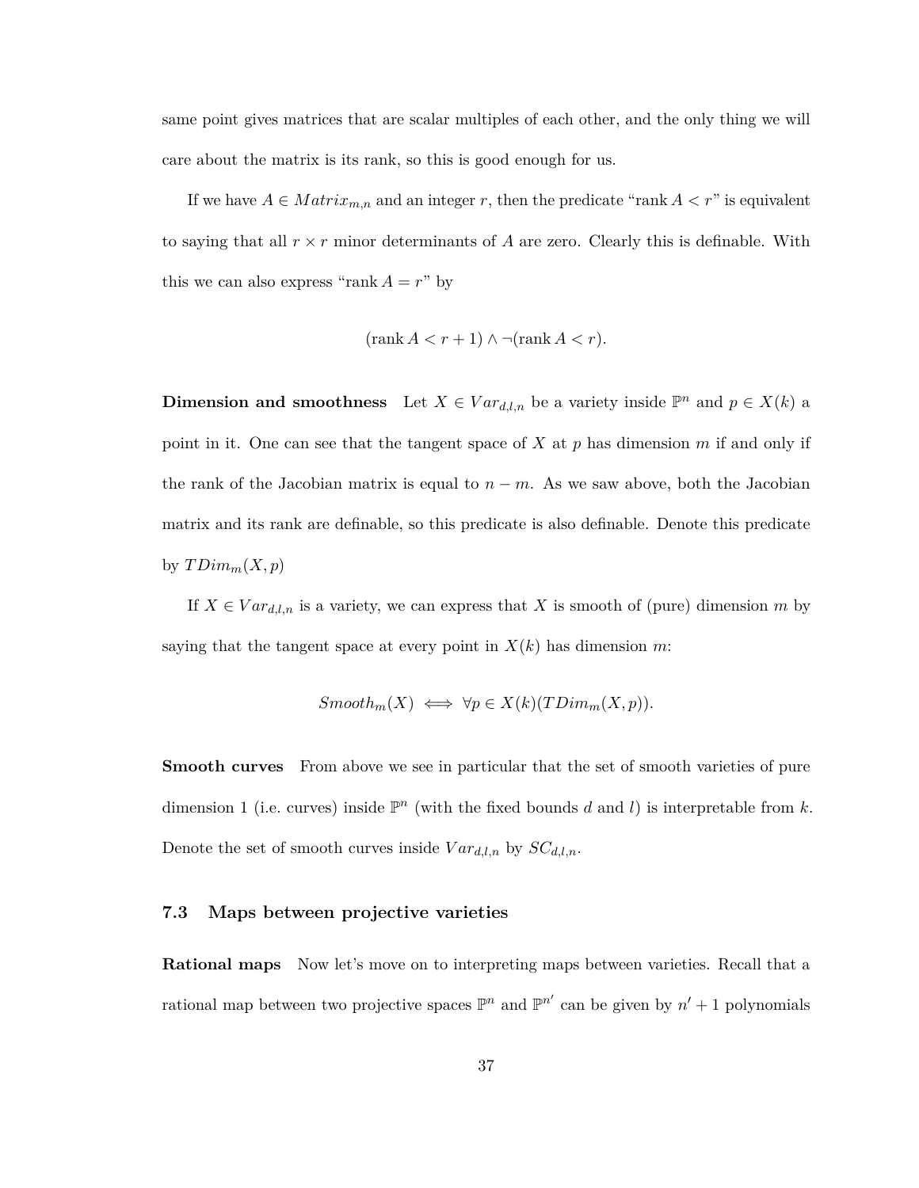same point gives matrices that are scalar multiples of each other, and the only thing we will care about the matrix is its rank, so this is good enough for us.

If we have $A \in Matrix_{m,n}$ and an integer $r$, then the predicate "rank $A < r$" is equivalent to saying that all $r \times r$ minor determinants of $A$ are zero. Clearly this is definable. With this we can also express "rank $A = r$" by

$$(\text{rank } A < r+1) \wedge \neg(\text{rank } A < r).$$

**Dimension and smoothness** Let $X \in Var_{d,l,n}$ be a variety inside $\mathbb{P}^n$ and $p \in X(k)$ a point in it. One can see that the tangent space of $X$ at $p$ has dimension $m$ if and only if the rank of the Jacobian matrix is equal to $n - m$. As we saw above, both the Jacobian matrix and its rank are definable, so this predicate is also definable. Denote this predicate by $TDim_m(X, p)$

If $X \in Var_{d,l,n}$ is a variety, we can express that $X$ is smooth of (pure) dimension $m$ by saying that the tangent space at every point in $X(k)$ has dimension $m$:

$$Smooth_m(X) \iff \forall p \in X(k)(TDim_m(X, p)).$$

**Smooth curves** From above we see in particular that the set of smooth varieties of pure dimension 1 (i.e. curves) inside $\mathbb{P}^n$ (with the fixed bounds $d$ and $l$) is interpretable from $k$. Denote the set of smooth curves inside $Var_{d,l,n}$ by $SC_{d,l,n}$.

### 7.3 Maps between projective varieties

**Rational maps** Now let's move on to interpreting maps between varieties. Recall that a rational map between two projective spaces $\mathbb{P}^n$ and $\mathbb{P}^{n'}$ can be given by $n'+1$ polynomials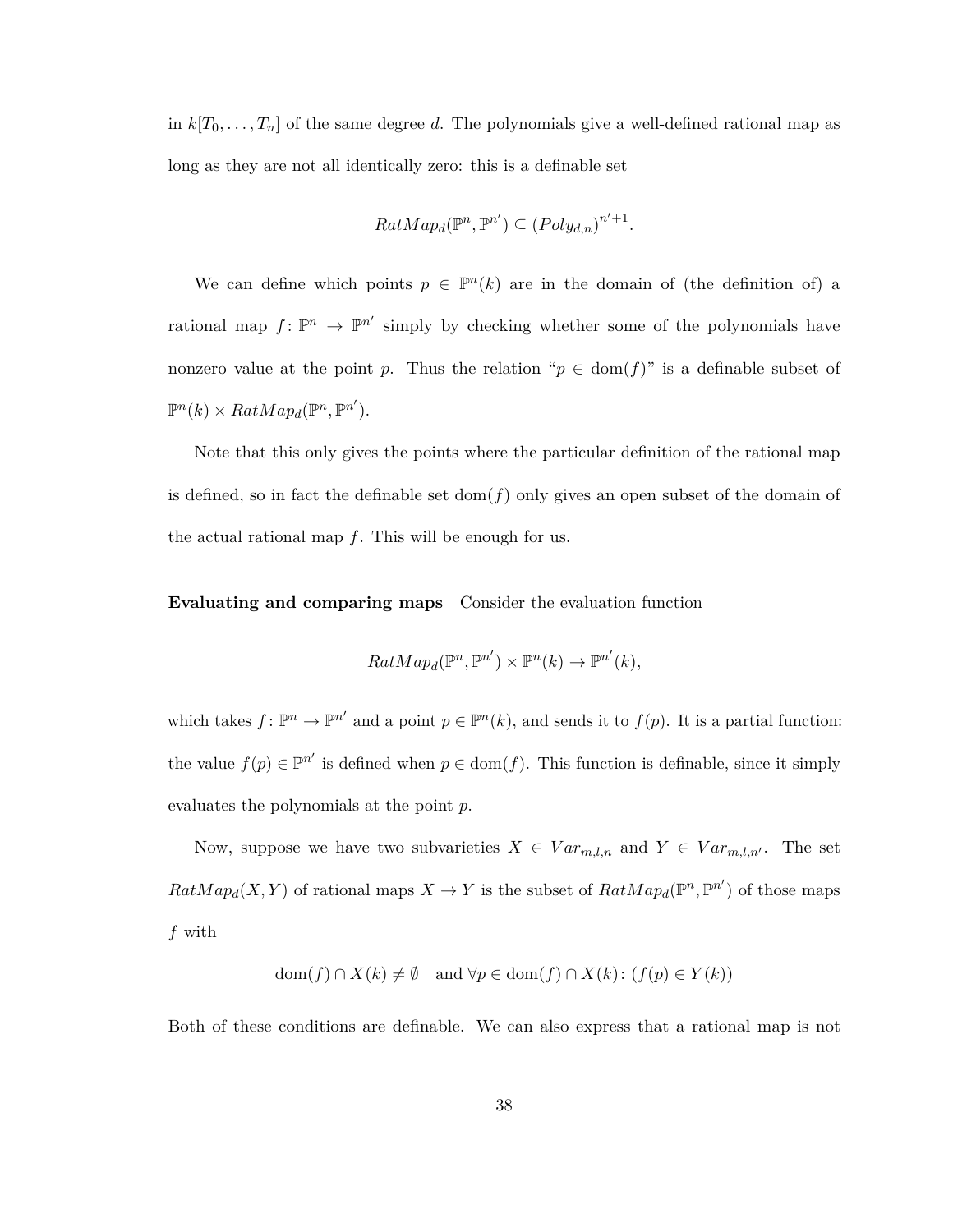in $k[T_0, \ldots, T_n]$ of the same degree $d$. The polynomials give a well-defined rational map as long as they are not all identically zero: this is a definable set

$$RatMap_d(\mathbb{P}^n, \mathbb{P}^{n'}) \subseteq (Poly_{d,n})^{n'+1}.$$

We can define which points $p \in \mathbb{P}^n(k)$ are in the domain of (the definition of) a rational map $f\colon \mathbb{P}^n \to \mathbb{P}^{n'}$ simply by checking whether some of the polynomials have nonzero value at the point $p$. Thus the relation "$p \in \operatorname{dom}(f)$" is a definable subset of $\mathbb{P}^n(k) \times RatMap_d(\mathbb{P}^n, \mathbb{P}^{n'})$.

Note that this only gives the points where the particular definition of the rational map is defined, so in fact the definable set $\operatorname{dom}(f)$ only gives an open subset of the domain of the actual rational map $f$. This will be enough for us.

**Evaluating and comparing maps** Consider the evaluation function

$$RatMap_d(\mathbb{P}^n, \mathbb{P}^{n'}) \times \mathbb{P}^n(k) \to \mathbb{P}^{n'}(k),$$

which takes $f\colon \mathbb{P}^n \to \mathbb{P}^{n'}$ and a point $p \in \mathbb{P}^n(k)$, and sends it to $f(p)$. It is a partial function: the value $f(p) \in \mathbb{P}^{n'}$ is defined when $p \in \operatorname{dom}(f)$. This function is definable, since it simply evaluates the polynomials at the point $p$.

Now, suppose we have two subvarieties $X \in Var_{m,l,n}$ and $Y \in Var_{m,l,n'}$. The set $RatMap_d(X, Y)$ of rational maps $X \to Y$ is the subset of $RatMap_d(\mathbb{P}^n, \mathbb{P}^{n'})$ of those maps $f$ with

$$\operatorname{dom}(f) \cap X(k) \neq \emptyset \quad \text{and } \forall p \in \operatorname{dom}(f) \cap X(k)\colon (f(p) \in Y(k))$$

Both of these conditions are definable. We can also express that a rational map is not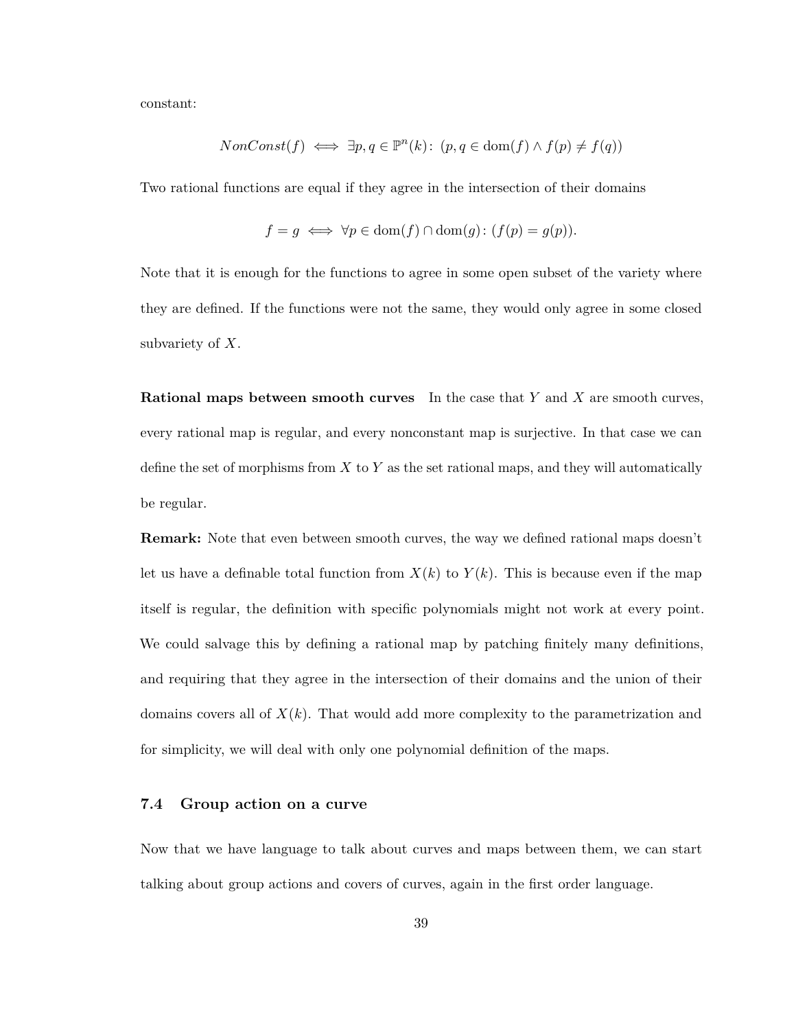constant:

$$NonConst(f) \iff \exists p, q \in \mathbb{P}^n(k)\colon\ (p, q \in \operatorname{dom}(f) \wedge f(p) \neq f(q))$$

Two rational functions are equal if they agree in the intersection of their domains

$$f = g \iff \forall p \in \operatorname{dom}(f) \cap \operatorname{dom}(g)\colon (f(p) = g(p)).$$

Note that it is enough for the functions to agree in some open subset of the variety where they are defined. If the functions were not the same, they would only agree in some closed subvariety of $X$.

**Rational maps between smooth curves** In the case that $Y$ and $X$ are smooth curves, every rational map is regular, and every nonconstant map is surjective. In that case we can define the set of morphisms from $X$ to $Y$ as the set rational maps, and they will automatically be regular.

**Remark:** Note that even between smooth curves, the way we defined rational maps doesn't let us have a definable total function from $X(k)$ to $Y(k)$. This is because even if the map itself is regular, the definition with specific polynomials might not work at every point. We could salvage this by defining a rational map by patching finitely many definitions, and requiring that they agree in the intersection of their domains and the union of their domains covers all of $X(k)$. That would add more complexity to the parametrization and for simplicity, we will deal with only one polynomial definition of the maps.

### 7.4 Group action on a curve

Now that we have language to talk about curves and maps between them, we can start talking about group actions and covers of curves, again in the first order language.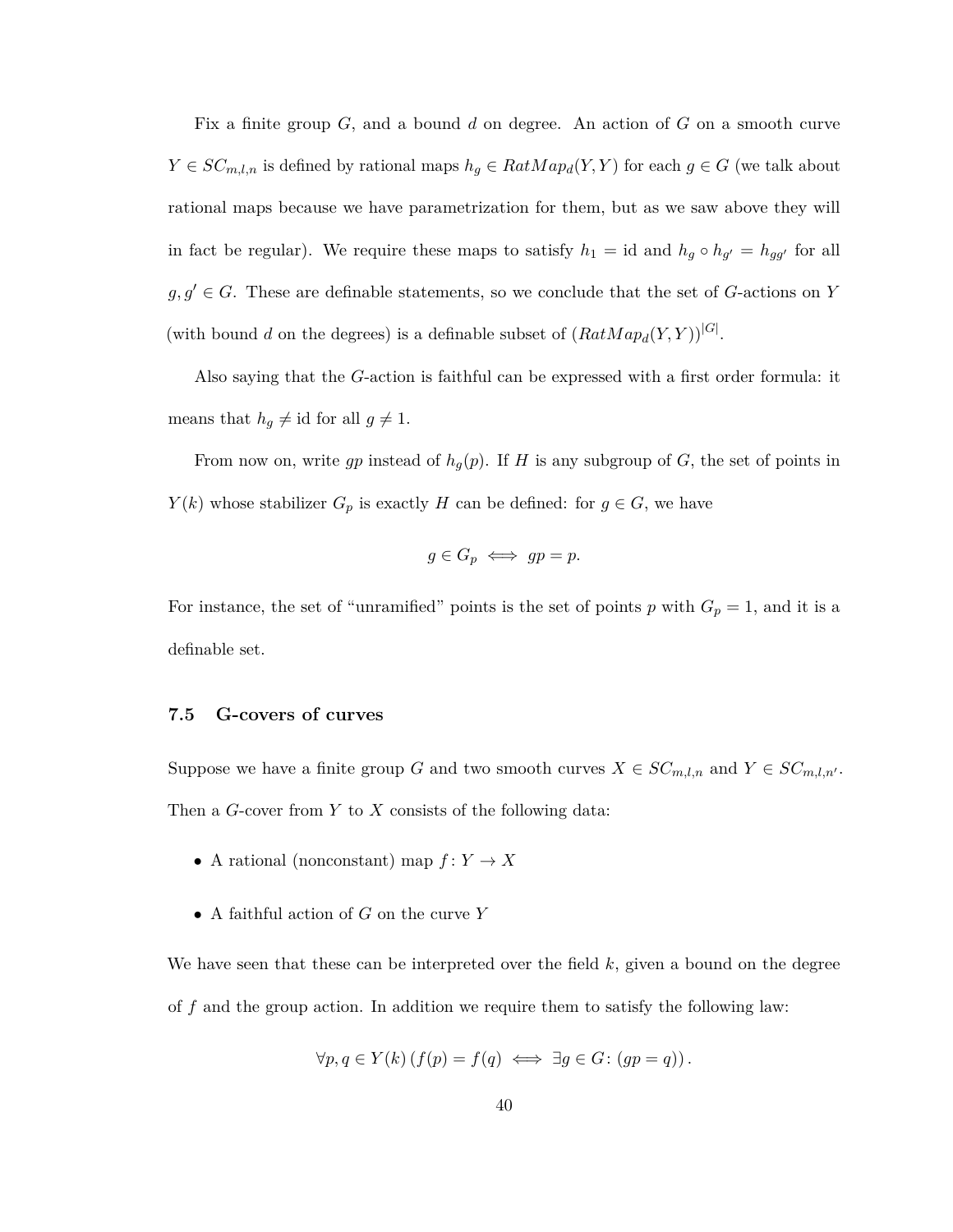Fix a finite group $G$, and a bound $d$ on degree. An action of $G$ on a smooth curve $Y \in SC_{m,l,n}$ is defined by rational maps $h_g \in RatMap_d(Y, Y)$ for each $g \in G$ (we talk about rational maps because we have parametrization for them, but as we saw above they will in fact be regular). We require these maps to satisfy $h_1 = \mathrm{id}$ and $h_g \circ h_{g'} = h_{gg'}$ for all $g, g' \in G$. These are definable statements, so we conclude that the set of $G$-actions on $Y$ (with bound $d$ on the degrees) is a definable subset of $(RatMap_d(Y, Y))^{|G|}$.

Also saying that the $G$-action is faithful can be expressed with a first order formula: it means that $h_g \neq \mathrm{id}$ for all $g \neq 1$.

From now on, write $gp$ instead of $h_g(p)$. If $H$ is any subgroup of $G$, the set of points in $Y(k)$ whose stabilizer $G_p$ is exactly $H$ can be defined: for $g \in G$, we have

$$g \in G_p \iff gp = p.$$

For instance, the set of "unramified" points is the set of points $p$ with $G_p = 1$, and it is a definable set.

### 7.5 G-covers of curves

Suppose we have a finite group $G$ and two smooth curves $X \in SC_{m,l,n}$ and $Y \in SC_{m,l,n'}$. Then a $G$-cover from $Y$ to $X$ consists of the following data:

- A rational (nonconstant) map $f\colon Y \to X$
- A faithful action of $G$ on the curve $Y$

We have seen that these can be interpreted over the field $k$, given a bound on the degree of $f$ and the group action. In addition we require them to satisfy the following law:

$$\forall p, q \in Y(k)\, (f(p) = f(q) \iff \exists g \in G\colon (gp = q))\,.$$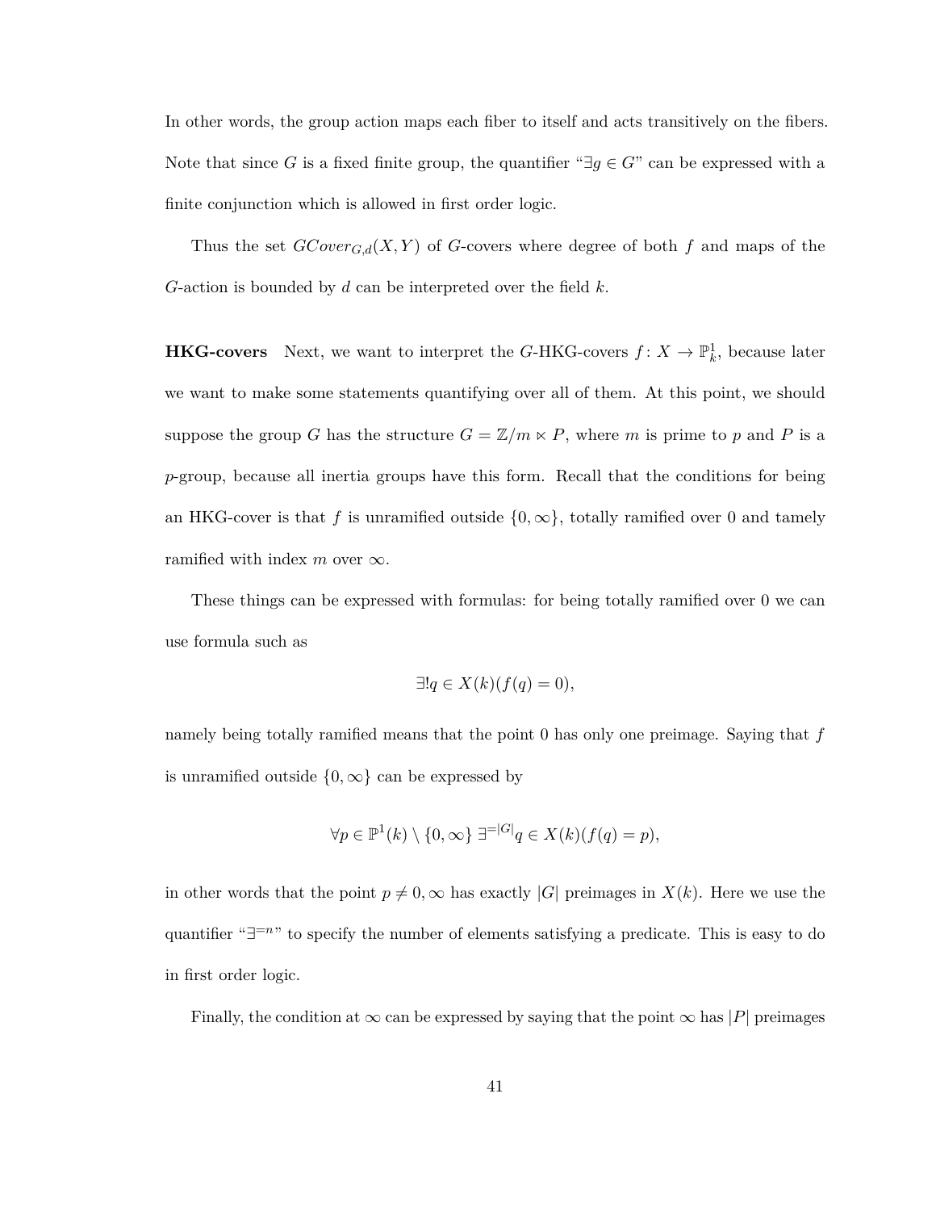In other words, the group action maps each fiber to itself and acts transitively on the fibers. Note that since $G$ is a fixed finite group, the quantifier "$\exists g \in G$" can be expressed with a finite conjunction which is allowed in first order logic.

Thus the set $GCover_{G,d}(X,Y)$ of $G$-covers where degree of both $f$ and maps of the $G$-action is bounded by $d$ can be interpreted over the field $k$.

**HKG-covers** Next, we want to interpret the $G$-HKG-covers $f\colon X \to \mathbb{P}^1_k$, because later we want to make some statements quantifying over all of them. At this point, we should suppose the group $G$ has the structure $G = \mathbb{Z}/m \ltimes P$, where $m$ is prime to $p$ and $P$ is a $p$-group, because all inertia groups have this form. Recall that the conditions for being an HKG-cover is that $f$ is unramified outside $\{0, \infty\}$, totally ramified over 0 and tamely ramified with index $m$ over $\infty$.

These things can be expressed with formulas: for being totally ramified over 0 we can use formula such as

$$\exists! q \in X(k)(f(q) = 0),$$

namely being totally ramified means that the point 0 has only one preimage. Saying that $f$ is unramified outside $\{0, \infty\}$ can be expressed by

$$\forall p \in \mathbb{P}^1(k) \setminus \{0, \infty\}\ \exists^{=|G|} q \in X(k)(f(q) = p),$$

in other words that the point $p \neq 0, \infty$ has exactly $|G|$ preimages in $X(k)$. Here we use the quantifier "$\exists^{=n}$" to specify the number of elements satisfying a predicate. This is easy to do in first order logic.

Finally, the condition at $\infty$ can be expressed by saying that the point $\infty$ has $|P|$ preimages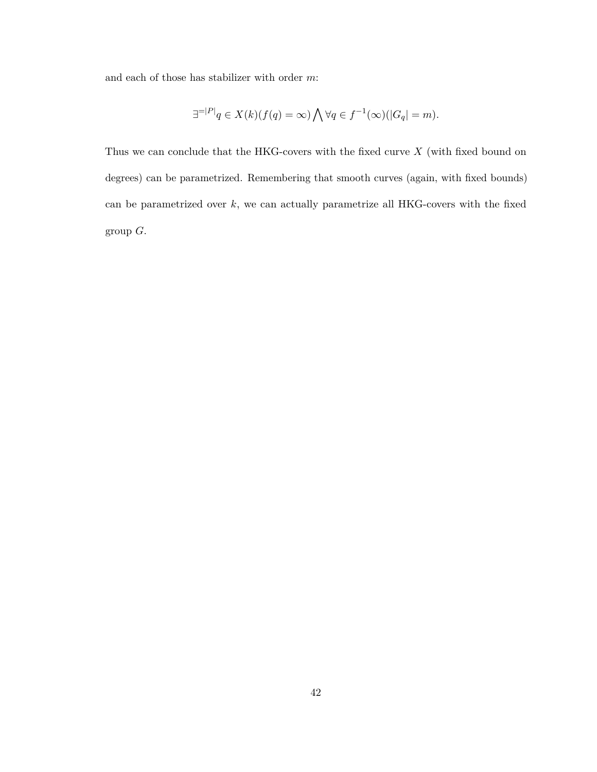and each of those has stabilizer with order $m$:

$$\exists^{=|P|} q \in X(k)(f(q) = \infty) \bigwedge \forall q \in f^{-1}(\infty)(|G_q| = m).$$

Thus we can conclude that the HKG-covers with the fixed curve $X$ (with fixed bound on degrees) can be parametrized. Remembering that smooth curves (again, with fixed bounds) can be parametrized over $k$, we can actually parametrize all HKG-covers with the fixed group $G$.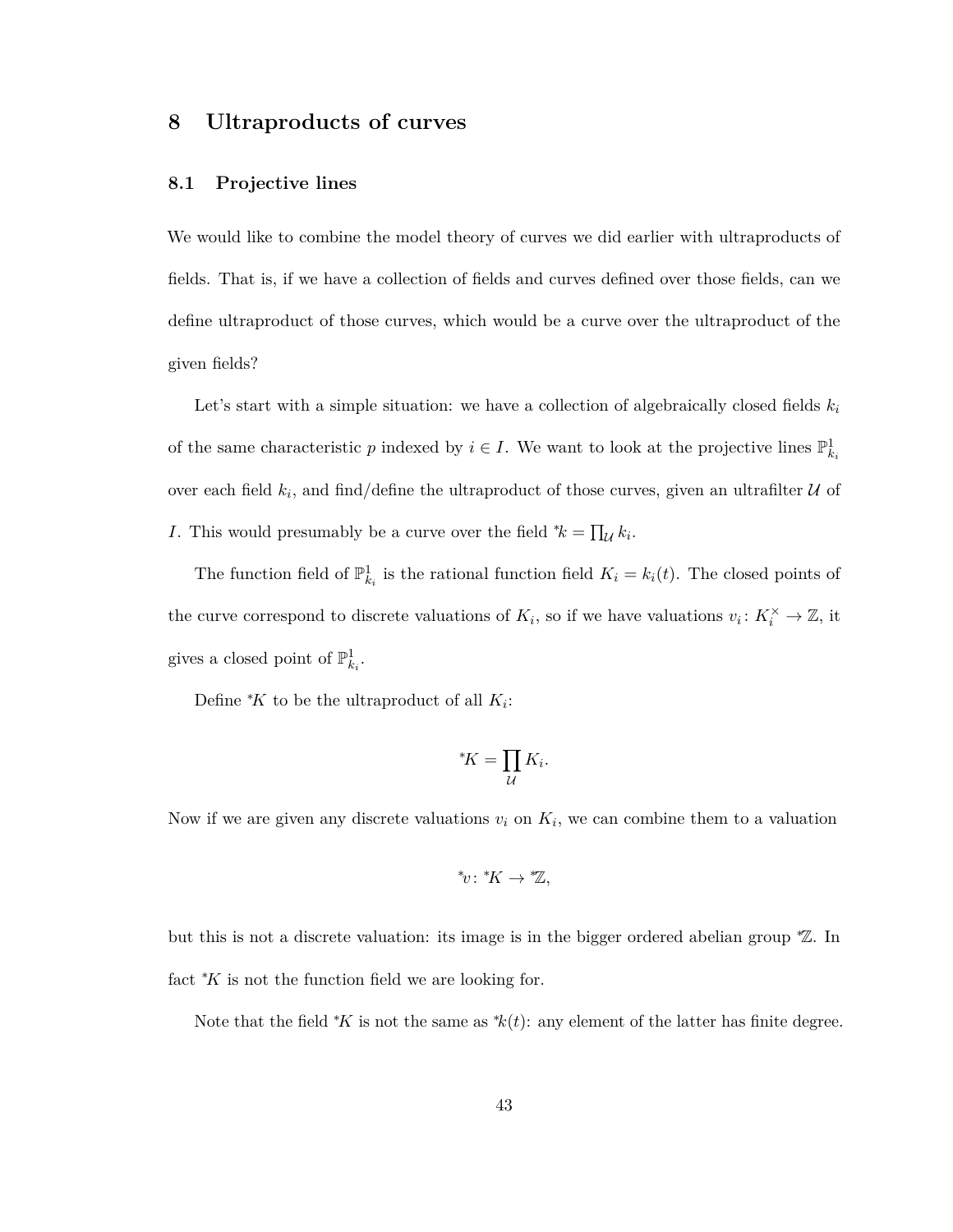# 8 Ultraproducts of curves

## 8.1 Projective lines

We would like to combine the model theory of curves we did earlier with ultraproducts of fields. That is, if we have a collection of fields and curves defined over those fields, can we define ultraproduct of those curves, which would be a curve over the ultraproduct of the given fields?

Let's start with a simple situation: we have a collection of algebraically closed fields $k_i$ of the same characteristic $p$ indexed by $i \in I$. We want to look at the projective lines $\mathbb{P}^1_{k_i}$ over each field $k_i$, and find/define the ultraproduct of those curves, given an ultrafilter $\mathcal{U}$ of $I$. This would presumably be a curve over the field ${}^*k = \prod_{\mathcal{U}} k_i$.

The function field of $\mathbb{P}^1_{k_i}$ is the rational function field $K_i = k_i(t)$. The closed points of the curve correspond to discrete valuations of $K_i$, so if we have valuations $v_i \colon K_i^\times \to \mathbb{Z}$, it gives a closed point of $\mathbb{P}^1_{k_i}$.

Define ${}^*K$ to be the ultraproduct of all $K_i$:

$$ {}^*K = \prod_{\mathcal{U}} K_i. $$

Now if we are given any discrete valuations $v_i$ on $K_i$, we can combine them to a valuation

$$ {}^*v \colon {}^*K \to {}^*\mathbb{Z}, $$

but this is not a discrete valuation: its image is in the bigger ordered abelian group ${}^*\mathbb{Z}$. In fact ${}^*K$ is not the function field we are looking for.

Note that the field ${}^*K$ is not the same as ${}^*k(t)$: any element of the latter has finite degree.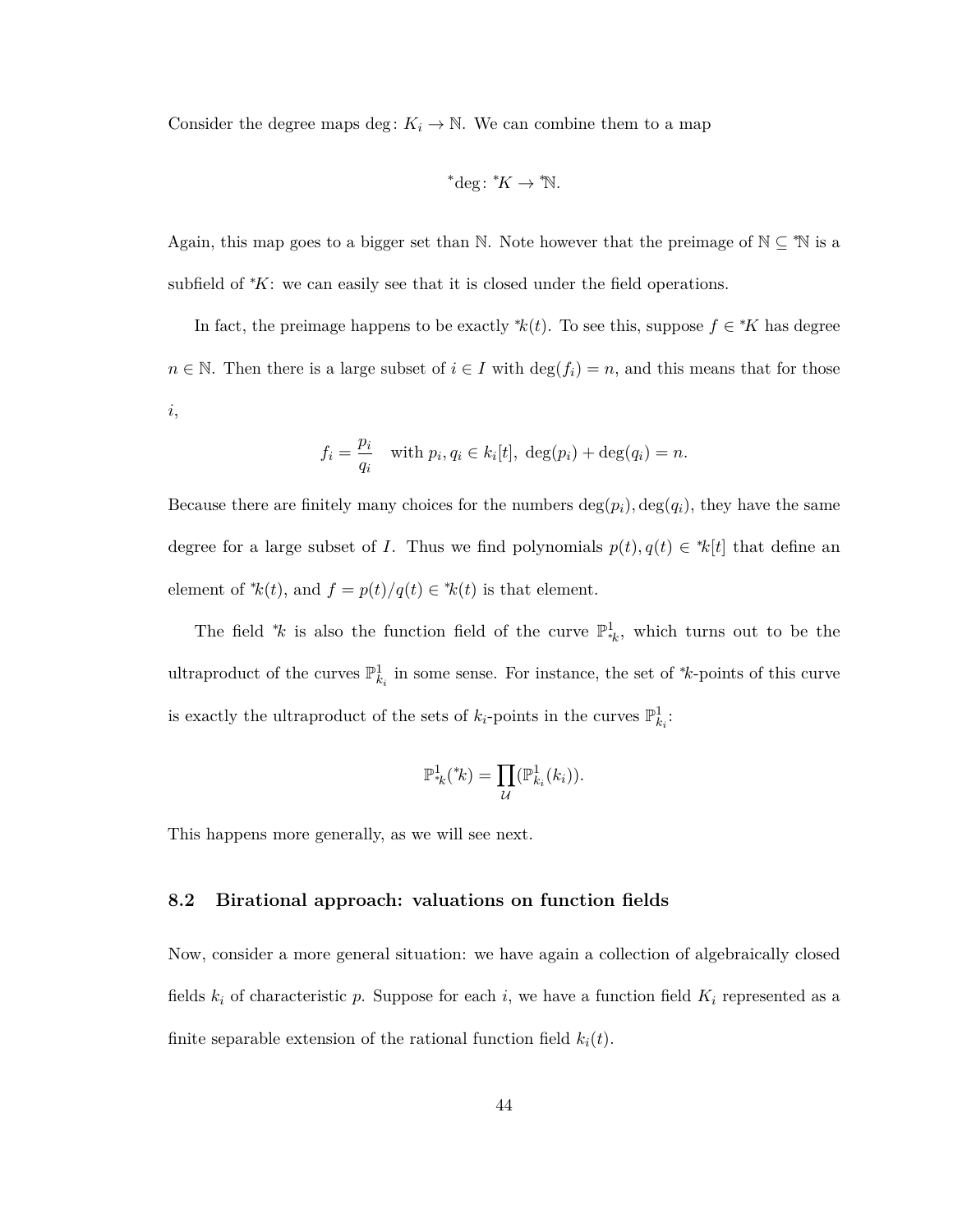Consider the degree maps $\deg\colon K_i \to \mathbb{N}$. We can combine them to a map

$$^*\deg\colon {}^*K \to {}^*\mathbb{N}.$$

Again, this map goes to a bigger set than $\mathbb{N}$. Note however that the preimage of $\mathbb{N} \subseteq {}^*\mathbb{N}$ is a subfield of ${}^*K$: we can easily see that it is closed under the field operations.

In fact, the preimage happens to be exactly ${}^*k(t)$. To see this, suppose $f \in {}^*K$ has degree $n \in \mathbb{N}$. Then there is a large subset of $i \in I$ with $\deg(f_i) = n$, and this means that for those $i$,

$$f_i = \frac{p_i}{q_i} \quad \text{with } p_i, q_i \in k_i[t],\ \deg(p_i) + \deg(q_i) = n.$$

Because there are finitely many choices for the numbers $\deg(p_i), \deg(q_i)$, they have the same degree for a large subset of $I$. Thus we find polynomials $p(t), q(t) \in {}^*k[t]$ that define an element of ${}^*k(t)$, and $f = p(t)/q(t) \in {}^*k(t)$ is that element.

The field ${}^*k$ is also the function field of the curve $\mathbb{P}^1_{{}^*k}$, which turns out to be the ultraproduct of the curves $\mathbb{P}^1_{k_i}$ in some sense. For instance, the set of ${}^*k$-points of this curve is exactly the ultraproduct of the sets of $k_i$-points in the curves $\mathbb{P}^1_{k_i}$:

$$\mathbb{P}^1_{{}^*k}({}^*k) = \prod_{\mathcal{U}} (\mathbb{P}^1_{k_i}(k_i)).$$

This happens more generally, as we will see next.

### 8.2 Birational approach: valuations on function fields

Now, consider a more general situation: we have again a collection of algebraically closed fields $k_i$ of characteristic $p$. Suppose for each $i$, we have a function field $K_i$ represented as a finite separable extension of the rational function field $k_i(t)$.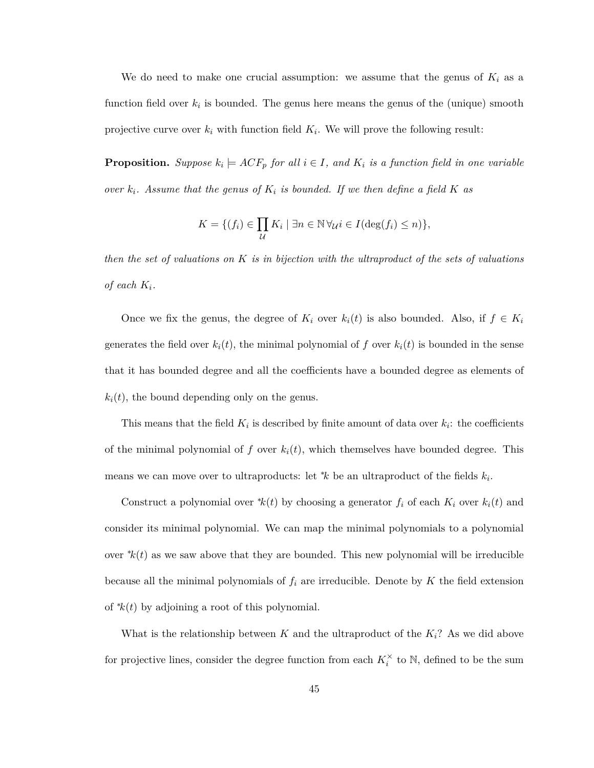We do need to make one crucial assumption: we assume that the genus of $K_i$ as a function field over $k_i$ is bounded. The genus here means the genus of the (unique) smooth projective curve over $k_i$ with function field $K_i$. We will prove the following result:

**Proposition.** *Suppose $k_i \models ACF_p$ for all $i \in I$, and $K_i$ is a function field in one variable over $k_i$. Assume that the genus of $K_i$ is bounded. If we then define a field $K$ as*

$$K = \{(f_i) \in \prod_{\mathcal{U}} K_i \mid \exists n \in \mathbb{N}\, \forall_{\mathcal{U}} i \in I(\deg(f_i) \leq n)\},$$

*then the set of valuations on $K$ is in bijection with the ultraproduct of the sets of valuations of each $K_i$.*

Once we fix the genus, the degree of $K_i$ over $k_i(t)$ is also bounded. Also, if $f \in K_i$ generates the field over $k_i(t)$, the minimal polynomial of $f$ over $k_i(t)$ is bounded in the sense that it has bounded degree and all the coefficients have a bounded degree as elements of $k_i(t)$, the bound depending only on the genus.

This means that the field $K_i$ is described by finite amount of data over $k_i$: the coefficients of the minimal polynomial of $f$ over $k_i(t)$, which themselves have bounded degree. This means we can move over to ultraproducts: let ${}^*k$ be an ultraproduct of the fields $k_i$.

Construct a polynomial over ${}^*k(t)$ by choosing a generator $f_i$ of each $K_i$ over $k_i(t)$ and consider its minimal polynomial. We can map the minimal polynomials to a polynomial over ${}^*k(t)$ as we saw above that they are bounded. This new polynomial will be irreducible because all the minimal polynomials of $f_i$ are irreducible. Denote by $K$ the field extension of ${}^*k(t)$ by adjoining a root of this polynomial.

What is the relationship between $K$ and the ultraproduct of the $K_i$? As we did above for projective lines, consider the degree function from each $K_i^{\times}$ to $\mathbb{N}$, defined to be the sum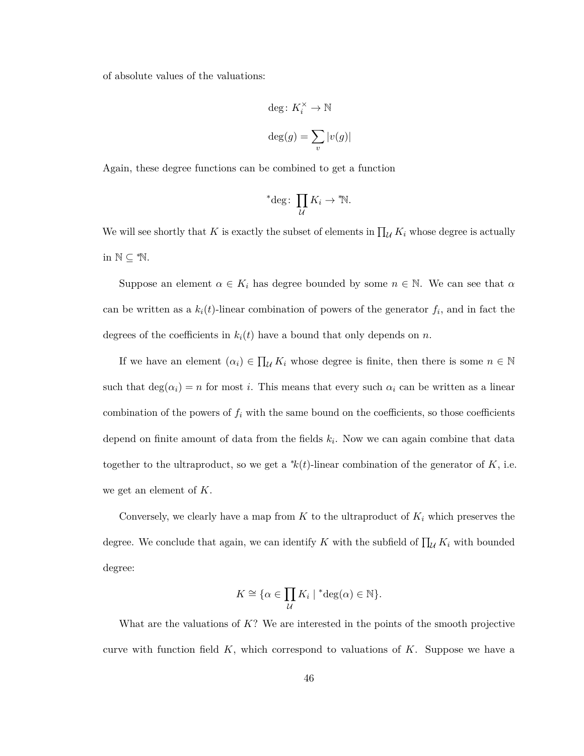of absolute values of the valuations:

$$\deg\colon K_i^\times \to \mathbb{N}$$

$$\deg(g) = \sum_v |v(g)|$$

Again, these degree functions can be combined to get a function

$${}^*\!\deg\colon \prod_\mathcal{U} K_i \to {}^*\mathbb{N}.$$

We will see shortly that $K$ is exactly the subset of elements in $\prod_\mathcal{U} K_i$ whose degree is actually in $\mathbb{N} \subseteq {}^*\mathbb{N}$.

Suppose an element $\alpha \in K_i$ has degree bounded by some $n \in \mathbb{N}$. We can see that $\alpha$ can be written as a $k_i(t)$-linear combination of powers of the generator $f_i$, and in fact the degrees of the coefficients in $k_i(t)$ have a bound that only depends on $n$.

If we have an element $(\alpha_i) \in \prod_\mathcal{U} K_i$ whose degree is finite, then there is some $n \in \mathbb{N}$ such that $\deg(\alpha_i) = n$ for most $i$. This means that every such $\alpha_i$ can be written as a linear combination of the powers of $f_i$ with the same bound on the coefficients, so those coefficients depend on finite amount of data from the fields $k_i$. Now we can again combine that data together to the ultraproduct, so we get a ${}^*k(t)$-linear combination of the generator of $K$, i.e. we get an element of $K$.

Conversely, we clearly have a map from $K$ to the ultraproduct of $K_i$ which preserves the degree. We conclude that again, we can identify $K$ with the subfield of $\prod_\mathcal{U} K_i$ with bounded degree:

$$K \cong \{\alpha \in \prod_\mathcal{U} K_i \mid {}^*\!\deg(\alpha) \in \mathbb{N}\}.$$

What are the valuations of $K$? We are interested in the points of the smooth projective curve with function field $K$, which correspond to valuations of $K$. Suppose we have a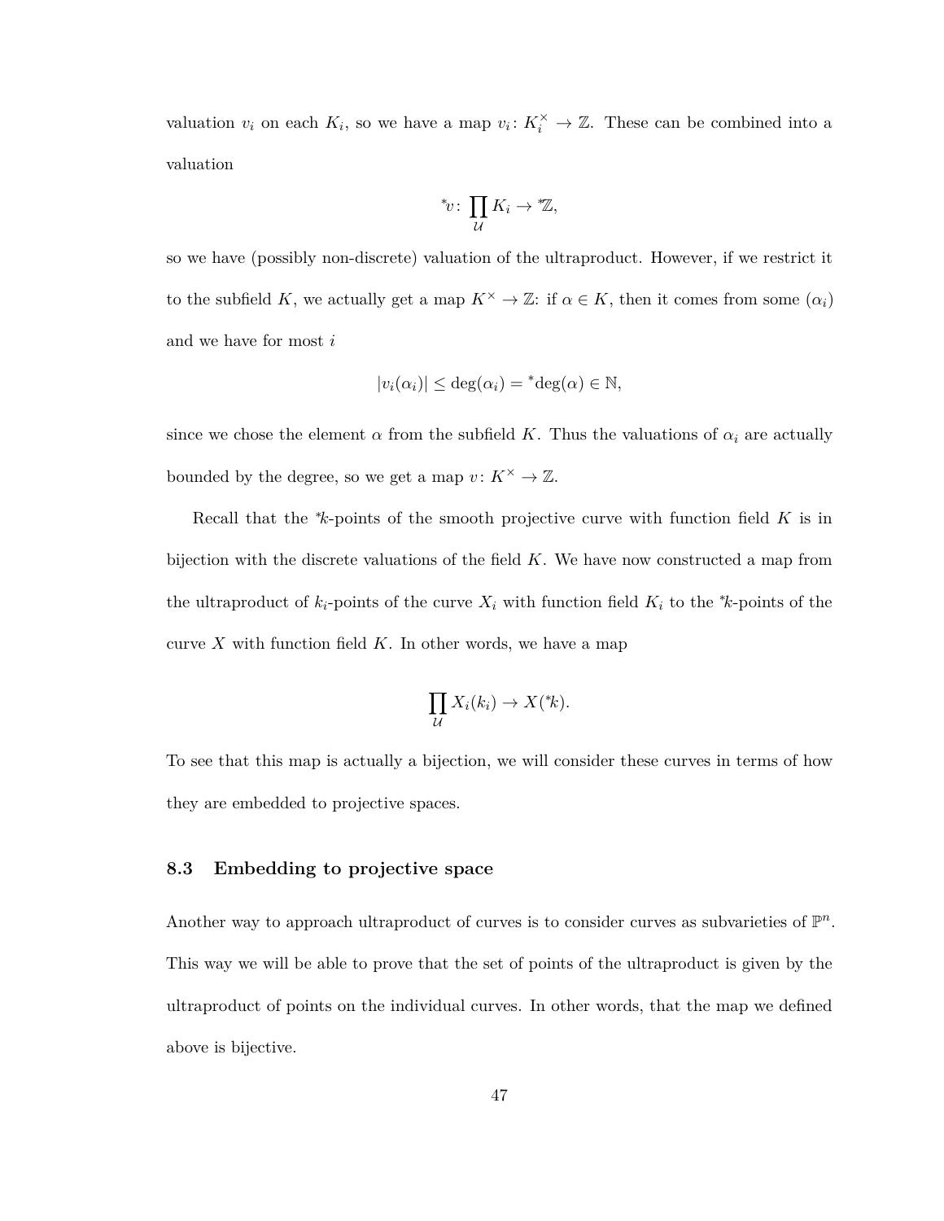valuation $v_i$ on each $K_i$, so we have a map $v_i \colon K_i^\times \to \mathbb{Z}$. These can be combined into a valuation

$$^*v \colon \prod_{\mathcal{U}} K_i \to {}^*\mathbb{Z},$$

so we have (possibly non-discrete) valuation of the ultraproduct. However, if we restrict it to the subfield $K$, we actually get a map $K^\times \to \mathbb{Z}$: if $\alpha \in K$, then it comes from some $(\alpha_i)$ and we have for most $i$

$$|v_i(\alpha_i)| \leq \deg(\alpha_i) = {}^*\deg(\alpha) \in \mathbb{N},$$

since we chose the element $\alpha$ from the subfield $K$. Thus the valuations of $\alpha_i$ are actually bounded by the degree, so we get a map $v \colon K^\times \to \mathbb{Z}$.

Recall that the $^*k$-points of the smooth projective curve with function field $K$ is in bijection with the discrete valuations of the field $K$. We have now constructed a map from the ultraproduct of $k_i$-points of the curve $X_i$ with function field $K_i$ to the $^*k$-points of the curve $X$ with function field $K$. In other words, we have a map

$$\prod_{\mathcal{U}} X_i(k_i) \to X({}^*k).$$

To see that this map is actually a bijection, we will consider these curves in terms of how they are embedded to projective spaces.

### 8.3 Embedding to projective space

Another way to approach ultraproduct of curves is to consider curves as subvarieties of $\mathbb{P}^n$. This way we will be able to prove that the set of points of the ultraproduct is given by the ultraproduct of points on the individual curves. In other words, that the map we defined above is bijective.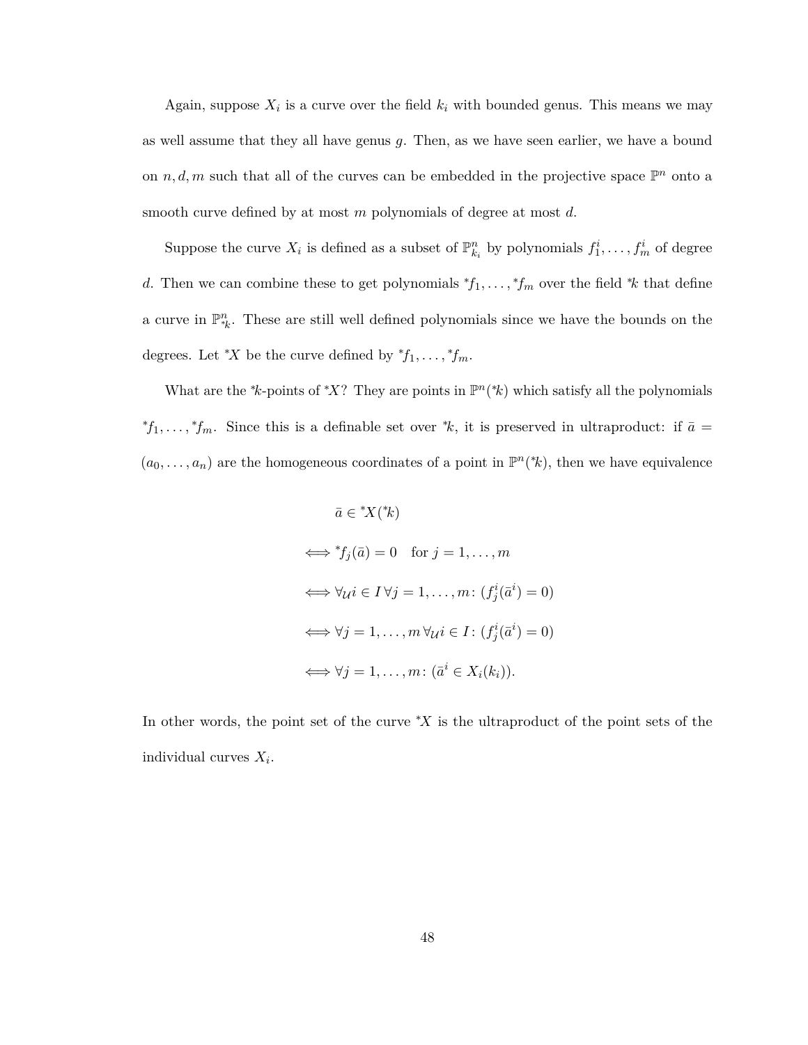Again, suppose $X_i$ is a curve over the field $k_i$ with bounded genus. This means we may as well assume that they all have genus $g$. Then, as we have seen earlier, we have a bound on $n, d, m$ such that all of the curves can be embedded in the projective space $\mathbb{P}^n$ onto a smooth curve defined by at most $m$ polynomials of degree at most $d$.

Suppose the curve $X_i$ is defined as a subset of $\mathbb{P}^n_{k_i}$ by polynomials $f_1^i, \ldots, f_m^i$ of degree $d$. Then we can combine these to get polynomials ${}^*f_1, \ldots, {}^*f_m$ over the field ${}^*k$ that define a curve in $\mathbb{P}^n_{{}^*k}$. These are still well defined polynomials since we have the bounds on the degrees. Let ${}^*X$ be the curve defined by ${}^*f_1, \ldots, {}^*f_m$.

What are the ${}^*k$-points of ${}^*X$? They are points in $\mathbb{P}^n({}^*k)$ which satisfy all the polynomials ${}^*f_1, \ldots, {}^*f_m$. Since this is a definable set over ${}^*k$, it is preserved in ultraproduct: if $\bar{a} = (a_0, \ldots, a_n)$ are the homogeneous coordinates of a point in $\mathbb{P}^n({}^*k)$, then we have equivalence

$$
\begin{aligned}
&\bar{a} \in {}^*X({}^*k) \\
\iff &{}^*f_j(\bar{a}) = 0 \quad \text{for } j = 1, \ldots, m \\
\iff &\forall_{\mathcal{U}} i \in I \, \forall j = 1, \ldots, m \colon (f_j^i(\bar{a}^i) = 0) \\
\iff &\forall j = 1, \ldots, m \, \forall_{\mathcal{U}} i \in I \colon (f_j^i(\bar{a}^i) = 0) \\
\iff &\forall j = 1, \ldots, m \colon (\bar{a}^i \in X_i(k_i)).
\end{aligned}
$$

In other words, the point set of the curve ${}^*X$ is the ultraproduct of the point sets of the individual curves $X_i$.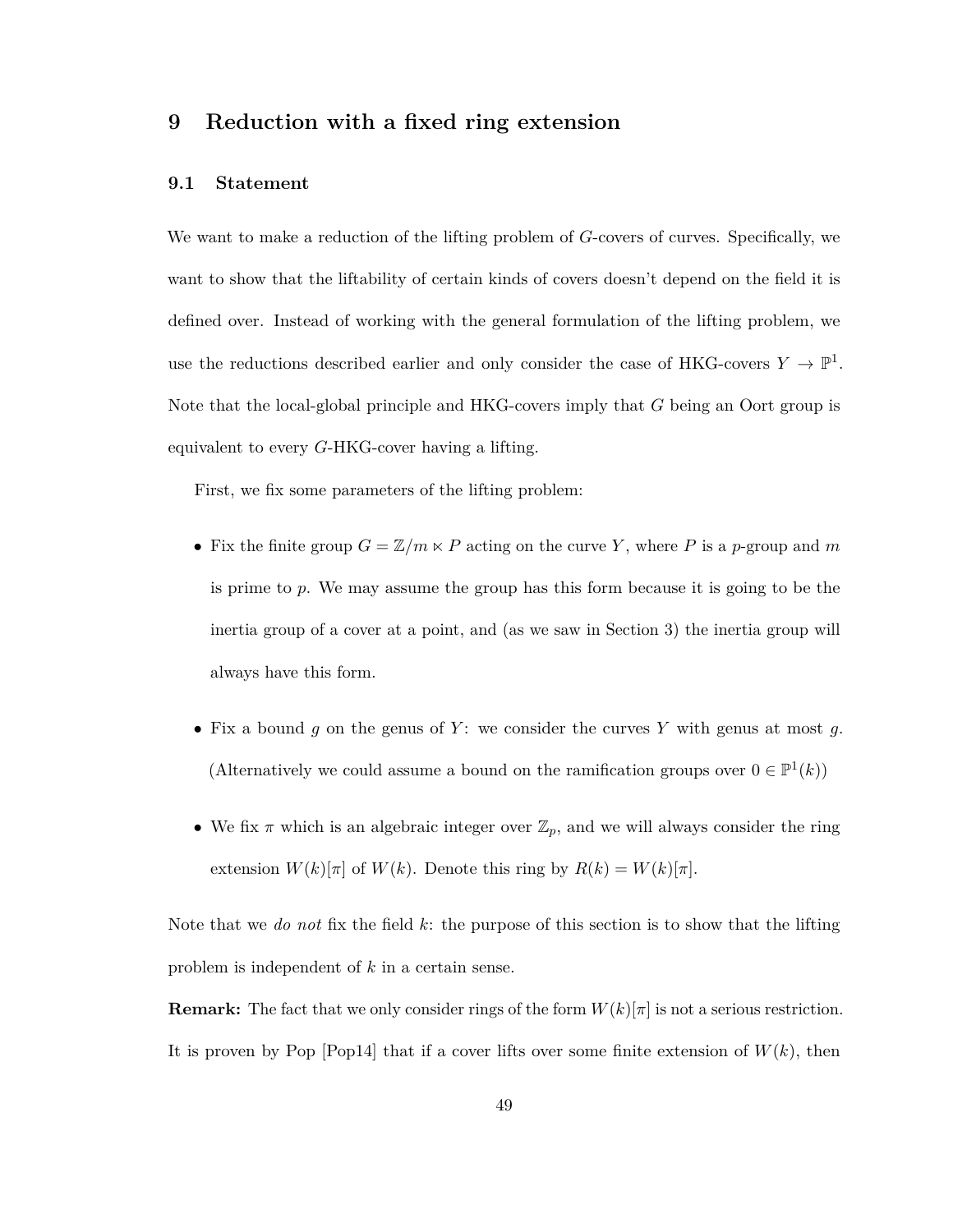# 9 Reduction with a fixed ring extension

## 9.1 Statement

We want to make a reduction of the lifting problem of $G$-covers of curves. Specifically, we want to show that the liftability of certain kinds of covers doesn't depend on the field it is defined over. Instead of working with the general formulation of the lifting problem, we use the reductions described earlier and only consider the case of HKG-covers $Y \to \mathbb{P}^1$. Note that the local-global principle and HKG-covers imply that $G$ being an Oort group is equivalent to every $G$-HKG-cover having a lifting.

First, we fix some parameters of the lifting problem:

- Fix the finite group $G = \mathbb{Z}/m \ltimes P$ acting on the curve $Y$, where $P$ is a $p$-group and $m$ is prime to $p$. We may assume the group has this form because it is going to be the inertia group of a cover at a point, and (as we saw in Section 3) the inertia group will always have this form.
- Fix a bound $g$ on the genus of $Y$: we consider the curves $Y$ with genus at most $g$. (Alternatively we could assume a bound on the ramification groups over $0 \in \mathbb{P}^1(k)$)
- We fix $\pi$ which is an algebraic integer over $\mathbb{Z}_p$, and we will always consider the ring extension $W(k)[\pi]$ of $W(k)$. Denote this ring by $R(k) = W(k)[\pi]$.

Note that we *do not* fix the field $k$: the purpose of this section is to show that the lifting problem is independent of $k$ in a certain sense.

**Remark:** The fact that we only consider rings of the form $W(k)[\pi]$ is not a serious restriction. It is proven by Pop [Pop14] that if a cover lifts over some finite extension of $W(k)$, then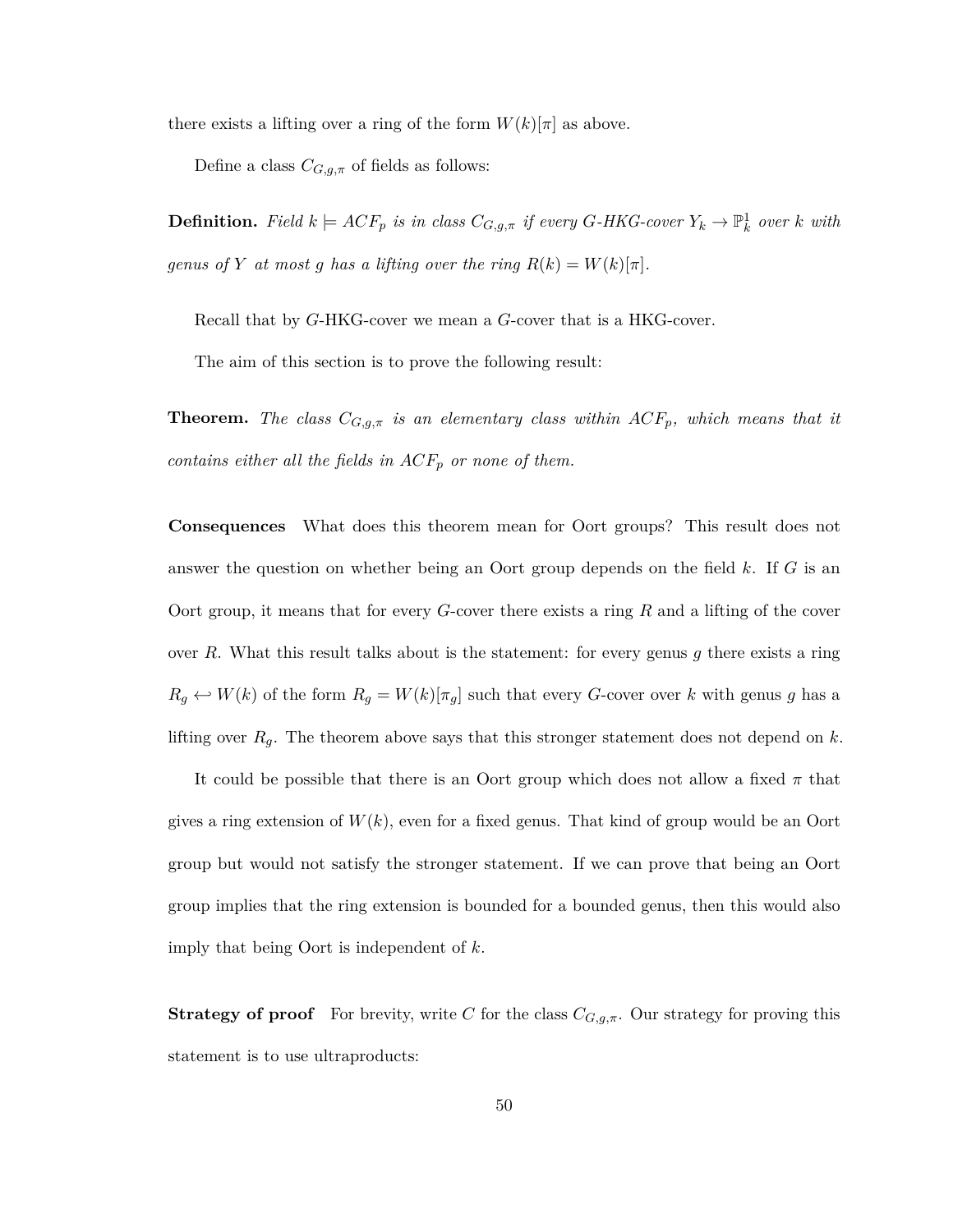there exists a lifting over a ring of the form $W(k)[\pi]$ as above.

Define a class $C_{G,g,\pi}$ of fields as follows:

**Definition.** *Field $k \models ACF_p$ is in class $C_{G,g,\pi}$ if every $G$-HKG-cover $Y_k \to \mathbb{P}^1_k$ over $k$ with genus of $Y$ at most $g$ has a lifting over the ring $R(k) = W(k)[\pi]$.*

Recall that by $G$-HKG-cover we mean a $G$-cover that is a HKG-cover.

The aim of this section is to prove the following result:

**Theorem.** *The class $C_{G,g,\pi}$ is an elementary class within $ACF_p$, which means that it contains either all the fields in $ACF_p$ or none of them.*

**Consequences** What does this theorem mean for Oort groups? This result does not answer the question on whether being an Oort group depends on the field $k$. If $G$ is an Oort group, it means that for every $G$-cover there exists a ring $R$ and a lifting of the cover over $R$. What this result talks about is the statement: for every genus $g$ there exists a ring $R_g \hookleftarrow W(k)$ of the form $R_g = W(k)[\pi_g]$ such that every $G$-cover over $k$ with genus $g$ has a lifting over $R_g$. The theorem above says that this stronger statement does not depend on $k$.

It could be possible that there is an Oort group which does not allow a fixed $\pi$ that gives a ring extension of $W(k)$, even for a fixed genus. That kind of group would be an Oort group but would not satisfy the stronger statement. If we can prove that being an Oort group implies that the ring extension is bounded for a bounded genus, then this would also imply that being Oort is independent of $k$.

**Strategy of proof** For brevity, write $C$ for the class $C_{G,g,\pi}$. Our strategy for proving this statement is to use ultraproducts: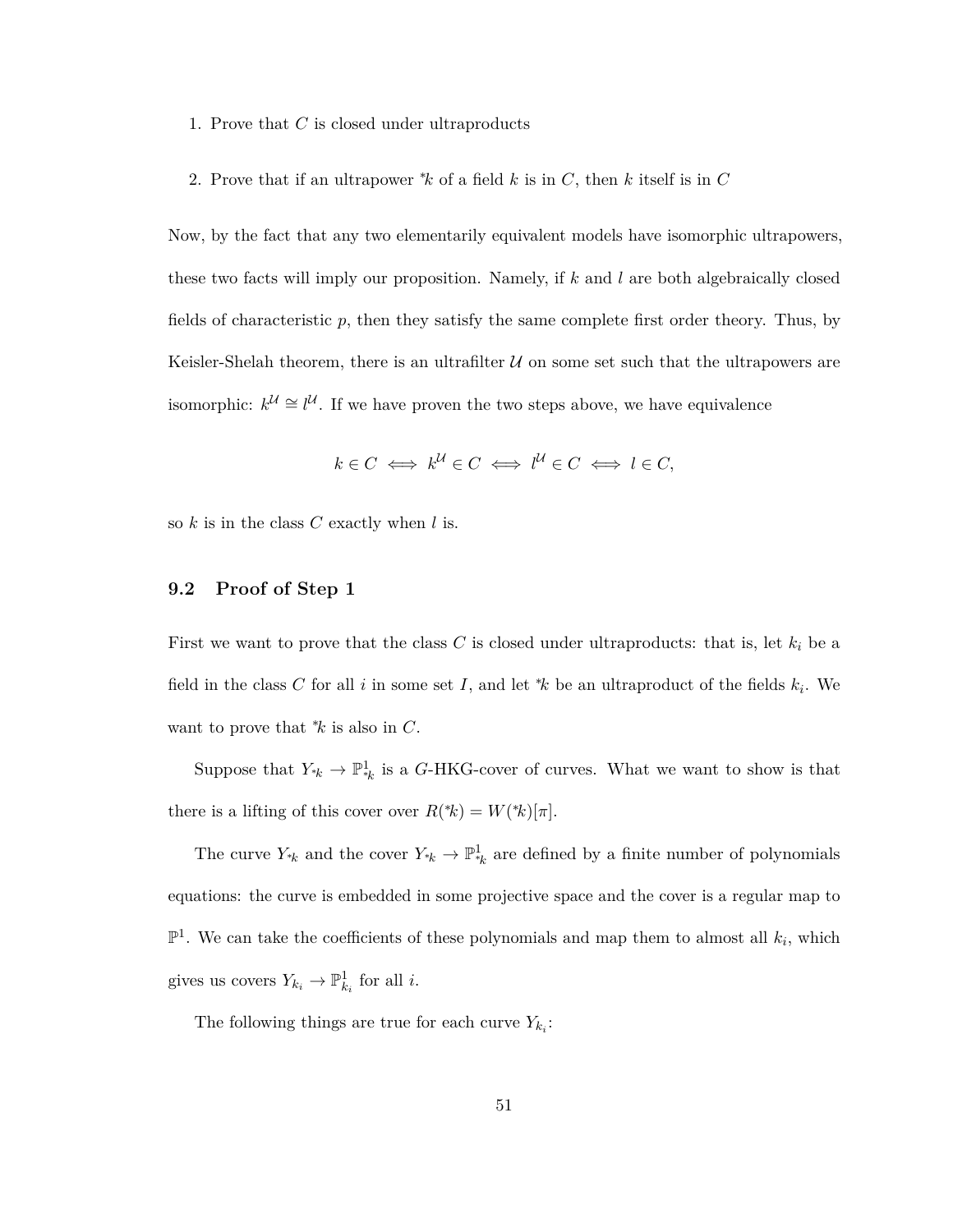1. Prove that $C$ is closed under ultraproducts
2. Prove that if an ultrapower ${}^*k$ of a field $k$ is in $C$, then $k$ itself is in $C$

Now, by the fact that any two elementarily equivalent models have isomorphic ultrapowers, these two facts will imply our proposition. Namely, if $k$ and $l$ are both algebraically closed fields of characteristic $p$, then they satisfy the same complete first order theory. Thus, by Keisler-Shelah theorem, there is an ultrafilter $\mathcal{U}$ on some set such that the ultrapowers are isomorphic: $k^{\mathcal{U}} \cong l^{\mathcal{U}}$. If we have proven the two steps above, we have equivalence

$$k \in C \iff k^{\mathcal{U}} \in C \iff l^{\mathcal{U}} \in C \iff l \in C,$$

so $k$ is in the class $C$ exactly when $l$ is.

### 9.2 Proof of Step 1

First we want to prove that the class $C$ is closed under ultraproducts: that is, let $k_i$ be a field in the class $C$ for all $i$ in some set $I$, and let ${}^*k$ be an ultraproduct of the fields $k_i$. We want to prove that ${}^*k$ is also in $C$.

Suppose that $Y_{{}^*k} \to \mathbb{P}^1_{{}^*k}$ is a $G$-HKG-cover of curves. What we want to show is that there is a lifting of this cover over $R({}^*k) = W({}^*k)[\pi]$.

The curve $Y_{{}^*k}$ and the cover $Y_{{}^*k} \to \mathbb{P}^1_{{}^*k}$ are defined by a finite number of polynomials equations: the curve is embedded in some projective space and the cover is a regular map to $\mathbb{P}^1$. We can take the coefficients of these polynomials and map them to almost all $k_i$, which gives us covers $Y_{k_i} \to \mathbb{P}^1_{k_i}$ for all $i$.

The following things are true for each curve $Y_{k_i}$: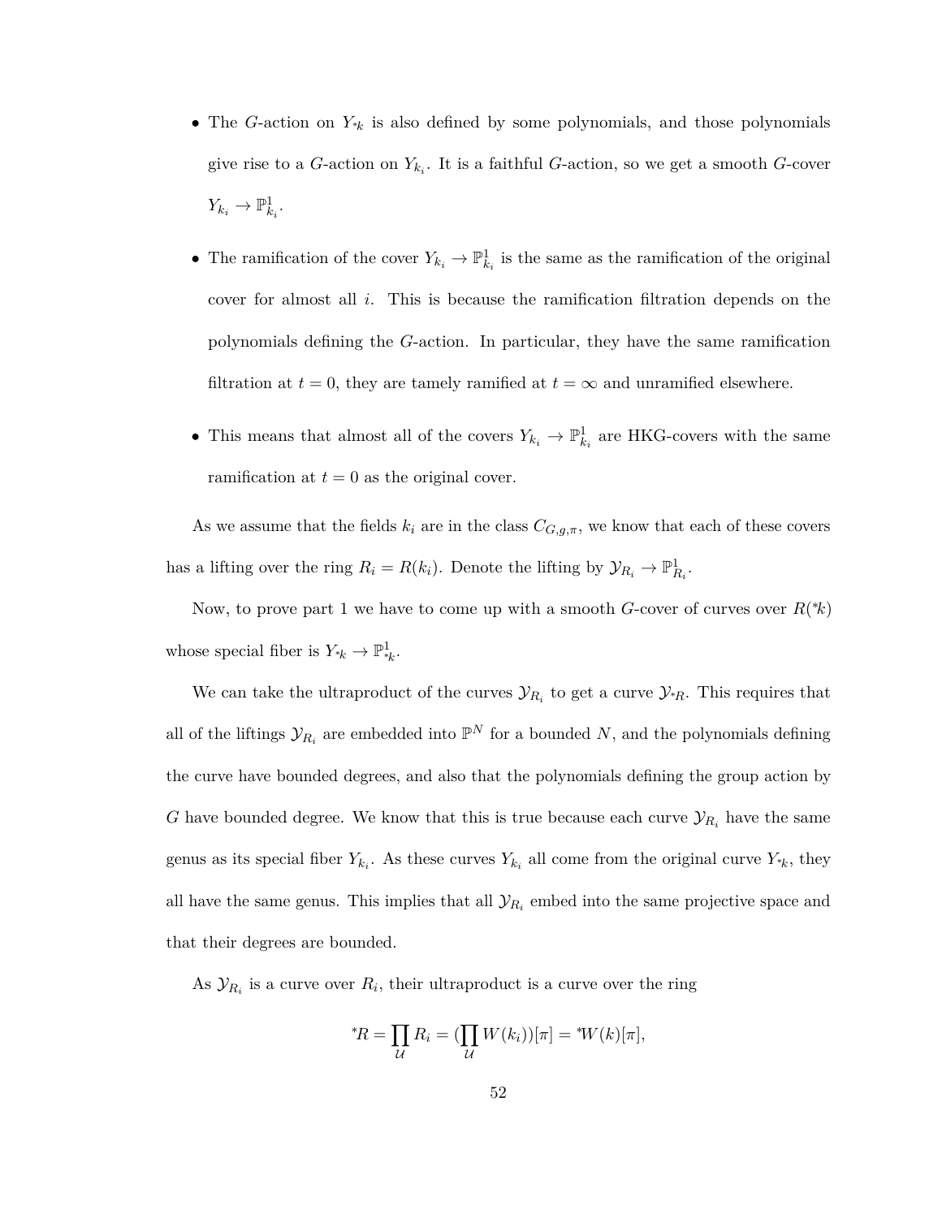- The $G$-action on $Y_{{}^*k}$ is also defined by some polynomials, and those polynomials give rise to a $G$-action on $Y_{k_i}$. It is a faithful $G$-action, so we get a smooth $G$-cover $Y_{k_i} \to \mathbb{P}^1_{k_i}$.
- The ramification of the cover $Y_{k_i} \to \mathbb{P}^1_{k_i}$ is the same as the ramification of the original cover for almost all $i$. This is because the ramification filtration depends on the polynomials defining the $G$-action. In particular, they have the same ramification filtration at $t = 0$, they are tamely ramified at $t = \infty$ and unramified elsewhere.
- This means that almost all of the covers $Y_{k_i} \to \mathbb{P}^1_{k_i}$ are HKG-covers with the same ramification at $t = 0$ as the original cover.

As we assume that the fields $k_i$ are in the class $C_{G,g,\pi}$, we know that each of these covers has a lifting over the ring $R_i = R(k_i)$. Denote the lifting by $\mathcal{Y}_{R_i} \to \mathbb{P}^1_{R_i}$.

Now, to prove part 1 we have to come up with a smooth $G$-cover of curves over $R({}^*k)$ whose special fiber is $Y_{{}^*k} \to \mathbb{P}^1_{{}^*k}$.

We can take the ultraproduct of the curves $\mathcal{Y}_{R_i}$ to get a curve $\mathcal{Y}_{{}^*R}$. This requires that all of the liftings $\mathcal{Y}_{R_i}$ are embedded into $\mathbb{P}^N$ for a bounded $N$, and the polynomials defining the curve have bounded degrees, and also that the polynomials defining the group action by $G$ have bounded degree. We know that this is true because each curve $\mathcal{Y}_{R_i}$ have the same genus as its special fiber $Y_{k_i}$. As these curves $Y_{k_i}$ all come from the original curve $Y_{{}^*k}$, they all have the same genus. This implies that all $\mathcal{Y}_{R_i}$ embed into the same projective space and that their degrees are bounded.

As $\mathcal{Y}_{R_i}$ is a curve over $R_i$, their ultraproduct is a curve over the ring

$$ {}^*R = \prod_{\mathcal{U}} R_i = (\prod_{\mathcal{U}} W(k_i))[\pi] = {}^*W(k)[\pi], $$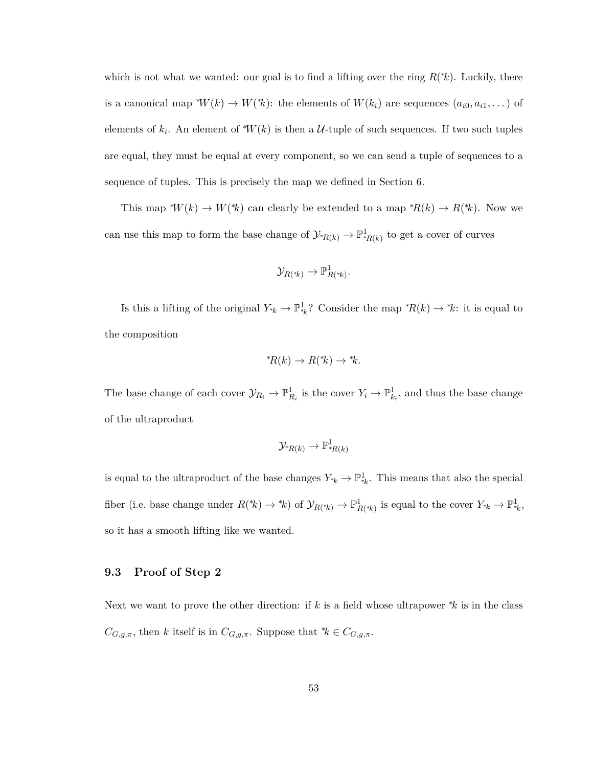which is not what we wanted: our goal is to find a lifting over the ring $R({}^*k)$. Luckily, there is a canonical map ${}^*W(k) \to W({}^*k)$: the elements of $W(k_i)$ are sequences $(a_{i0}, a_{i1}, \dots)$ of elements of $k_i$. An element of ${}^*W(k)$ is then a $\mathcal{U}$-tuple of such sequences. If two such tuples are equal, they must be equal at every component, so we can send a tuple of sequences to a sequence of tuples. This is precisely the map we defined in Section 6.

This map ${}^*W(k) \to W({}^*k)$ can clearly be extended to a map ${}^*R(k) \to R({}^*k)$. Now we can use this map to form the base change of $\mathcal{Y}_{{}^*R(k)} \to \mathbb{P}^1_{{}^*R(k)}$ to get a cover of curves

$$\mathcal{Y}_{R({}^*k)} \to \mathbb{P}^1_{R({}^*k)}.$$

Is this a lifting of the original $Y_{{}^*k} \to \mathbb{P}^1_{{}^*k}$? Consider the map ${}^*R(k) \to {}^*k$: it is equal to the composition

$${}^*R(k) \to R({}^*k) \to {}^*k.$$

The base change of each cover $\mathcal{Y}_{R_i} \to \mathbb{P}^1_{R_i}$ is the cover $Y_i \to \mathbb{P}^1_{k_i}$, and thus the base change of the ultraproduct

$$\mathcal{Y}_{{}^*R(k)} \to \mathbb{P}^1_{{}^*R(k)}$$

is equal to the ultraproduct of the base changes $Y_{{}^*k} \to \mathbb{P}^1_{{}^*k}$. This means that also the special fiber (i.e. base change under $R({}^*k) \to {}^*k$) of $\mathcal{Y}_{R({}^*k)} \to \mathbb{P}^1_{R({}^*k)}$ is equal to the cover $Y_{{}^*k} \to \mathbb{P}^1_{{}^*k}$, so it has a smooth lifting like we wanted.

### 9.3 Proof of Step 2

Next we want to prove the other direction: if $k$ is a field whose ultrapower ${}^*k$ is in the class $C_{G,g,\pi}$, then $k$ itself is in $C_{G,g,\pi}$. Suppose that ${}^*k \in C_{G,g,\pi}$.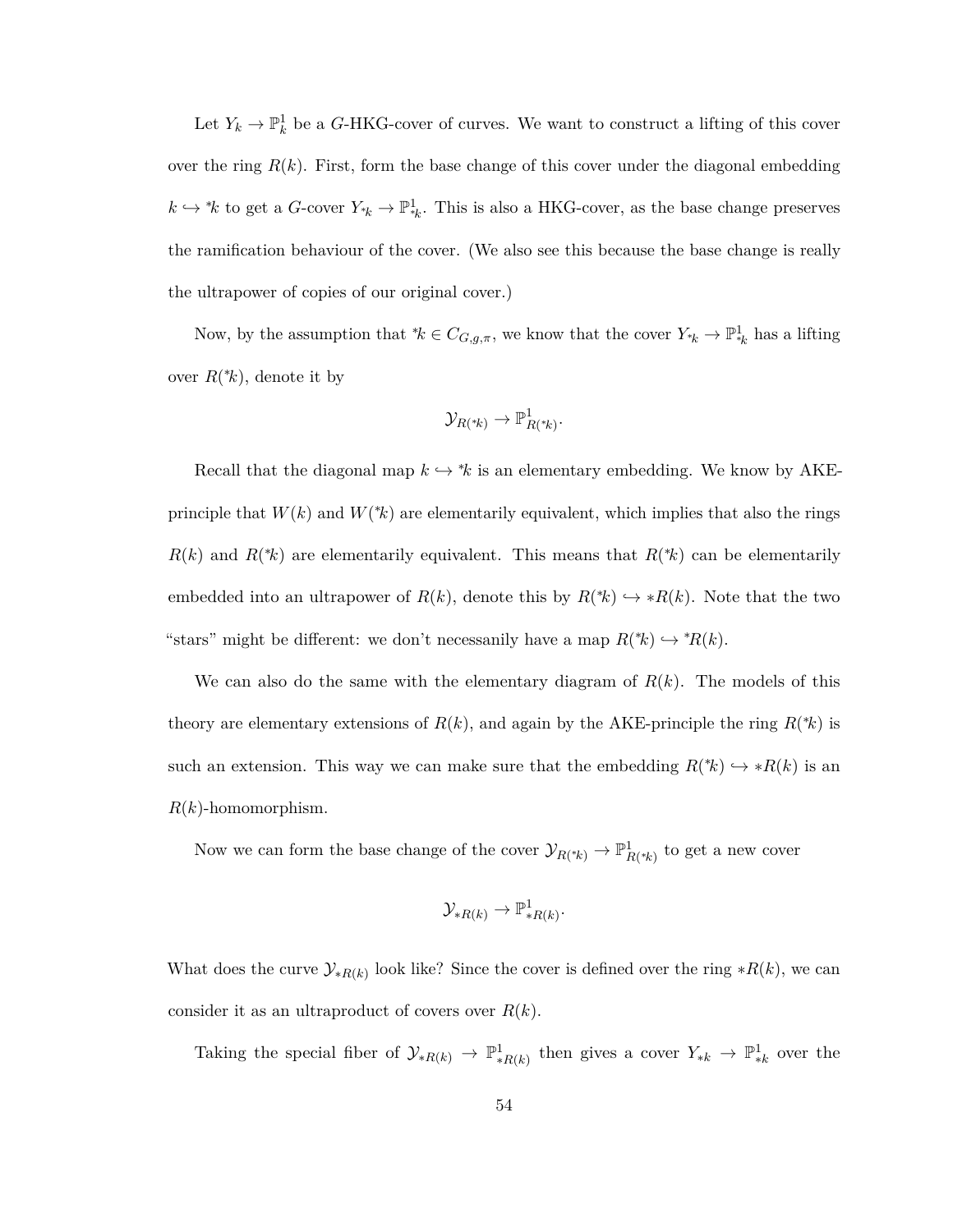Let $Y_k \to \mathbb{P}^1_k$ be a $G$-HKG-cover of curves. We want to construct a lifting of this cover over the ring $R(k)$. First, form the base change of this cover under the diagonal embedding $k \hookrightarrow {}^*k$ to get a $G$-cover $Y_{^*k} \to \mathbb{P}^1_{^*k}$. This is also a HKG-cover, as the base change preserves the ramification behaviour of the cover. (We also see this because the base change is really the ultrapower of copies of our original cover.)

Now, by the assumption that ${}^*k \in C_{G,g,\pi}$, we know that the cover $Y_{^*k} \to \mathbb{P}^1_{^*k}$ has a lifting over $R({}^*k)$, denote it by

$$\mathcal{Y}_{R({}^*k)} \to \mathbb{P}^1_{R({}^*k)}.$$

Recall that the diagonal map $k \hookrightarrow {}^*k$ is an elementary embedding. We know by AKE-principle that $W(k)$ and $W({}^*k)$ are elementarily equivalent, which implies that also the rings $R(k)$ and $R({}^*k)$ are elementarily equivalent. This means that $R({}^*k)$ can be elementarily embedded into an ultrapower of $R(k)$, denote this by $R({}^*k) \hookrightarrow *R(k)$. Note that the two "stars" might be different: we don't necessanily have a map $R({}^*k) \hookrightarrow {}^*R(k)$.

We can also do the same with the elementary diagram of $R(k)$. The models of this theory are elementary extensions of $R(k)$, and again by the AKE-principle the ring $R({}^*k)$ is such an extension. This way we can make sure that the embedding $R({}^*k) \hookrightarrow *R(k)$ is an $R(k)$-homomorphism.

Now we can form the base change of the cover $\mathcal{Y}_{R({}^*k)} \to \mathbb{P}^1_{R({}^*k)}$ to get a new cover

$$\mathcal{Y}_{*R(k)} \to \mathbb{P}^1_{*R(k)}.$$

What does the curve $\mathcal{Y}_{*R(k)}$ look like? Since the cover is defined over the ring $*R(k)$, we can consider it as an ultraproduct of covers over $R(k)$.

Taking the special fiber of $\mathcal{Y}_{*R(k)} \to \mathbb{P}^1_{*R(k)}$ then gives a cover $Y_{*k} \to \mathbb{P}^1_{*k}$ over the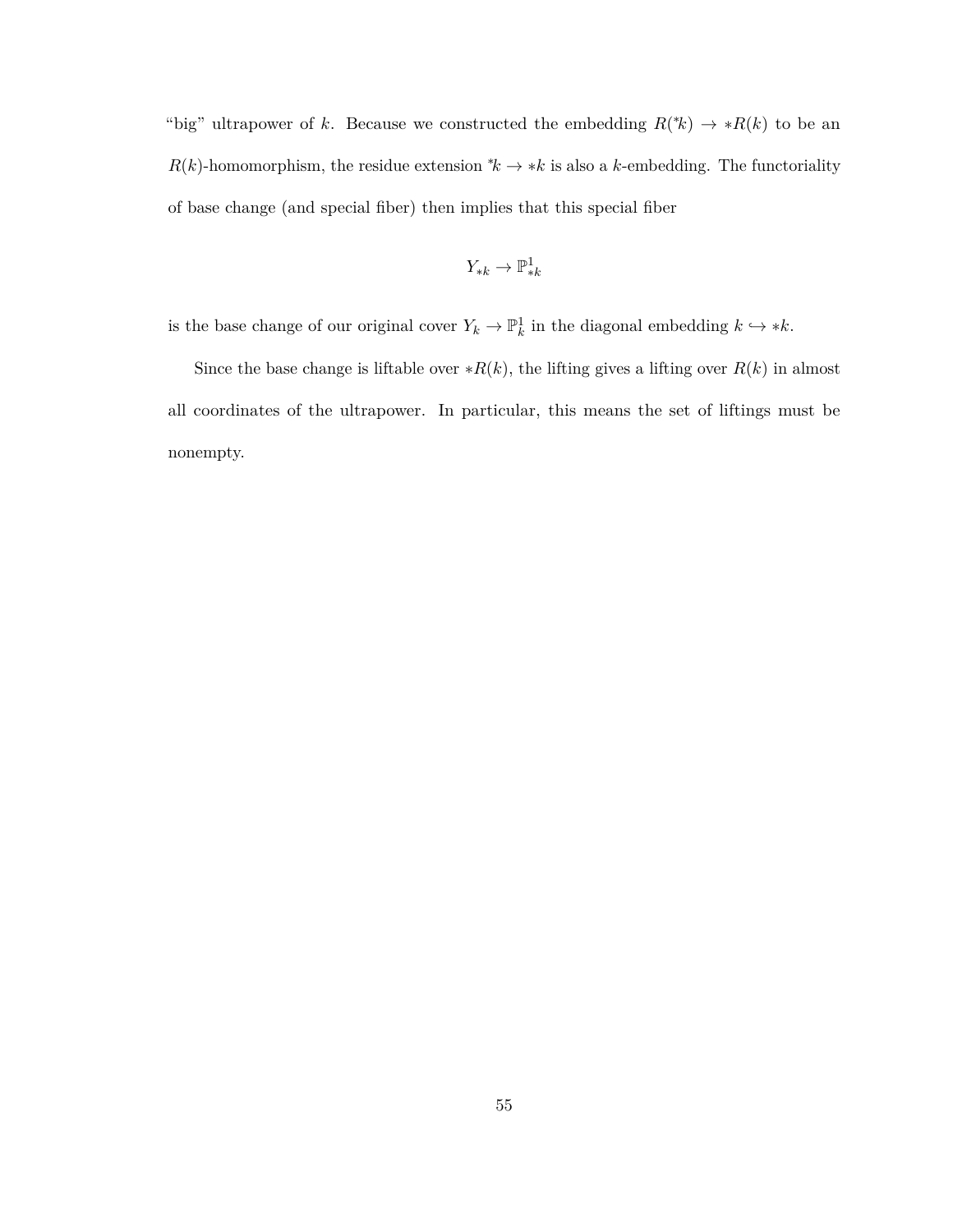"big" ultrapower of $k$. Because we constructed the embedding $R({}^*k) \to *R(k)$ to be an $R(k)$-homomorphism, the residue extension ${}^*k \to *k$ is also a $k$-embedding. The functoriality of base change (and special fiber) then implies that this special fiber

$$Y_{*k} \to \mathbb{P}^1_{*k}$$

is the base change of our original cover $Y_k \to \mathbb{P}^1_k$ in the diagonal embedding $k \hookrightarrow *k$.

Since the base change is liftable over $*R(k)$, the lifting gives a lifting over $R(k)$ in almost all coordinates of the ultrapower. In particular, this means the set of liftings must be nonempty.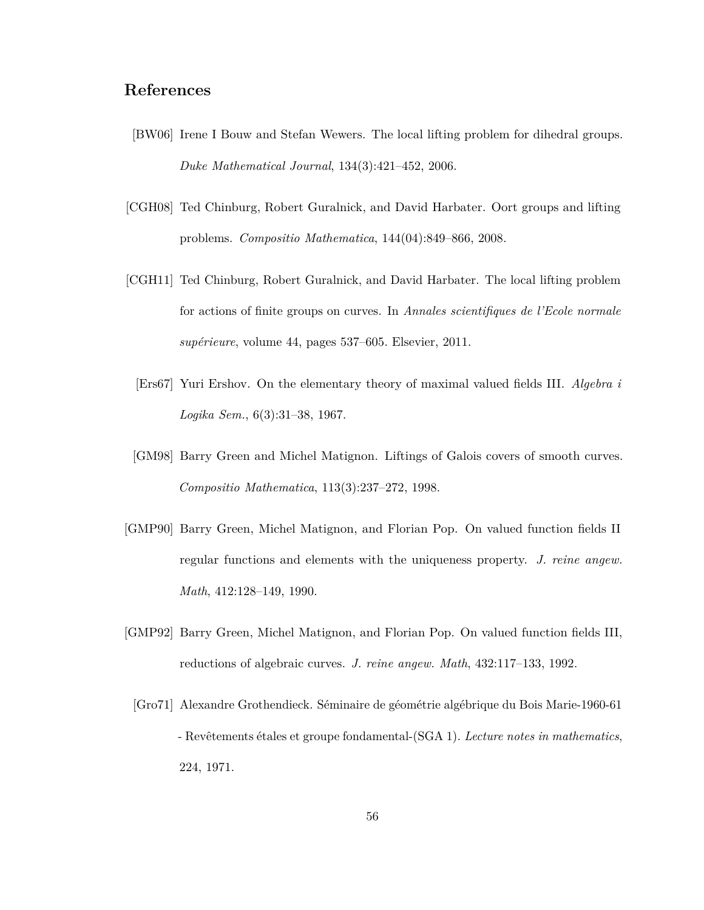## References

[BW06] Irene I Bouw and Stefan Wewers. The local lifting problem for dihedral groups. *Duke Mathematical Journal*, 134(3):421–452, 2006.

[CGH08] Ted Chinburg, Robert Guralnick, and David Harbater. Oort groups and lifting problems. *Compositio Mathematica*, 144(04):849–866, 2008.

[CGH11] Ted Chinburg, Robert Guralnick, and David Harbater. The local lifting problem for actions of finite groups on curves. In *Annales scientifiques de l'Ecole normale supérieure*, volume 44, pages 537–605. Elsevier, 2011.

[Ers67] Yuri Ershov. On the elementary theory of maximal valued fields III. *Algebra i Logika Sem.*, 6(3):31–38, 1967.

[GM98] Barry Green and Michel Matignon. Liftings of Galois covers of smooth curves. *Compositio Mathematica*, 113(3):237–272, 1998.

[GMP90] Barry Green, Michel Matignon, and Florian Pop. On valued function fields II regular functions and elements with the uniqueness property. *J. reine angew. Math*, 412:128–149, 1990.

[GMP92] Barry Green, Michel Matignon, and Florian Pop. On valued function fields III, reductions of algebraic curves. *J. reine angew. Math*, 432:117–133, 1992.

[Gro71] Alexandre Grothendieck. Séminaire de géométrie algébrique du Bois Marie-1960-61 - Revêtements étales et groupe fondamental-(SGA 1). *Lecture notes in mathematics*, 224, 1971.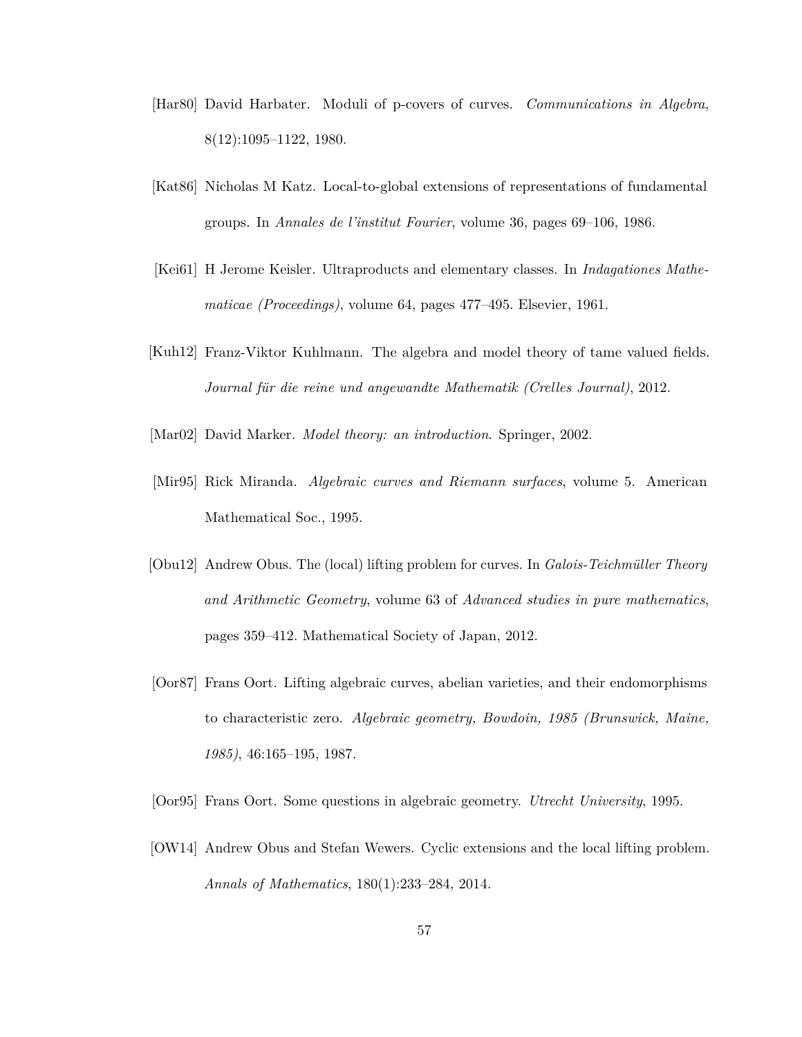[Har80] David Harbater. Moduli of p-covers of curves. *Communications in Algebra*, 8(12):1095–1122, 1980.

[Kat86] Nicholas M Katz. Local-to-global extensions of representations of fundamental groups. In *Annales de l'institut Fourier*, volume 36, pages 69–106, 1986.

[Kei61] H Jerome Keisler. Ultraproducts and elementary classes. In *Indagationes Mathematicae (Proceedings)*, volume 64, pages 477–495. Elsevier, 1961.

[Kuh12] Franz-Viktor Kuhlmann. The algebra and model theory of tame valued fields. *Journal für die reine und angewandte Mathematik (Crelles Journal)*, 2012.

[Mar02] David Marker. *Model theory: an introduction*. Springer, 2002.

[Mir95] Rick Miranda. *Algebraic curves and Riemann surfaces*, volume 5. American Mathematical Soc., 1995.

[Obu12] Andrew Obus. The (local) lifting problem for curves. In *Galois-Teichmüller Theory and Arithmetic Geometry*, volume 63 of *Advanced studies in pure mathematics*, pages 359–412. Mathematical Society of Japan, 2012.

[Oor87] Frans Oort. Lifting algebraic curves, abelian varieties, and their endomorphisms to characteristic zero. *Algebraic geometry, Bowdoin, 1985 (Brunswick, Maine, 1985)*, 46:165–195, 1987.

[Oor95] Frans Oort. Some questions in algebraic geometry. *Utrecht University*, 1995.

[OW14] Andrew Obus and Stefan Wewers. Cyclic extensions and the local lifting problem. *Annals of Mathematics*, 180(1):233–284, 2014.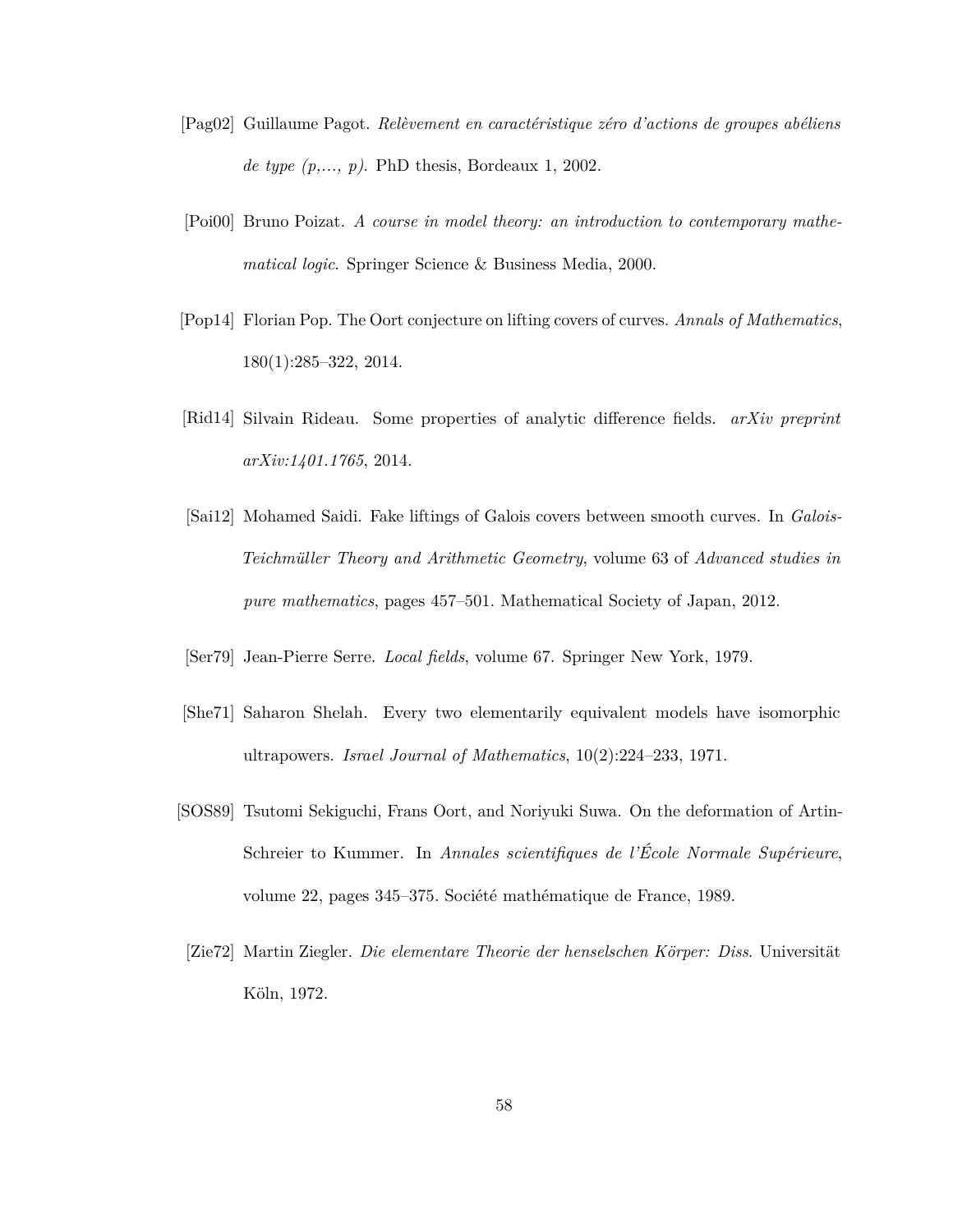[Pag02] Guillaume Pagot. *Relèvement en caractéristique zéro d'actions de groupes abéliens de type (p,..., p)*. PhD thesis, Bordeaux 1, 2002.

[Poi00] Bruno Poizat. *A course in model theory: an introduction to contemporary mathematical logic*. Springer Science & Business Media, 2000.

[Pop14] Florian Pop. The Oort conjecture on lifting covers of curves. *Annals of Mathematics*, 180(1):285–322, 2014.

[Rid14] Silvain Rideau. Some properties of analytic difference fields. *arXiv preprint arXiv:1401.1765*, 2014.

[Sai12] Mohamed Saidi. Fake liftings of Galois covers between smooth curves. In *Galois-Teichmüller Theory and Arithmetic Geometry*, volume 63 of *Advanced studies in pure mathematics*, pages 457–501. Mathematical Society of Japan, 2012.

[Ser79] Jean-Pierre Serre. *Local fields*, volume 67. Springer New York, 1979.

[She71] Saharon Shelah. Every two elementarily equivalent models have isomorphic ultrapowers. *Israel Journal of Mathematics*, 10(2):224–233, 1971.

[SOS89] Tsutomi Sekiguchi, Frans Oort, and Noriyuki Suwa. On the deformation of Artin-Schreier to Kummer. In *Annales scientifiques de l'École Normale Supérieure*, volume 22, pages 345–375. Société mathématique de France, 1989.

[Zie72] Martin Ziegler. *Die elementare Theorie der henselschen Körper: Diss*. Universität Köln, 1972.